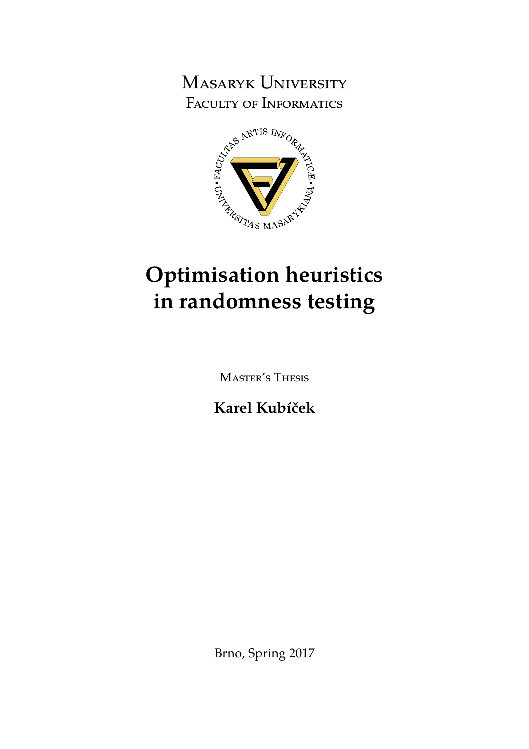Masaryk University
Faculty of Informatics

# Optimisation heuristics in randomness testing

Master's Thesis

**Karel Kubíček**

Brno, Spring 2017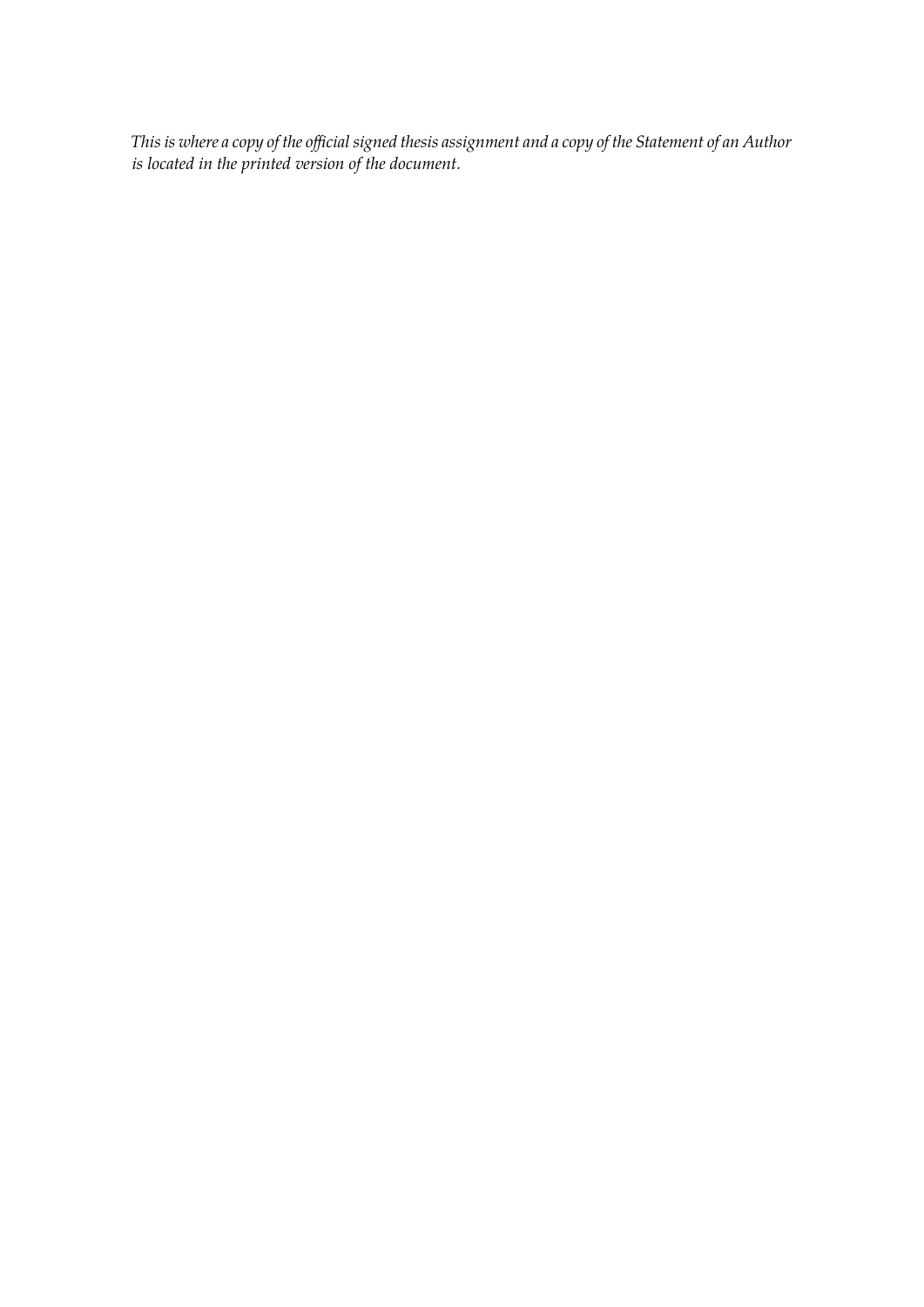*This is where a copy of the official signed thesis assignment and a copy of the Statement of an Author is located in the printed version of the document.*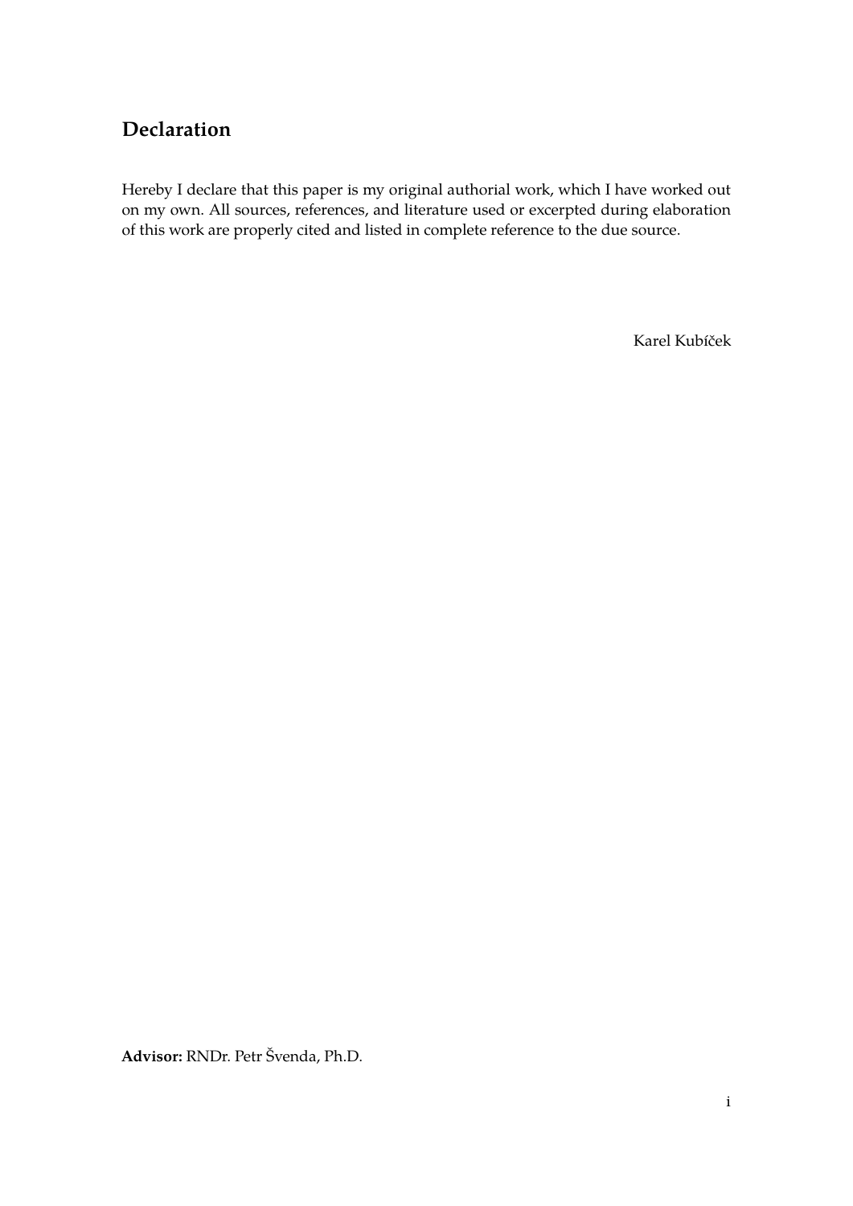## Declaration

Hereby I declare that this paper is my original authorial work, which I have worked out on my own. All sources, references, and literature used or excerpted during elaboration of this work are properly cited and listed in complete reference to the due source.

Karel Kubíček

**Advisor:** RNDr. Petr Švenda, Ph.D.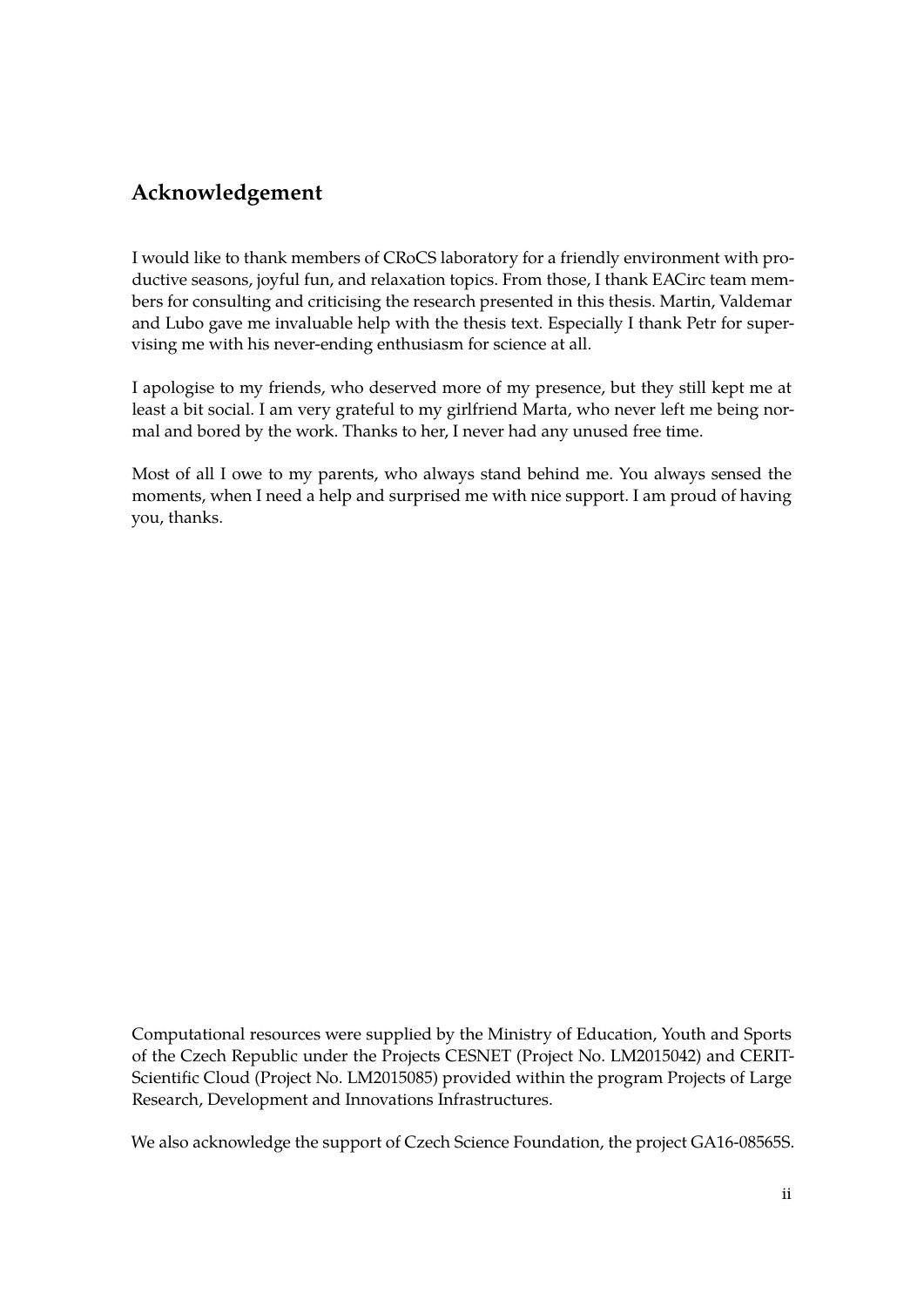## Acknowledgement

I would like to thank members of CRoCS laboratory for a friendly environment with productive seasons, joyful fun, and relaxation topics. From those, I thank EACirc team members for consulting and criticising the research presented in this thesis. Martin, Valdemar and Lubo gave me invaluable help with the thesis text. Especially I thank Petr for supervising me with his never-ending enthusiasm for science at all.

I apologise to my friends, who deserved more of my presence, but they still kept me at least a bit social. I am very grateful to my girlfriend Marta, who never left me being normal and bored by the work. Thanks to her, I never had any unused free time.

Most of all I owe to my parents, who always stand behind me. You always sensed the moments, when I need a help and surprised me with nice support. I am proud of having you, thanks.

Computational resources were supplied by the Ministry of Education, Youth and Sports of the Czech Republic under the Projects CESNET (Project No. LM2015042) and CERIT-Scientific Cloud (Project No. LM2015085) provided within the program Projects of Large Research, Development and Innovations Infrastructures.

We also acknowledge the support of Czech Science Foundation, the project GA16-08565S.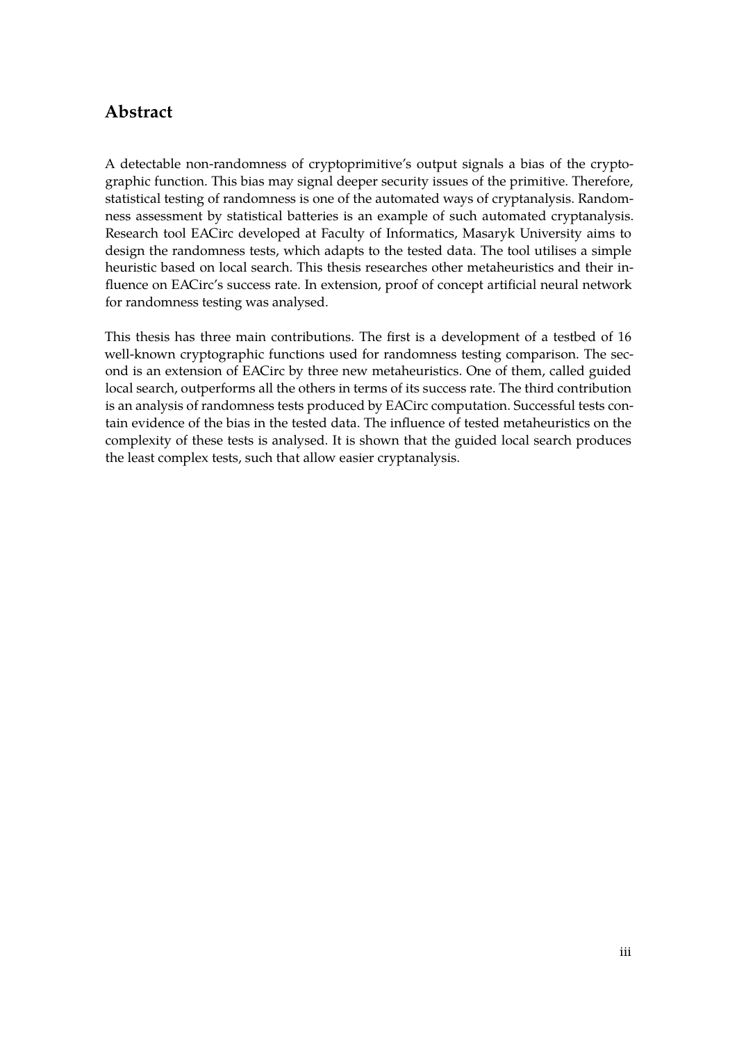## Abstract

A detectable non-randomness of cryptoprimitive's output signals a bias of the cryptographic function. This bias may signal deeper security issues of the primitive. Therefore, statistical testing of randomness is one of the automated ways of cryptanalysis. Randomness assessment by statistical batteries is an example of such automated cryptanalysis. Research tool EACirc developed at Faculty of Informatics, Masaryk University aims to design the randomness tests, which adapts to the tested data. The tool utilises a simple heuristic based on local search. This thesis researches other metaheuristics and their influence on EACirc's success rate. In extension, proof of concept artificial neural network for randomness testing was analysed.

This thesis has three main contributions. The first is a development of a testbed of 16 well-known cryptographic functions used for randomness testing comparison. The second is an extension of EACirc by three new metaheuristics. One of them, called guided local search, outperforms all the others in terms of its success rate. The third contribution is an analysis of randomness tests produced by EACirc computation. Successful tests contain evidence of the bias in the tested data. The influence of tested metaheuristics on the complexity of these tests is analysed. It is shown that the guided local search produces the least complex tests, such that allow easier cryptanalysis.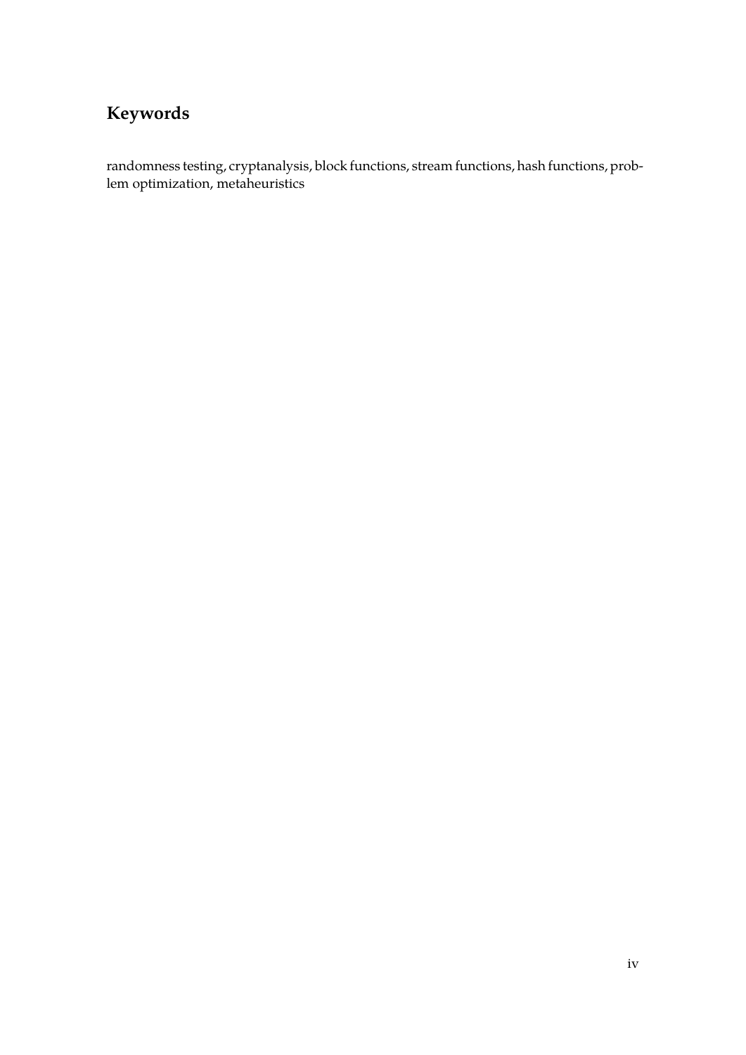## Keywords

randomness testing, cryptanalysis, block functions, stream functions, hash functions, problem optimization, metaheuristics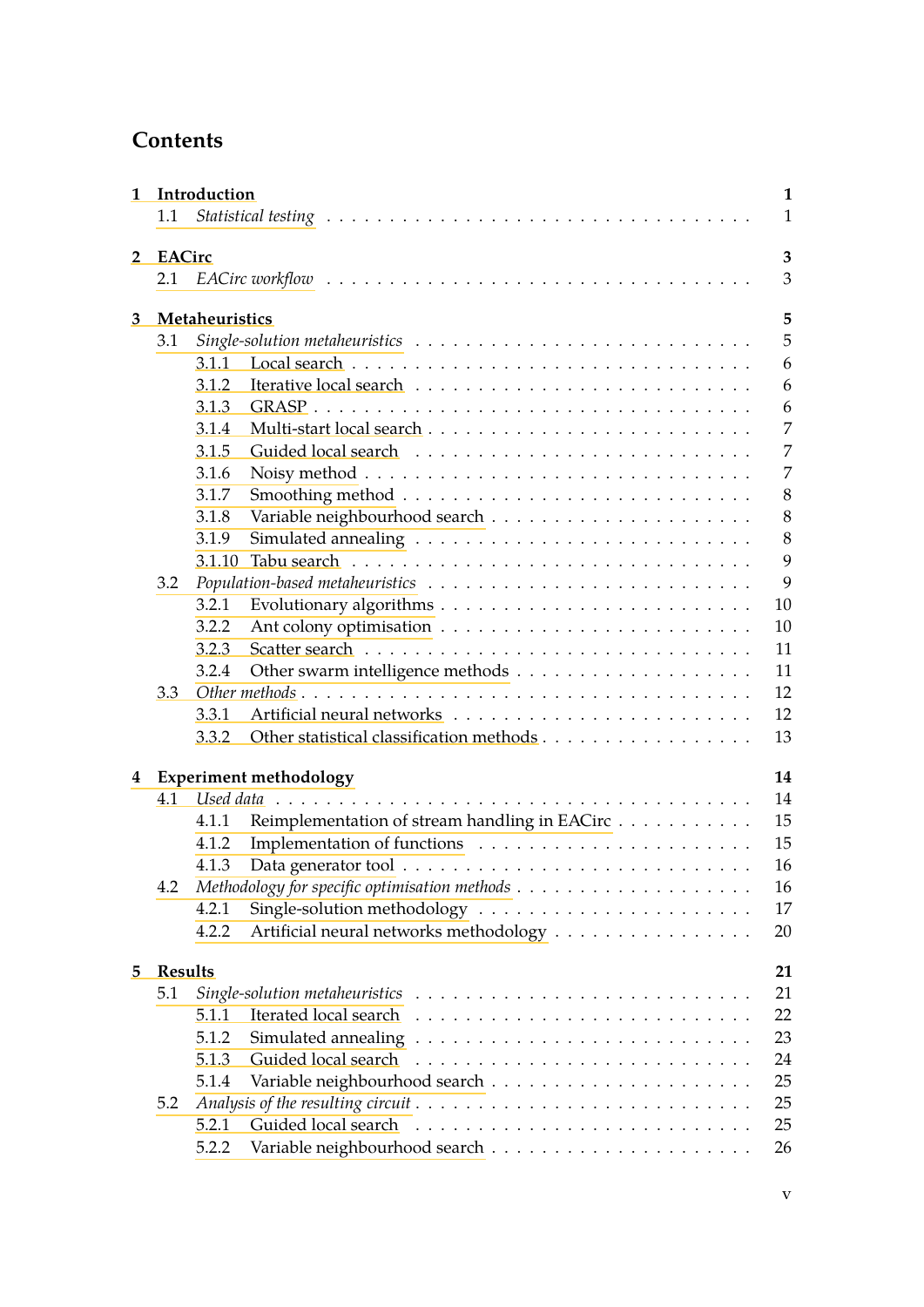# Contents

- **1 Introduction** — **1**
  - 1.1 *Statistical testing* — 1
- **2 EACirc** — **3**
  - 2.1 *EACirc workflow* — 3
- **3 Metaheuristics** — **5**
  - 3.1 *Single-solution metaheuristics* — 5
    - 3.1.1 Local search — 6
    - 3.1.2 Iterative local search — 6
    - 3.1.3 GRASP — 6
    - 3.1.4 Multi-start local search — 7
    - 3.1.5 Guided local search — 7
    - 3.1.6 Noisy method — 7
    - 3.1.7 Smoothing method — 8
    - 3.1.8 Variable neighbourhood search — 8
    - 3.1.9 Simulated annealing — 8
    - 3.1.10 Tabu search — 9
  - 3.2 *Population-based metaheuristics* — 9
    - 3.2.1 Evolutionary algorithms — 10
    - 3.2.2 Ant colony optimisation — 10
    - 3.2.3 Scatter search — 11
    - 3.2.4 Other swarm intelligence methods — 11
  - 3.3 *Other methods* — 12
    - 3.3.1 Artificial neural networks — 12
    - 3.3.2 Other statistical classification methods — 13
- **4 Experiment methodology** — **14**
  - 4.1 *Used data* — 14
    - 4.1.1 Reimplementation of stream handling in EACirc — 15
    - 4.1.2 Implementation of functions — 15
    - 4.1.3 Data generator tool — 16
  - 4.2 *Methodology for specific optimisation methods* — 16
    - 4.2.1 Single-solution methodology — 17
    - 4.2.2 Artificial neural networks methodology — 20
- **5 Results** — **21**
  - 5.1 *Single-solution metaheuristics* — 21
    - 5.1.1 Iterated local search — 22
    - 5.1.2 Simulated annealing — 23
    - 5.1.3 Guided local search — 24
    - 5.1.4 Variable neighbourhood search — 25
  - 5.2 *Analysis of the resulting circuit* — 25
    - 5.2.1 Guided local search — 25
    - 5.2.2 Variable neighbourhood search — 26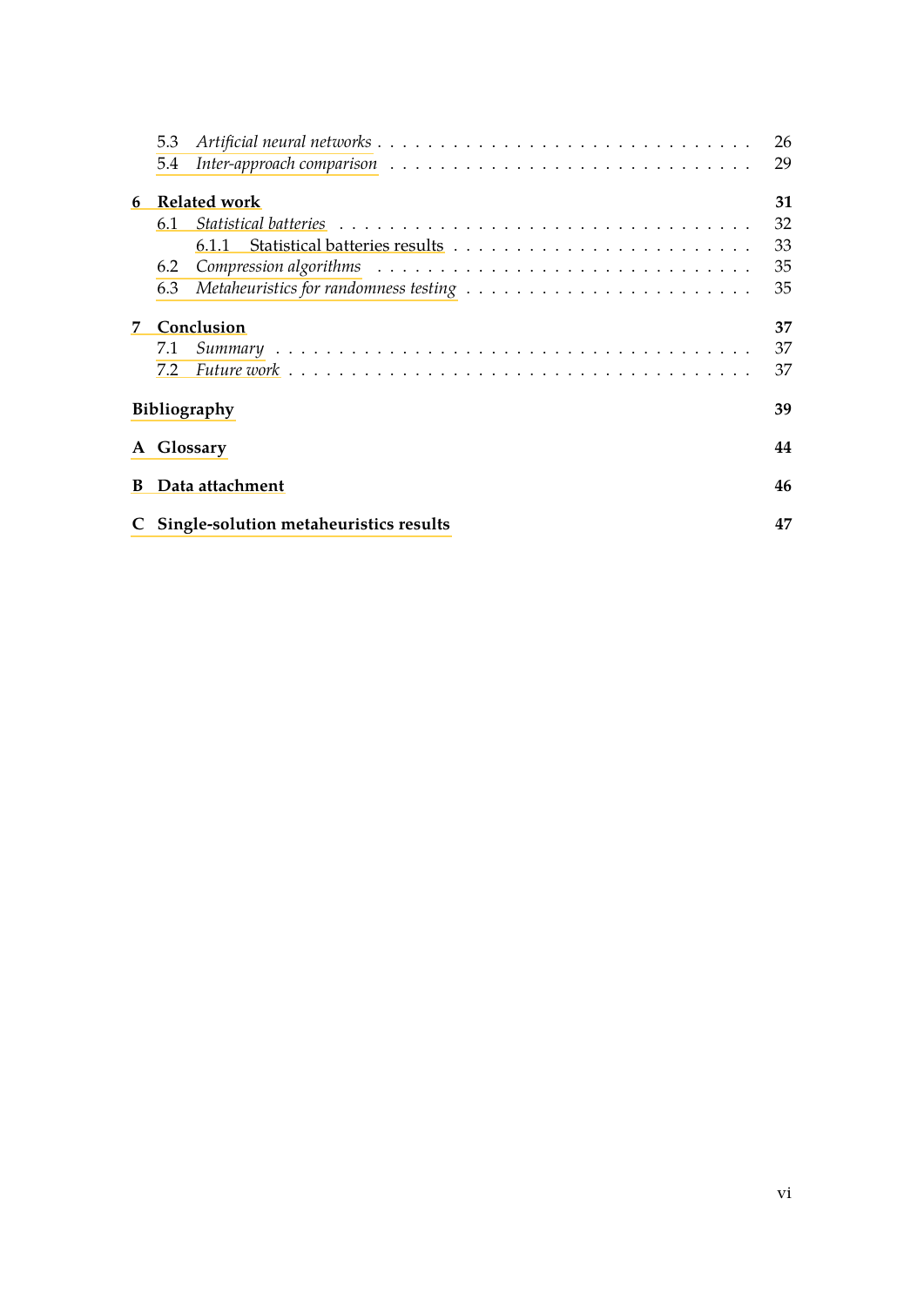5.3 *Artificial neural networks* . . . . . . . . . . . . . . . . . . . . . . . . . . . . 26
5.4 *Inter-approach comparison* . . . . . . . . . . . . . . . . . . . . . . . . . . . 29

**6 Related work** **31**
6.1 *Statistical batteries* . . . . . . . . . . . . . . . . . . . . . . . . . . . . . . . 32
6.1.1 Statistical batteries results . . . . . . . . . . . . . . . . . . . . . . . 33
6.2 *Compression algorithms* . . . . . . . . . . . . . . . . . . . . . . . . . . . . 35
6.3 *Metaheuristics for randomness testing* . . . . . . . . . . . . . . . . . . . . 35

**7 Conclusion** **37**
7.1 *Summary* . . . . . . . . . . . . . . . . . . . . . . . . . . . . . . . . . . . . 37
7.2 *Future work* . . . . . . . . . . . . . . . . . . . . . . . . . . . . . . . . . . 37

**Bibliography** **39**

**A Glossary** **44**

**B Data attachment** **46**

**C Single-solution metaheuristics results** **47**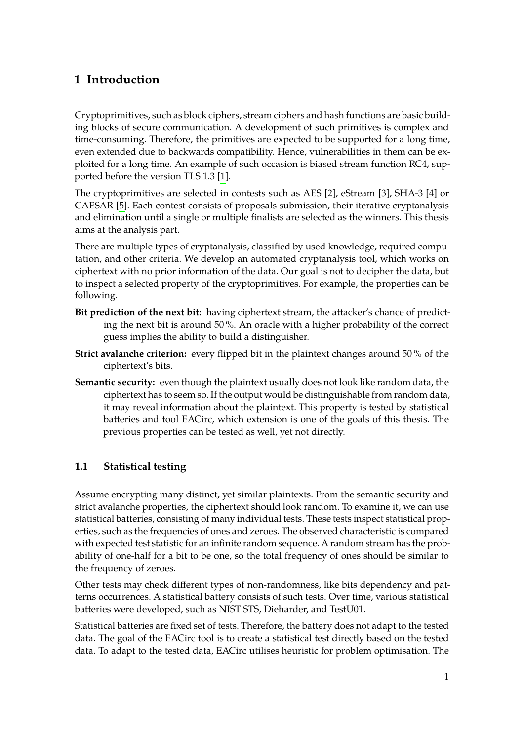# 1 Introduction

Cryptoprimitives, such as block ciphers, stream ciphers and hash functions are basic building blocks of secure communication. A development of such primitives is complex and time-consuming. Therefore, the primitives are expected to be supported for a long time, even extended due to backwards compatibility. Hence, vulnerabilities in them can be exploited for a long time. An example of such occasion is biased stream function RC4, supported before the version TLS 1.3 [1].

The cryptoprimitives are selected in contests such as AES [2], eStream [3], SHA-3 [4] or CAESAR [5]. Each contest consists of proposals submission, their iterative cryptanalysis and elimination until a single or multiple finalists are selected as the winners. This thesis aims at the analysis part.

There are multiple types of cryptanalysis, classified by used knowledge, required computation, and other criteria. We develop an automated cryptanalysis tool, which works on ciphertext with no prior information of the data. Our goal is not to decipher the data, but to inspect a selected property of the cryptoprimitives. For example, the properties can be following.

**Bit prediction of the next bit:** having ciphertext stream, the attacker's chance of predicting the next bit is around 50 %. An oracle with a higher probability of the correct guess implies the ability to build a distinguisher.

**Strict avalanche criterion:** every flipped bit in the plaintext changes around 50 % of the ciphertext's bits.

**Semantic security:** even though the plaintext usually does not look like random data, the ciphertext has to seem so. If the output would be distinguishable from random data, it may reveal information about the plaintext. This property is tested by statistical batteries and tool EACirc, which extension is one of the goals of this thesis. The previous properties can be tested as well, yet not directly.

## 1.1 Statistical testing

Assume encrypting many distinct, yet similar plaintexts. From the semantic security and strict avalanche properties, the ciphertext should look random. To examine it, we can use statistical batteries, consisting of many individual tests. These tests inspect statistical properties, such as the frequencies of ones and zeroes. The observed characteristic is compared with expected test statistic for an infinite random sequence. A random stream has the probability of one-half for a bit to be one, so the total frequency of ones should be similar to the frequency of zeroes.

Other tests may check different types of non-randomness, like bits dependency and patterns occurrences. A statistical battery consists of such tests. Over time, various statistical batteries were developed, such as NIST STS, Dieharder, and TestU01.

Statistical batteries are fixed set of tests. Therefore, the battery does not adapt to the tested data. The goal of the EACirc tool is to create a statistical test directly based on the tested data. To adapt to the tested data, EACirc utilises heuristic for problem optimisation. The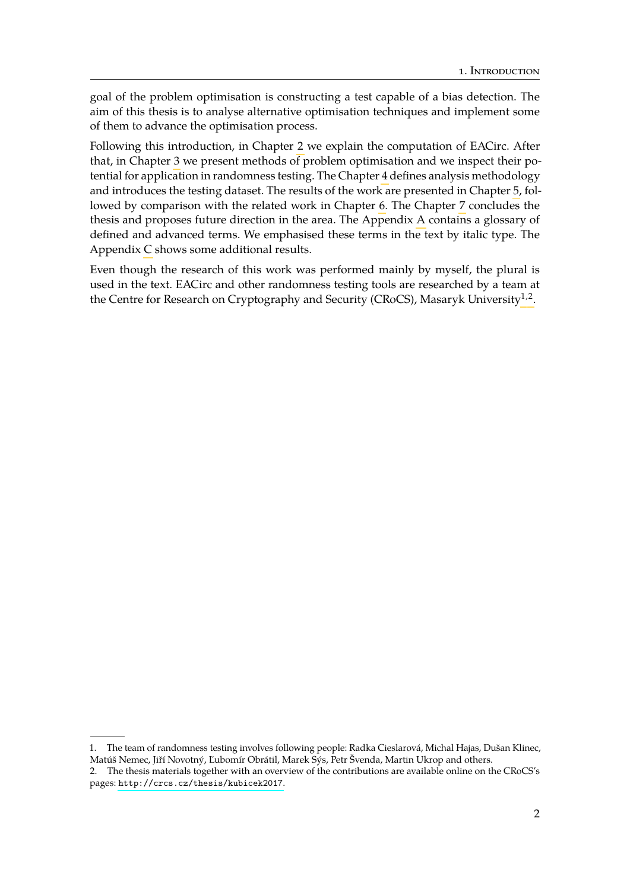goal of the problem optimisation is constructing a test capable of a bias detection. The aim of this thesis is to analyse alternative optimisation techniques and implement some of them to advance the optimisation process.

Following this introduction, in Chapter 2 we explain the computation of EACirc. After that, in Chapter 3 we present methods of problem optimisation and we inspect their potential for application in randomness testing. The Chapter 4 defines analysis methodology and introduces the testing dataset. The results of the work are presented in Chapter 5, followed by comparison with the related work in Chapter 6. The Chapter 7 concludes the thesis and proposes future direction in the area. The Appendix A contains a glossary of defined and advanced terms. We emphasised these terms in the text by italic type. The Appendix C shows some additional results.

Even though the research of this work was performed mainly by myself, the plural is used in the text. EACirc and other randomness testing tools are researched by a team at the Centre for Research on Cryptography and Security (CRoCS), Masaryk University[1,2].

---

1. The team of randomness testing involves following people: Radka Cieslarová, Michal Hajas, Dušan Klinec, Matúš Nemec, Jiří Novotný, Ľubomír Obrátil, Marek Sýs, Petr Švenda, Martin Ukrop and others.
2. The thesis materials together with an overview of the contributions are available online on the CRoCS's pages: `http://crcs.cz/thesis/kubicek2017`.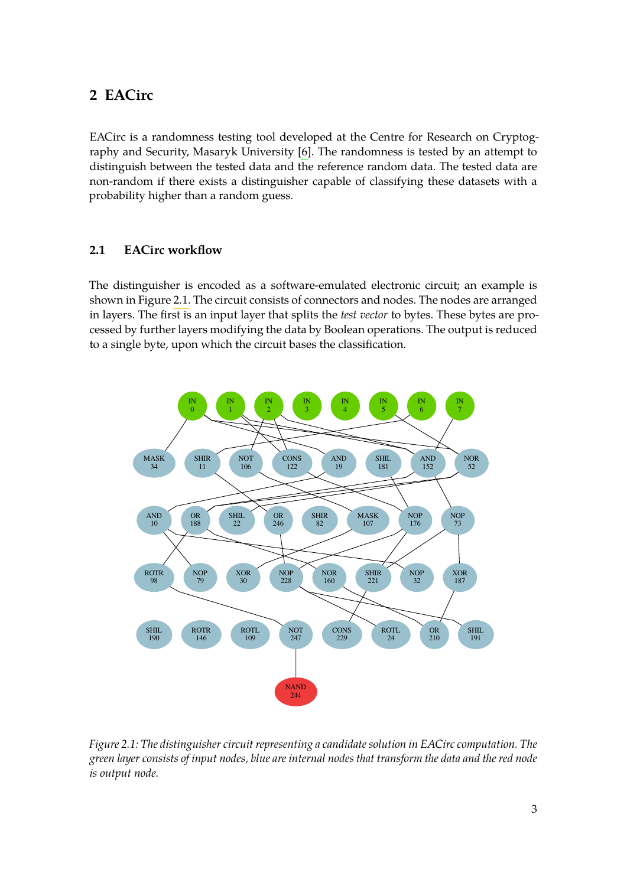# 2 EACirc

EACirc is a randomness testing tool developed at the Centre for Research on Cryptography and Security, Masaryk University [6]. The randomness is tested by an attempt to distinguish between the tested data and the reference random data. The tested data are non-random if there exists a distinguisher capable of classifying these datasets with a probability higher than a random guess.

## 2.1 EACirc workflow

The distinguisher is encoded as a software-emulated electronic circuit; an example is shown in Figure 2.1. The circuit consists of connectors and nodes. The nodes are arranged in layers. The first is an input layer that splits the *test vector* to bytes. These bytes are processed by further layers modifying the data by Boolean operations. The output is reduced to a single byte, upon which the circuit bases the classification.

IN 0, IN 1, IN 2, IN 3, IN 4, IN 5, IN 6, IN 7

MASK 34, SHIR 11, NOT 106, CONS 122, AND 19, SHIL 181, AND 152, NOR 52

AND 10, OR 188, SHIL 22, OR 246, SHIR 82, MASK 107, NOP 176, NOP 73

ROTR 98, NOP 79, XOR 30, NOP 228, NOR 160, SHIR 221, NOP 32, XOR 187

SHIL 190, ROTR 146, ROTL 109, NOT 247, CONS 229, ROTL 24, OR 210, SHIL 191

NAND 244

*Figure 2.1: The distinguisher circuit representing a candidate solution in EACirc computation. The green layer consists of input nodes, blue are internal nodes that transform the data and the red node is output node.*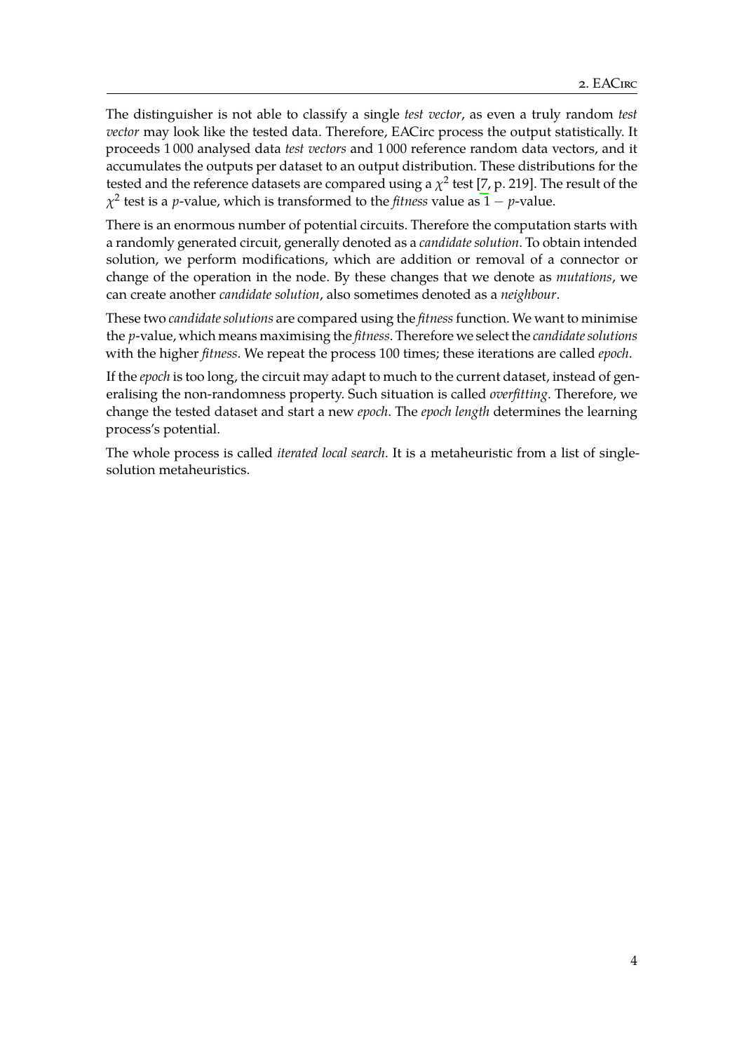The distinguisher is not able to classify a single *test vector*, as even a truly random *test vector* may look like the tested data. Therefore, EACirc process the output statistically. It proceeds 1 000 analysed data *test vectors* and 1 000 reference random data vectors, and it accumulates the outputs per dataset to an output distribution. These distributions for the tested and the reference datasets are compared using a $\chi^2$ test [7, p. 219]. The result of the $\chi^2$ test is a $p$-value, which is transformed to the *fitness* value as $1 - p$-value.

There is an enormous number of potential circuits. Therefore the computation starts with a randomly generated circuit, generally denoted as a *candidate solution*. To obtain intended solution, we perform modifications, which are addition or removal of a connector or change of the operation in the node. By these changes that we denote as *mutations*, we can create another *candidate solution*, also sometimes denoted as a *neighbour*.

These two *candidate solutions* are compared using the *fitness* function. We want to minimise the $p$-value, which means maximising the *fitness*. Therefore we select the *candidate solutions* with the higher *fitness*. We repeat the process 100 times; these iterations are called *epoch*.

If the *epoch* is too long, the circuit may adapt to much to the current dataset, instead of generalising the non-randomness property. Such situation is called *overfitting*. Therefore, we change the tested dataset and start a new *epoch*. The *epoch length* determines the learning process's potential.

The whole process is called *iterated local search*. It is a metaheuristic from a list of single-solution metaheuristics.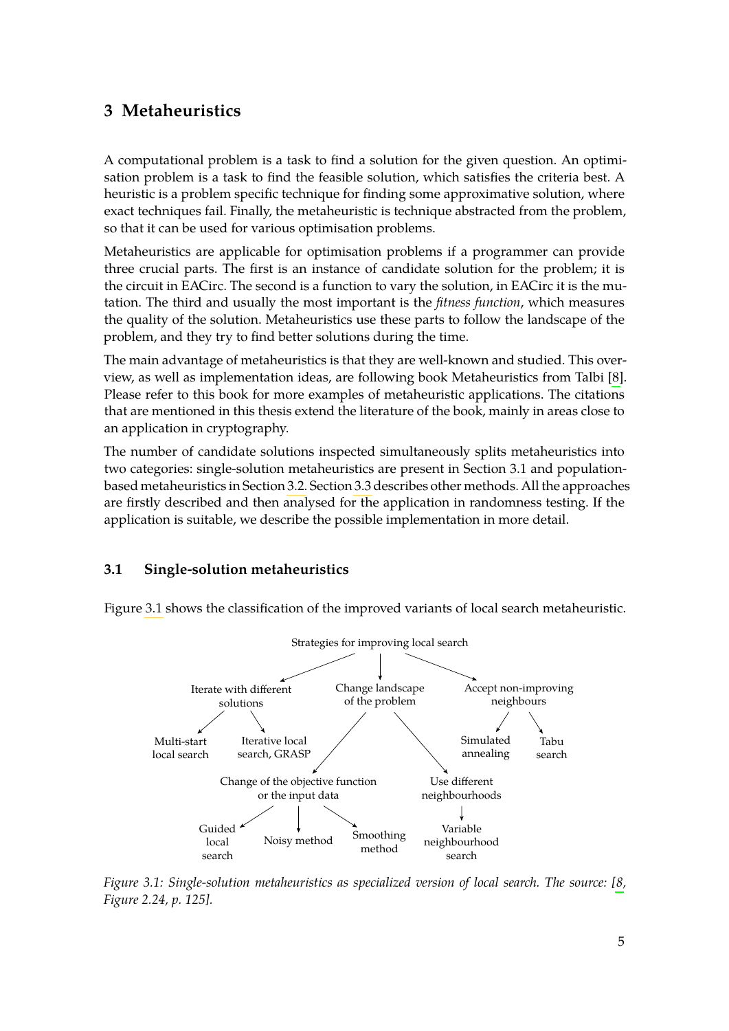# 3 Metaheuristics

A computational problem is a task to find a solution for the given question. An optimisation problem is a task to find the feasible solution, which satisfies the criteria best. A heuristic is a problem specific technique for finding some approximative solution, where exact techniques fail. Finally, the metaheuristic is technique abstracted from the problem, so that it can be used for various optimisation problems.

Metaheuristics are applicable for optimisation problems if a programmer can provide three crucial parts. The first is an instance of candidate solution for the problem; it is the circuit in EACirc. The second is a function to vary the solution, in EACirc it is the mutation. The third and usually the most important is the *fitness function*, which measures the quality of the solution. Metaheuristics use these parts to follow the landscape of the problem, and they try to find better solutions during the time.

The main advantage of metaheuristics is that they are well-known and studied. This overview, as well as implementation ideas, are following book Metaheuristics from Talbi [8]. Please refer to this book for more examples of metaheuristic applications. The citations that are mentioned in this thesis extend the literature of the book, mainly in areas close to an application in cryptography.

The number of candidate solutions inspected simultaneously splits metaheuristics into two categories: single-solution metaheuristics are present in Section 3.1 and population-based metaheuristics in Section 3.2. Section 3.3 describes other methods. All the approaches are firstly described and then analysed for the application in randomness testing. If the application is suitable, we describe the possible implementation in more detail.

## 3.1 Single-solution metaheuristics

Figure 3.1 shows the classification of the improved variants of local search metaheuristic.

Strategies for improving local search

Iterate with different solutions

Change landscape of the problem

Accept non-improving neighbours

Multi-start local search

Iterative local search, GRASP

Simulated annealing

Tabu search

Change of the objective function or the input data

Use different neighbourhoods

Guided local search

Noisy method

Smoothing method

Variable neighbourhood search

*Figure 3.1: Single-solution metaheuristics as specialized version of local search. The source: [8, Figure 2.24, p. 125].*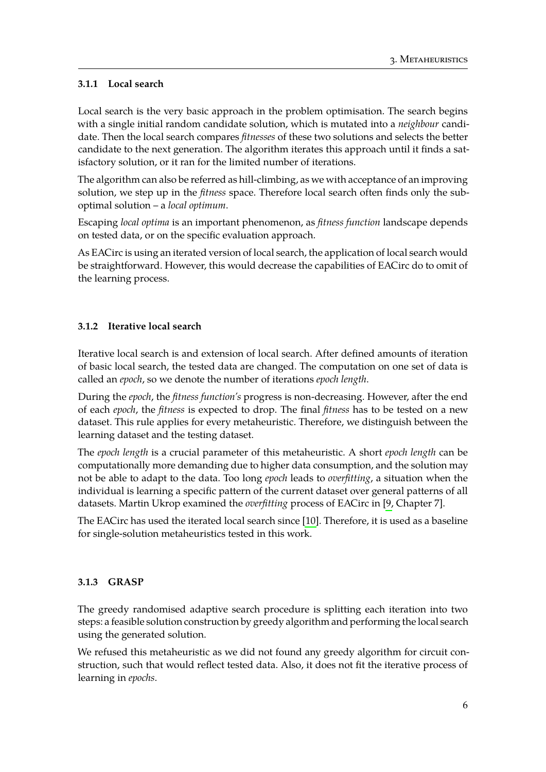### 3.1.1 Local search

Local search is the very basic approach in the problem optimisation. The search begins with a single initial random candidate solution, which is mutated into a *neighbour* candidate. Then the local search compares *fitnesses* of these two solutions and selects the better candidate to the next generation. The algorithm iterates this approach until it finds a satisfactory solution, or it ran for the limited number of iterations.

The algorithm can also be referred as hill-climbing, as we with acceptance of an improving solution, we step up in the *fitness* space. Therefore local search often finds only the suboptimal solution – a *local optimum*.

Escaping *local optima* is an important phenomenon, as *fitness function* landscape depends on tested data, or on the specific evaluation approach.

As EACirc is using an iterated version of local search, the application of local search would be straightforward. However, this would decrease the capabilities of EACirc do to omit of the learning process.

### 3.1.2 Iterative local search

Iterative local search is and extension of local search. After defined amounts of iteration of basic local search, the tested data are changed. The computation on one set of data is called an *epoch*, so we denote the number of iterations *epoch length*.

During the *epoch*, the *fitness function's* progress is non-decreasing. However, after the end of each *epoch*, the *fitness* is expected to drop. The final *fitness* has to be tested on a new dataset. This rule applies for every metaheuristic. Therefore, we distinguish between the learning dataset and the testing dataset.

The *epoch length* is a crucial parameter of this metaheuristic. A short *epoch length* can be computationally more demanding due to higher data consumption, and the solution may not be able to adapt to the data. Too long *epoch* leads to *overfitting*, a situation when the individual is learning a specific pattern of the current dataset over general patterns of all datasets. Martin Ukrop examined the *overfitting* process of EACirc in [9, Chapter 7].

The EACirc has used the iterated local search since [10]. Therefore, it is used as a baseline for single-solution metaheuristics tested in this work.

### 3.1.3 GRASP

The greedy randomised adaptive search procedure is splitting each iteration into two steps: a feasible solution construction by greedy algorithm and performing the local search using the generated solution.

We refused this metaheuristic as we did not found any greedy algorithm for circuit construction, such that would reflect tested data. Also, it does not fit the iterative process of learning in *epochs*.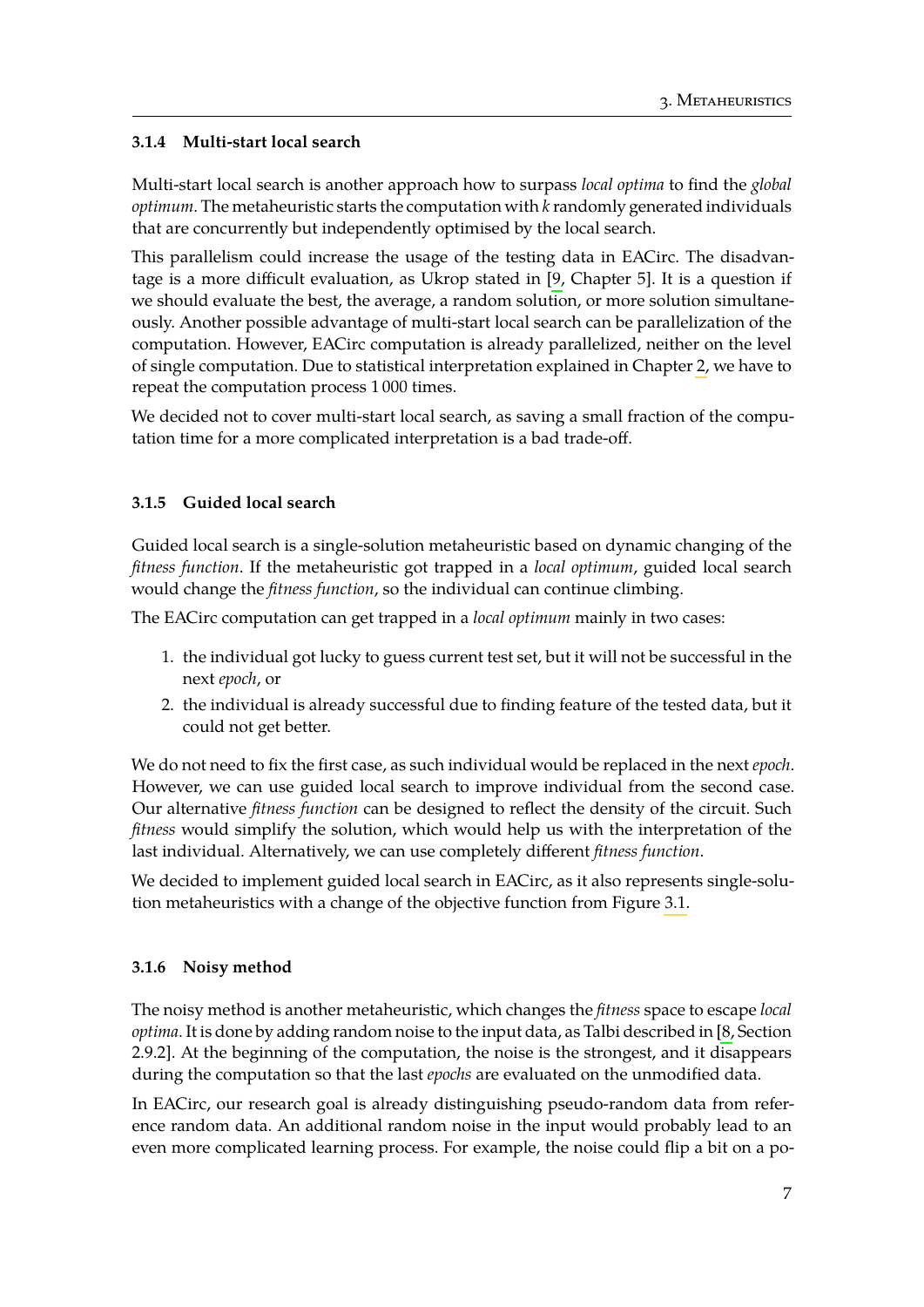### 3.1.4 Multi-start local search

Multi-start local search is another approach how to surpass *local optima* to find the *global optimum*. The metaheuristic starts the computation with *k* randomly generated individuals that are concurrently but independently optimised by the local search.

This parallelism could increase the usage of the testing data in EACirc. The disadvantage is a more difficult evaluation, as Ukrop stated in [9, Chapter 5]. It is a question if we should evaluate the best, the average, a random solution, or more solution simultaneously. Another possible advantage of multi-start local search can be parallelization of the computation. However, EACirc computation is already parallelized, neither on the level of single computation. Due to statistical interpretation explained in Chapter 2, we have to repeat the computation process 1 000 times.

We decided not to cover multi-start local search, as saving a small fraction of the computation time for a more complicated interpretation is a bad trade-off.

### 3.1.5 Guided local search

Guided local search is a single-solution metaheuristic based on dynamic changing of the *fitness function*. If the metaheuristic got trapped in a *local optimum*, guided local search would change the *fitness function*, so the individual can continue climbing.

The EACirc computation can get trapped in a *local optimum* mainly in two cases:

1. the individual got lucky to guess current test set, but it will not be successful in the next *epoch*, or
2. the individual is already successful due to finding feature of the tested data, but it could not get better.

We do not need to fix the first case, as such individual would be replaced in the next *epoch*. However, we can use guided local search to improve individual from the second case. Our alternative *fitness function* can be designed to reflect the density of the circuit. Such *fitness* would simplify the solution, which would help us with the interpretation of the last individual. Alternatively, we can use completely different *fitness function*.

We decided to implement guided local search in EACirc, as it also represents single-solution metaheuristics with a change of the objective function from Figure 3.1.

### 3.1.6 Noisy method

The noisy method is another metaheuristic, which changes the *fitness* space to escape *local optima*. It is done by adding random noise to the input data, as Talbi described in [8, Section 2.9.2]. At the beginning of the computation, the noise is the strongest, and it disappears during the computation so that the last *epochs* are evaluated on the unmodified data.

In EACirc, our research goal is already distinguishing pseudo-random data from reference random data. An additional random noise in the input would probably lead to an even more complicated learning process. For example, the noise could flip a bit on a po-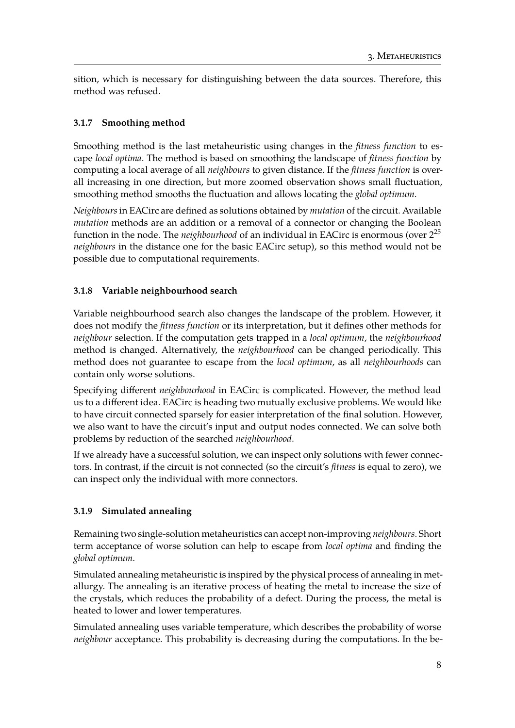sition, which is necessary for distinguishing between the data sources. Therefore, this method was refused.

### 3.1.7 Smoothing method

Smoothing method is the last metaheuristic using changes in the *fitness function* to escape *local optima*. The method is based on smoothing the landscape of *fitness function* by computing a local average of all *neighbours* to given distance. If the *fitness function* is overall increasing in one direction, but more zoomed observation shows small fluctuation, smoothing method smooths the fluctuation and allows locating the *global optimum*.

*Neighbours* in EACirc are defined as solutions obtained by *mutation* of the circuit. Available *mutation* methods are an addition or a removal of a connector or changing the Boolean function in the node. The *neighbourhood* of an individual in EACirc is enormous (over $2^{25}$ *neighbours* in the distance one for the basic EACirc setup), so this method would not be possible due to computational requirements.

### 3.1.8 Variable neighbourhood search

Variable neighbourhood search also changes the landscape of the problem. However, it does not modify the *fitness function* or its interpretation, but it defines other methods for *neighbour* selection. If the computation gets trapped in a *local optimum*, the *neighbourhood* method is changed. Alternatively, the *neighbourhood* can be changed periodically. This method does not guarantee to escape from the *local optimum*, as all *neighbourhoods* can contain only worse solutions.

Specifying different *neighbourhood* in EACirc is complicated. However, the method lead us to a different idea. EACirc is heading two mutually exclusive problems. We would like to have circuit connected sparsely for easier interpretation of the final solution. However, we also want to have the circuit's input and output nodes connected. We can solve both problems by reduction of the searched *neighbourhood*.

If we already have a successful solution, we can inspect only solutions with fewer connectors. In contrast, if the circuit is not connected (so the circuit's *fitness* is equal to zero), we can inspect only the individual with more connectors.

### 3.1.9 Simulated annealing

Remaining two single-solution metaheuristics can accept non-improving *neighbours*. Short term acceptance of worse solution can help to escape from *local optima* and finding the *global optimum*.

Simulated annealing metaheuristic is inspired by the physical process of annealing in metallurgy. The annealing is an iterative process of heating the metal to increase the size of the crystals, which reduces the probability of a defect. During the process, the metal is heated to lower and lower temperatures.

Simulated annealing uses variable temperature, which describes the probability of worse *neighbour* acceptance. This probability is decreasing during the computations. In the be-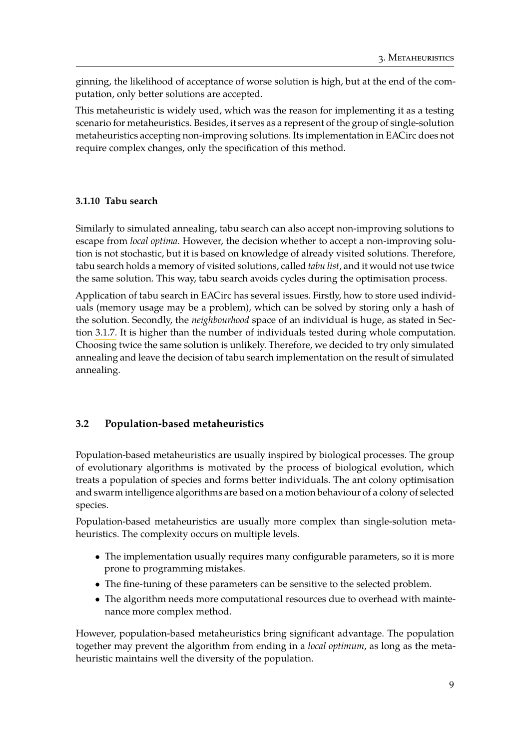ginning, the likelihood of acceptance of worse solution is high, but at the end of the computation, only better solutions are accepted.

This metaheuristic is widely used, which was the reason for implementing it as a testing scenario for metaheuristics. Besides, it serves as a represent of the group of single-solution metaheuristics accepting non-improving solutions. Its implementation in EACirc does not require complex changes, only the specification of this method.

#### 3.1.10 Tabu search

Similarly to simulated annealing, tabu search can also accept non-improving solutions to escape from *local optima*. However, the decision whether to accept a non-improving solution is not stochastic, but it is based on knowledge of already visited solutions. Therefore, tabu search holds a memory of visited solutions, called *tabu list*, and it would not use twice the same solution. This way, tabu search avoids cycles during the optimisation process.

Application of tabu search in EACirc has several issues. Firstly, how to store used individuals (memory usage may be a problem), which can be solved by storing only a hash of the solution. Secondly, the *neighbourhood* space of an individual is huge, as stated in Section 3.1.7. It is higher than the number of individuals tested during whole computation. Choosing twice the same solution is unlikely. Therefore, we decided to try only simulated annealing and leave the decision of tabu search implementation on the result of simulated annealing.

### 3.2 Population-based metaheuristics

Population-based metaheuristics are usually inspired by biological processes. The group of evolutionary algorithms is motivated by the process of biological evolution, which treats a population of species and forms better individuals. The ant colony optimisation and swarm intelligence algorithms are based on a motion behaviour of a colony of selected species.

Population-based metaheuristics are usually more complex than single-solution metaheuristics. The complexity occurs on multiple levels.

- The implementation usually requires many configurable parameters, so it is more prone to programming mistakes.
- The fine-tuning of these parameters can be sensitive to the selected problem.
- The algorithm needs more computational resources due to overhead with maintenance more complex method.

However, population-based metaheuristics bring significant advantage. The population together may prevent the algorithm from ending in a *local optimum*, as long as the metaheuristic maintains well the diversity of the population.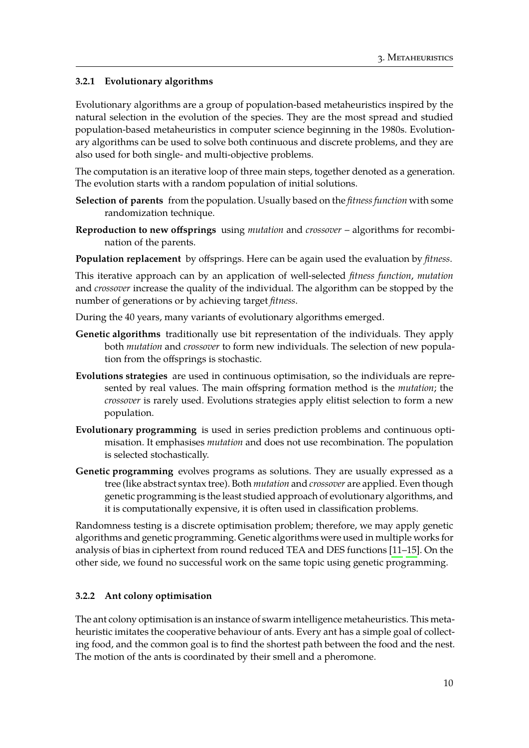### 3.2.1 Evolutionary algorithms

Evolutionary algorithms are a group of population-based metaheuristics inspired by the natural selection in the evolution of the species. They are the most spread and studied population-based metaheuristics in computer science beginning in the 1980s. Evolutionary algorithms can be used to solve both continuous and discrete problems, and they are also used for both single- and multi-objective problems.

The computation is an iterative loop of three main steps, together denoted as a generation. The evolution starts with a random population of initial solutions.

**Selection of parents** from the population. Usually based on the *fitness function* with some randomization technique.

**Reproduction to new offsprings** using *mutation* and *crossover* – algorithms for recombination of the parents.

**Population replacement** by offsprings. Here can be again used the evaluation by *fitness*.

This iterative approach can by an application of well-selected *fitness function*, *mutation* and *crossover* increase the quality of the individual. The algorithm can be stopped by the number of generations or by achieving target *fitness*.

During the 40 years, many variants of evolutionary algorithms emerged.

**Genetic algorithms** traditionally use bit representation of the individuals. They apply both *mutation* and *crossover* to form new individuals. The selection of new population from the offsprings is stochastic.

**Evolutions strategies** are used in continuous optimisation, so the individuals are represented by real values. The main offspring formation method is the *mutation*; the *crossover* is rarely used. Evolutions strategies apply elitist selection to form a new population.

**Evolutionary programming** is used in series prediction problems and continuous optimisation. It emphasises *mutation* and does not use recombination. The population is selected stochastically.

**Genetic programming** evolves programs as solutions. They are usually expressed as a tree (like abstract syntax tree). Both *mutation* and *crossover* are applied. Even though genetic programming is the least studied approach of evolutionary algorithms, and it is computationally expensive, it is often used in classification problems.

Randomness testing is a discrete optimisation problem; therefore, we may apply genetic algorithms and genetic programming. Genetic algorithms were used in multiple works for analysis of bias in ciphertext from round reduced TEA and DES functions [11–15]. On the other side, we found no successful work on the same topic using genetic programming.

### 3.2.2 Ant colony optimisation

The ant colony optimisation is an instance of swarm intelligence metaheuristics. This metaheuristic imitates the cooperative behaviour of ants. Every ant has a simple goal of collecting food, and the common goal is to find the shortest path between the food and the nest. The motion of the ants is coordinated by their smell and a pheromone.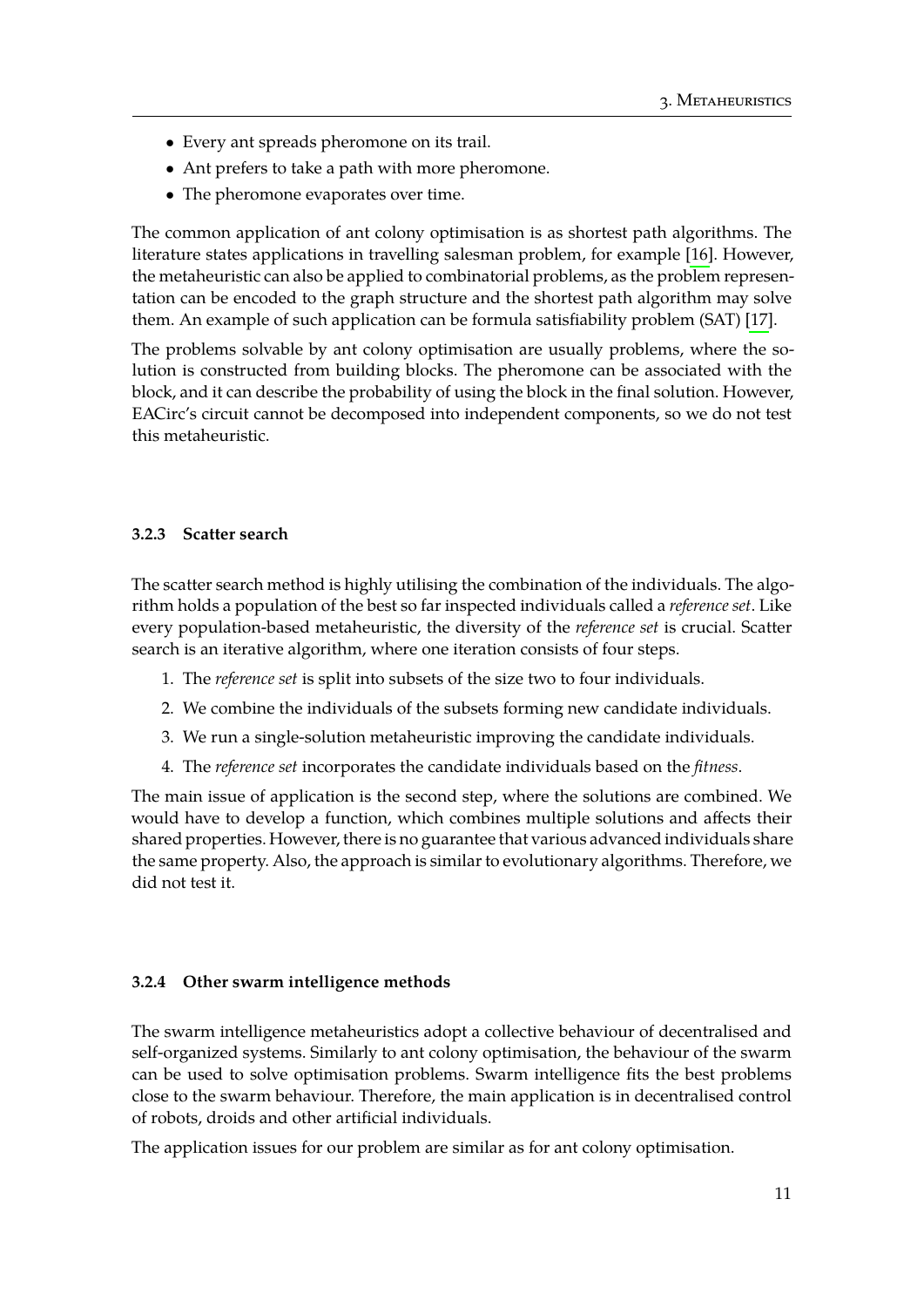- Every ant spreads pheromone on its trail.
- Ant prefers to take a path with more pheromone.
- The pheromone evaporates over time.

The common application of ant colony optimisation is as shortest path algorithms. The literature states applications in travelling salesman problem, for example [16]. However, the metaheuristic can also be applied to combinatorial problems, as the problem representation can be encoded to the graph structure and the shortest path algorithm may solve them. An example of such application can be formula satisfiability problem (SAT) [17].

The problems solvable by ant colony optimisation are usually problems, where the solution is constructed from building blocks. The pheromone can be associated with the block, and it can describe the probability of using the block in the final solution. However, EACirc's circuit cannot be decomposed into independent components, so we do not test this metaheuristic.

### 3.2.3 Scatter search

The scatter search method is highly utilising the combination of the individuals. The algorithm holds a population of the best so far inspected individuals called a *reference set*. Like every population-based metaheuristic, the diversity of the *reference set* is crucial. Scatter search is an iterative algorithm, where one iteration consists of four steps.

1. The *reference set* is split into subsets of the size two to four individuals.
2. We combine the individuals of the subsets forming new candidate individuals.
3. We run a single-solution metaheuristic improving the candidate individuals.
4. The *reference set* incorporates the candidate individuals based on the *fitness*.

The main issue of application is the second step, where the solutions are combined. We would have to develop a function, which combines multiple solutions and affects their shared properties. However, there is no guarantee that various advanced individuals share the same property. Also, the approach is similar to evolutionary algorithms. Therefore, we did not test it.

### 3.2.4 Other swarm intelligence methods

The swarm intelligence metaheuristics adopt a collective behaviour of decentralised and self-organized systems. Similarly to ant colony optimisation, the behaviour of the swarm can be used to solve optimisation problems. Swarm intelligence fits the best problems close to the swarm behaviour. Therefore, the main application is in decentralised control of robots, droids and other artificial individuals.

The application issues for our problem are similar as for ant colony optimisation.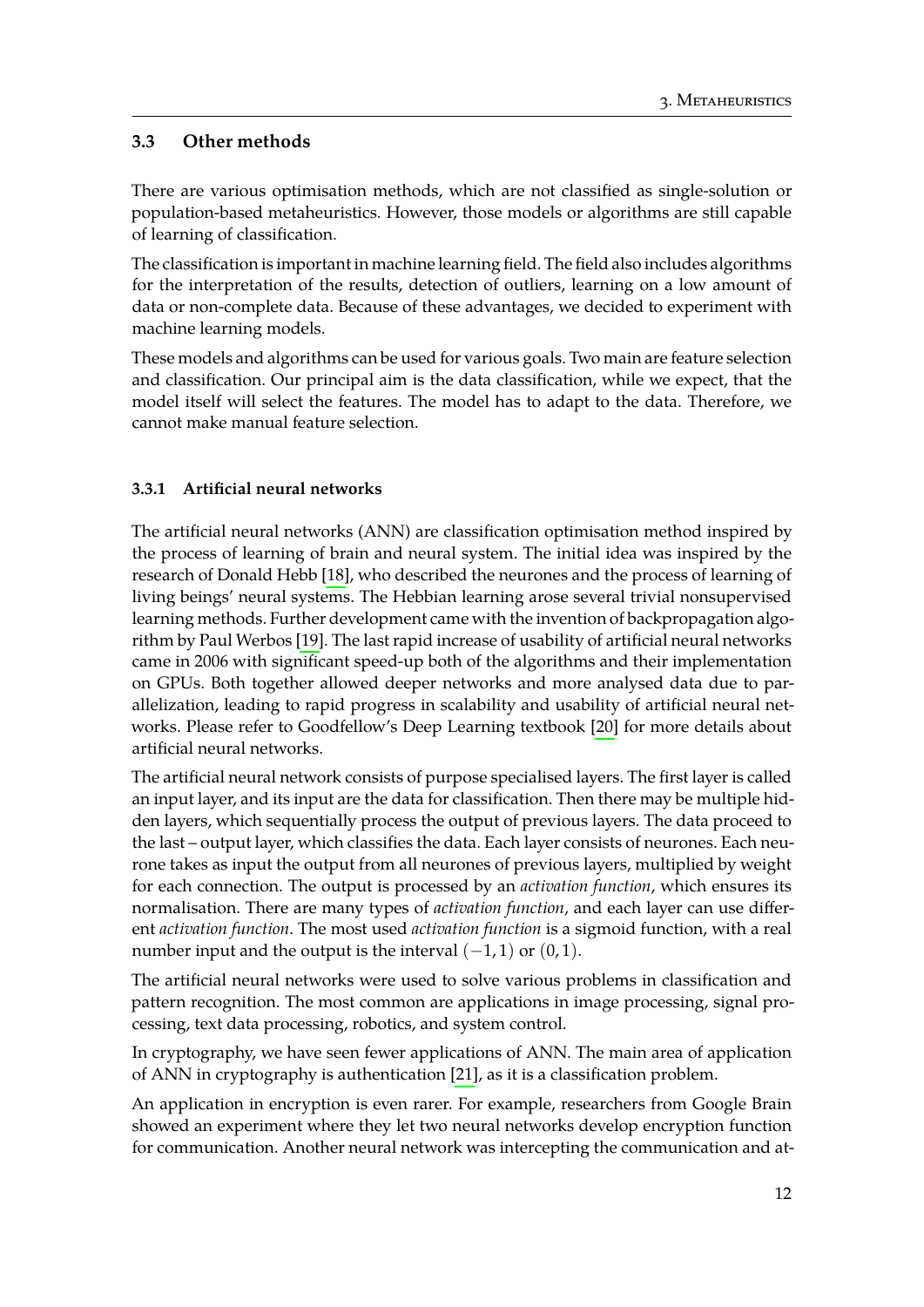## 3.3 Other methods

There are various optimisation methods, which are not classified as single-solution or population-based metaheuristics. However, those models or algorithms are still capable of learning of classification.

The classification is important in machine learning field. The field also includes algorithms for the interpretation of the results, detection of outliers, learning on a low amount of data or non-complete data. Because of these advantages, we decided to experiment with machine learning models.

These models and algorithms can be used for various goals. Two main are feature selection and classification. Our principal aim is the data classification, while we expect, that the model itself will select the features. The model has to adapt to the data. Therefore, we cannot make manual feature selection.

### 3.3.1 Artificial neural networks

The artificial neural networks (ANN) are classification optimisation method inspired by the process of learning of brain and neural system. The initial idea was inspired by the research of Donald Hebb [18], who described the neurones and the process of learning of living beings' neural systems. The Hebbian learning arose several trivial nonsupervised learning methods. Further development came with the invention of backpropagation algorithm by Paul Werbos [19]. The last rapid increase of usability of artificial neural networks came in 2006 with significant speed-up both of the algorithms and their implementation on GPUs. Both together allowed deeper networks and more analysed data due to parallelization, leading to rapid progress in scalability and usability of artificial neural networks. Please refer to Goodfellow's Deep Learning textbook [20] for more details about artificial neural networks.

The artificial neural network consists of purpose specialised layers. The first layer is called an input layer, and its input are the data for classification. Then there may be multiple hidden layers, which sequentially process the output of previous layers. The data proceed to the last – output layer, which classifies the data. Each layer consists of neurones. Each neurone takes as input the output from all neurones of previous layers, multiplied by weight for each connection. The output is processed by an *activation function*, which ensures its normalisation. There are many types of *activation function*, and each layer can use different *activation function*. The most used *activation function* is a sigmoid function, with a real number input and the output is the interval $(-1, 1)$ or $(0, 1)$.

The artificial neural networks were used to solve various problems in classification and pattern recognition. The most common are applications in image processing, signal processing, text data processing, robotics, and system control.

In cryptography, we have seen fewer applications of ANN. The main area of application of ANN in cryptography is authentication [21], as it is a classification problem.

An application in encryption is even rarer. For example, researchers from Google Brain showed an experiment where they let two neural networks develop encryption function for communication. Another neural network was intercepting the communication and at-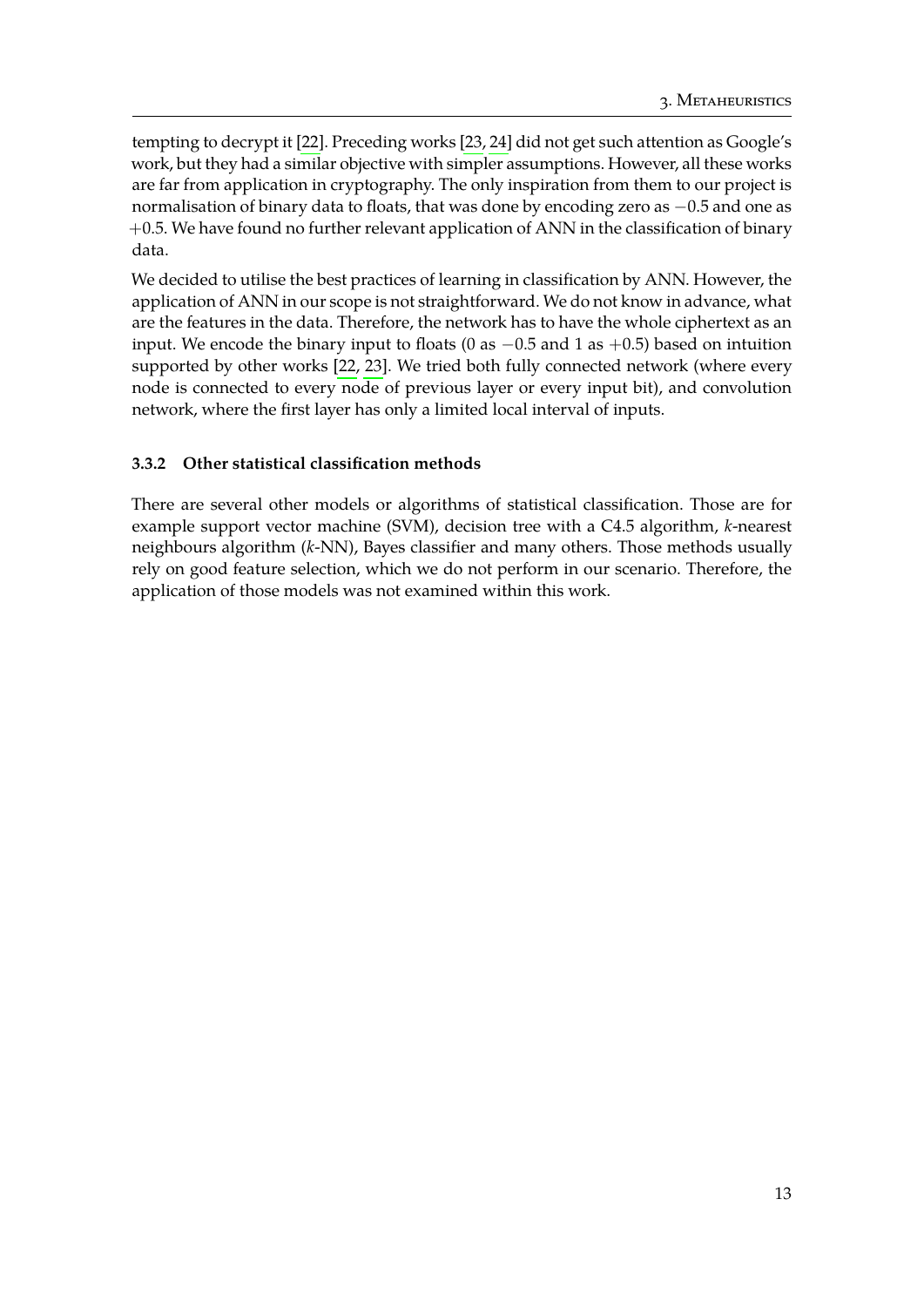tempting to decrypt it [22]. Preceding works [23, 24] did not get such attention as Google's work, but they had a similar objective with simpler assumptions. However, all these works are far from application in cryptography. The only inspiration from them to our project is normalisation of binary data to floats, that was done by encoding zero as $-0.5$ and one as $+0.5$. We have found no further relevant application of ANN in the classification of binary data.

We decided to utilise the best practices of learning in classification by ANN. However, the application of ANN in our scope is not straightforward. We do not know in advance, what are the features in the data. Therefore, the network has to have the whole ciphertext as an input. We encode the binary input to floats (0 as $-0.5$ and 1 as $+0.5$) based on intuition supported by other works [22, 23]. We tried both fully connected network (where every node is connected to every node of previous layer or every input bit), and convolution network, where the first layer has only a limited local interval of inputs.

### 3.3.2 Other statistical classification methods

There are several other models or algorithms of statistical classification. Those are for example support vector machine (SVM), decision tree with a C4.5 algorithm, *k*-nearest neighbours algorithm (*k*-NN), Bayes classifier and many others. Those methods usually rely on good feature selection, which we do not perform in our scenario. Therefore, the application of those models was not examined within this work.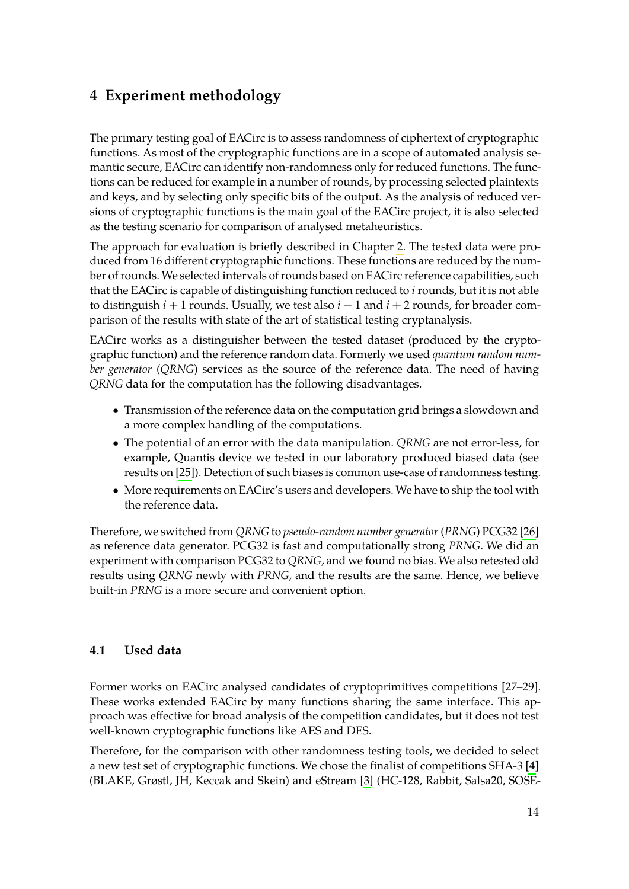# 4 Experiment methodology

The primary testing goal of EACirc is to assess randomness of ciphertext of cryptographic functions. As most of the cryptographic functions are in a scope of automated analysis semantic secure, EACirc can identify non-randomness only for reduced functions. The functions can be reduced for example in a number of rounds, by processing selected plaintexts and keys, and by selecting only specific bits of the output. As the analysis of reduced versions of cryptographic functions is the main goal of the EACirc project, it is also selected as the testing scenario for comparison of analysed metaheuristics.

The approach for evaluation is briefly described in Chapter 2. The tested data were produced from 16 different cryptographic functions. These functions are reduced by the number of rounds. We selected intervals of rounds based on EACirc reference capabilities, such that the EACirc is capable of distinguishing function reduced to $i$ rounds, but it is not able to distinguish $i+1$ rounds. Usually, we test also $i-1$ and $i+2$ rounds, for broader comparison of the results with state of the art of statistical testing cryptanalysis.

EACirc works as a distinguisher between the tested dataset (produced by the cryptographic function) and the reference random data. Formerly we used *quantum random number generator* (*QRNG*) services as the source of the reference data. The need of having *QRNG* data for the computation has the following disadvantages.

- Transmission of the reference data on the computation grid brings a slowdown and a more complex handling of the computations.
- The potential of an error with the data manipulation. *QRNG* are not error-less, for example, Quantis device we tested in our laboratory produced biased data (see results on [25]). Detection of such biases is common use-case of randomness testing.
- More requirements on EACirc's users and developers. We have to ship the tool with the reference data.

Therefore, we switched from *QRNG* to *pseudo-random number generator* (*PRNG*) PCG32 [26] as reference data generator. PCG32 is fast and computationally strong *PRNG*. We did an experiment with comparison PCG32 to *QRNG*, and we found no bias. We also retested old results using *QRNG* newly with *PRNG*, and the results are the same. Hence, we believe built-in *PRNG* is a more secure and convenient option.

## 4.1 Used data

Former works on EACirc analysed candidates of cryptoprimitives competitions [27–29]. These works extended EACirc by many functions sharing the same interface. This approach was effective for broad analysis of the competition candidates, but it does not test well-known cryptographic functions like AES and DES.

Therefore, for the comparison with other randomness testing tools, we decided to select a new test set of cryptographic functions. We chose the finalist of competitions SHA-3 [4] (BLAKE, Grøstl, JH, Keccak and Skein) and eStream [3] (HC-128, Rabbit, Salsa20, SOSE-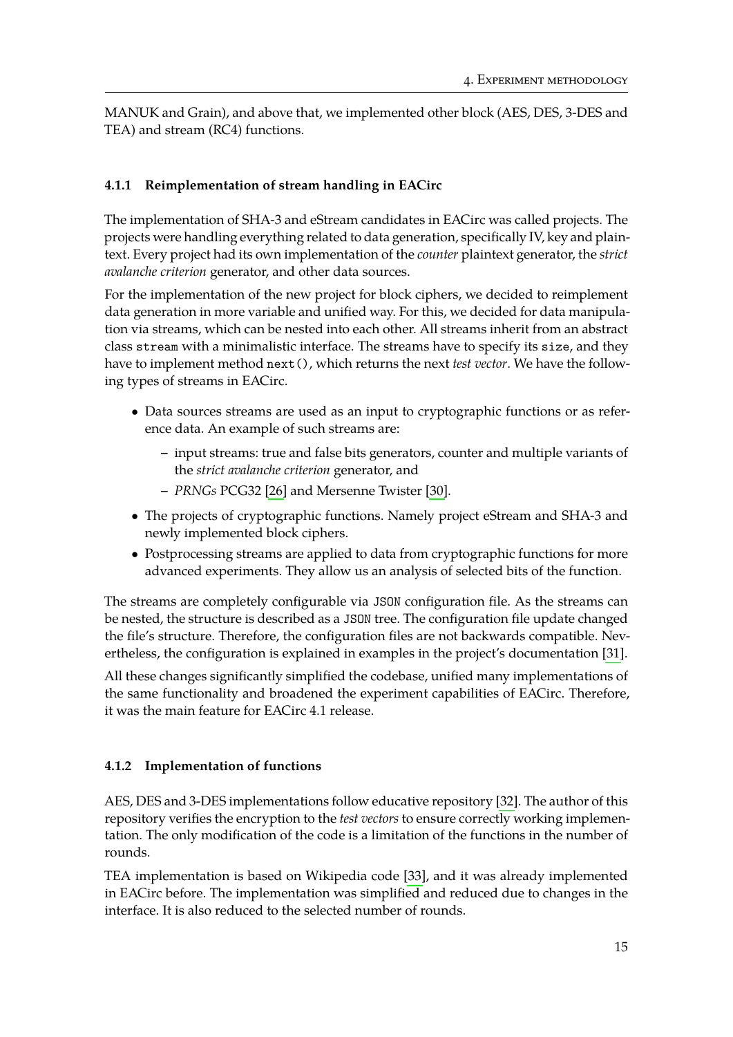MANUK and Grain), and above that, we implemented other block (AES, DES, 3-DES and TEA) and stream (RC4) functions.

### 4.1.1 Reimplementation of stream handling in EACirc

The implementation of SHA-3 and eStream candidates in EACirc was called projects. The projects were handling everything related to data generation, specifically IV, key and plaintext. Every project had its own implementation of the *counter* plaintext generator, the *strict avalanche criterion* generator, and other data sources.

For the implementation of the new project for block ciphers, we decided to reimplement data generation in more variable and unified way. For this, we decided for data manipulation via streams, which can be nested into each other. All streams inherit from an abstract class `stream` with a minimalistic interface. The streams have to specify its `size`, and they have to implement method `next()`, which returns the next *test vector*. We have the following types of streams in EACirc.

- Data sources streams are used as an input to cryptographic functions or as reference data. An example of such streams are:
  - input streams: true and false bits generators, counter and multiple variants of the *strict avalanche criterion* generator, and
  - *PRNGs* PCG32 [26] and Mersenne Twister [30].
- The projects of cryptographic functions. Namely project eStream and SHA-3 and newly implemented block ciphers.
- Postprocessing streams are applied to data from cryptographic functions for more advanced experiments. They allow us an analysis of selected bits of the function.

The streams are completely configurable via `JSON` configuration file. As the streams can be nested, the structure is described as a `JSON` tree. The configuration file update changed the file's structure. Therefore, the configuration files are not backwards compatible. Nevertheless, the configuration is explained in examples in the project's documentation [31].

All these changes significantly simplified the codebase, unified many implementations of the same functionality and broadened the experiment capabilities of EACirc. Therefore, it was the main feature for EACirc 4.1 release.

### 4.1.2 Implementation of functions

AES, DES and 3-DES implementations follow educative repository [32]. The author of this repository verifies the encryption to the *test vectors* to ensure correctly working implementation. The only modification of the code is a limitation of the functions in the number of rounds.

TEA implementation is based on Wikipedia code [33], and it was already implemented in EACirc before. The implementation was simplified and reduced due to changes in the interface. It is also reduced to the selected number of rounds.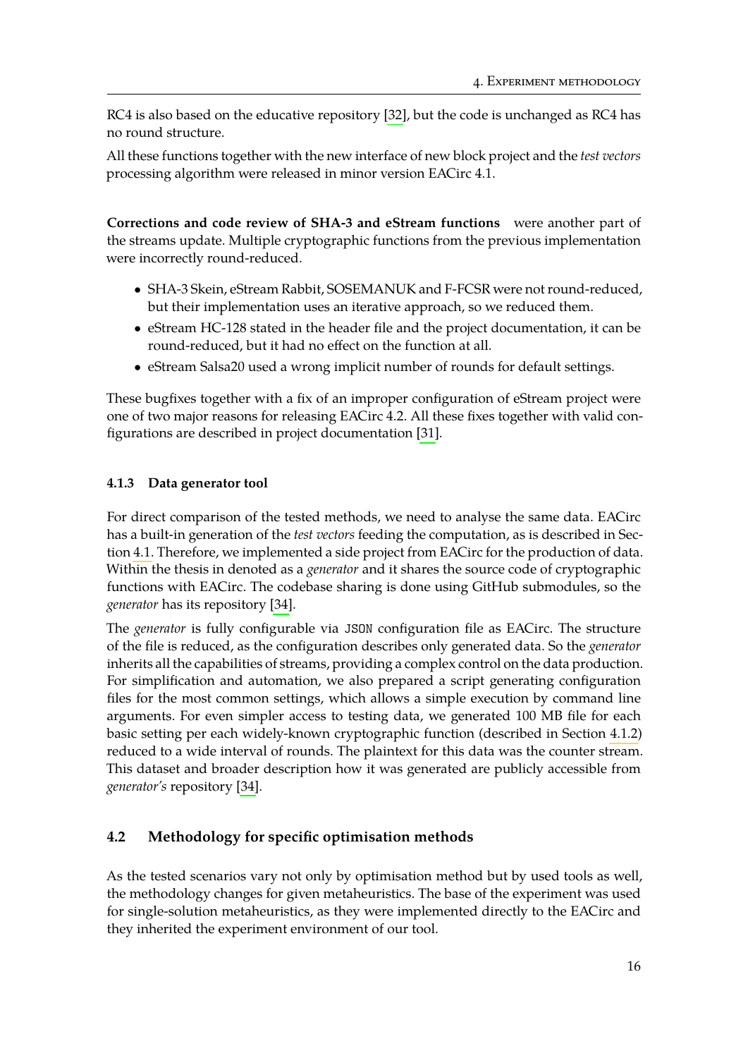RC4 is also based on the educative repository [32], but the code is unchanged as RC4 has no round structure.

All these functions together with the new interface of new block project and the *test vectors* processing algorithm were released in minor version EACirc 4.1.

**Corrections and code review of SHA-3 and eStream functions** were another part of the streams update. Multiple cryptographic functions from the previous implementation were incorrectly round-reduced.

- SHA-3 Skein, eStream Rabbit, SOSEMANUK and F-FCSR were not round-reduced, but their implementation uses an iterative approach, so we reduced them.
- eStream HC-128 stated in the header file and the project documentation, it can be round-reduced, but it had no effect on the function at all.
- eStream Salsa20 used a wrong implicit number of rounds for default settings.

These bugfixes together with a fix of an improper configuration of eStream project were one of two major reasons for releasing EACirc 4.2. All these fixes together with valid configurations are described in project documentation [31].

### 4.1.3 Data generator tool

For direct comparison of the tested methods, we need to analyse the same data. EACirc has a built-in generation of the *test vectors* feeding the computation, as is described in Section 4.1. Therefore, we implemented a side project from EACirc for the production of data. Within the thesis in denoted as a *generator* and it shares the source code of cryptographic functions with EACirc. The codebase sharing is done using GitHub submodules, so the *generator* has its repository [34].

The *generator* is fully configurable via JSON configuration file as EACirc. The structure of the file is reduced, as the configuration describes only generated data. So the *generator* inherits all the capabilities of streams, providing a complex control on the data production. For simplification and automation, we also prepared a script generating configuration files for the most common settings, which allows a simple execution by command line arguments. For even simpler access to testing data, we generated 100 MB file for each basic setting per each widely-known cryptographic function (described in Section 4.1.2) reduced to a wide interval of rounds. The plaintext for this data was the counter stream. This dataset and broader description how it was generated are publicly accessible from *generator's* repository [34].

## 4.2 Methodology for specific optimisation methods

As the tested scenarios vary not only by optimisation method but by used tools as well, the methodology changes for given metaheuristics. The base of the experiment was used for single-solution metaheuristics, as they were implemented directly to the EACirc and they inherited the experiment environment of our tool.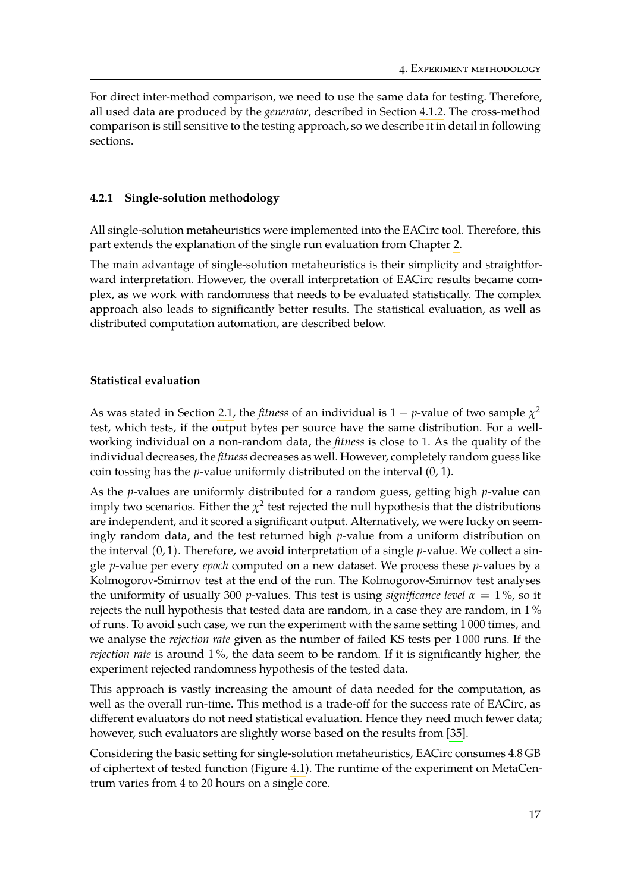For direct inter-method comparison, we need to use the same data for testing. Therefore, all used data are produced by the *generator*, described in Section 4.1.2. The cross-method comparison is still sensitive to the testing approach, so we describe it in detail in following sections.

### 4.2.1 Single-solution methodology

All single-solution metaheuristics were implemented into the EACirc tool. Therefore, this part extends the explanation of the single run evaluation from Chapter 2.

The main advantage of single-solution metaheuristics is their simplicity and straightforward interpretation. However, the overall interpretation of EACirc results became complex, as we work with randomness that needs to be evaluated statistically. The complex approach also leads to significantly better results. The statistical evaluation, as well as distributed computation automation, are described below.

#### Statistical evaluation

As was stated in Section 2.1, the *fitness* of an individual is $1 - p$-value of two sample $\chi^2$ test, which tests, if the output bytes per source have the same distribution. For a well-working individual on a non-random data, the *fitness* is close to 1. As the quality of the individual decreases, the *fitness* decreases as well. However, completely random guess like coin tossing has the $p$-value uniformly distributed on the interval $(0, 1)$.

As the $p$-values are uniformly distributed for a random guess, getting high $p$-value can imply two scenarios. Either the $\chi^2$ test rejected the null hypothesis that the distributions are independent, and it scored a significant output. Alternatively, we were lucky on seemingly random data, and the test returned high $p$-value from a uniform distribution on the interval $(0, 1)$. Therefore, we avoid interpretation of a single $p$-value. We collect a single $p$-value per every *epoch* computed on a new dataset. We process these $p$-values by a Kolmogorov-Smirnov test at the end of the run. The Kolmogorov-Smirnov test analyses the uniformity of usually 300 $p$-values. This test is using *significance level* $\alpha = 1\,\%$, so it rejects the null hypothesis that tested data are random, in a case they are random, in 1 % of runs. To avoid such case, we run the experiment with the same setting 1 000 times, and we analyse the *rejection rate* given as the number of failed KS tests per 1 000 runs. If the *rejection rate* is around 1 %, the data seem to be random. If it is significantly higher, the experiment rejected randomness hypothesis of the tested data.

This approach is vastly increasing the amount of data needed for the computation, as well as the overall run-time. This method is a trade-off for the success rate of EACirc, as different evaluators do not need statistical evaluation. Hence they need much fewer data; however, such evaluators are slightly worse based on the results from [35].

Considering the basic setting for single-solution metaheuristics, EACirc consumes 4.8 GB of ciphertext of tested function (Figure 4.1). The runtime of the experiment on MetaCentrum varies from 4 to 20 hours on a single core.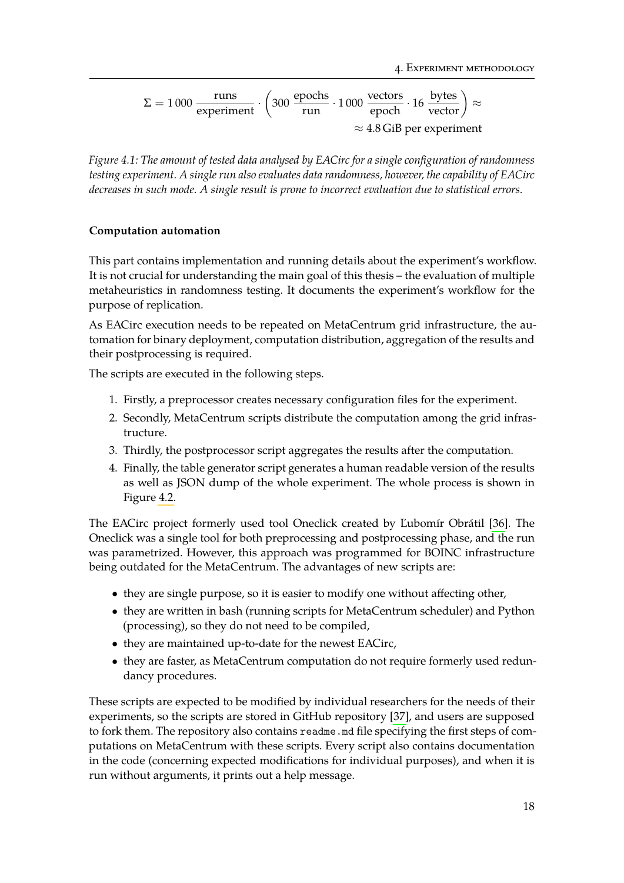$$\Sigma = 1\,000\ \frac{\text{runs}}{\text{experiment}} \cdot \left(300\ \frac{\text{epochs}}{\text{run}} \cdot 1\,000\ \frac{\text{vectors}}{\text{epoch}} \cdot 16\ \frac{\text{bytes}}{\text{vector}}\right) \approx$$
$$\approx 4.8\,\text{GiB per experiment}$$

*Figure 4.1: The amount of tested data analysed by EACirc for a single configuration of randomness testing experiment. A single run also evaluates data randomness, however, the capability of EACirc decreases in such mode. A single result is prone to incorrect evaluation due to statistical errors.*

**Computation automation**

This part contains implementation and running details about the experiment's workflow. It is not crucial for understanding the main goal of this thesis – the evaluation of multiple metaheuristics in randomness testing. It documents the experiment's workflow for the purpose of replication.

As EACirc execution needs to be repeated on MetaCentrum grid infrastructure, the automation for binary deployment, computation distribution, aggregation of the results and their postprocessing is required.

The scripts are executed in the following steps.

1. Firstly, a preprocessor creates necessary configuration files for the experiment.
2. Secondly, MetaCentrum scripts distribute the computation among the grid infrastructure.
3. Thirdly, the postprocessor script aggregates the results after the computation.
4. Finally, the table generator script generates a human readable version of the results as well as JSON dump of the whole experiment. The whole process is shown in Figure 4.2.

The EACirc project formerly used tool Oneclick created by Ľubomír Obrátil [36]. The Oneclick was a single tool for both preprocessing and postprocessing phase, and the run was parametrized. However, this approach was programmed for BOINC infrastructure being outdated for the MetaCentrum. The advantages of new scripts are:

- they are single purpose, so it is easier to modify one without affecting other,
- they are written in bash (running scripts for MetaCentrum scheduler) and Python (processing), so they do not need to be compiled,
- they are maintained up-to-date for the newest EACirc,
- they are faster, as MetaCentrum computation do not require formerly used redundancy procedures.

These scripts are expected to be modified by individual researchers for the needs of their experiments, so the scripts are stored in GitHub repository [37], and users are supposed to fork them. The repository also contains `readme.md` file specifying the first steps of computations on MetaCentrum with these scripts. Every script also contains documentation in the code (concerning expected modifications for individual purposes), and when it is run without arguments, it prints out a help message.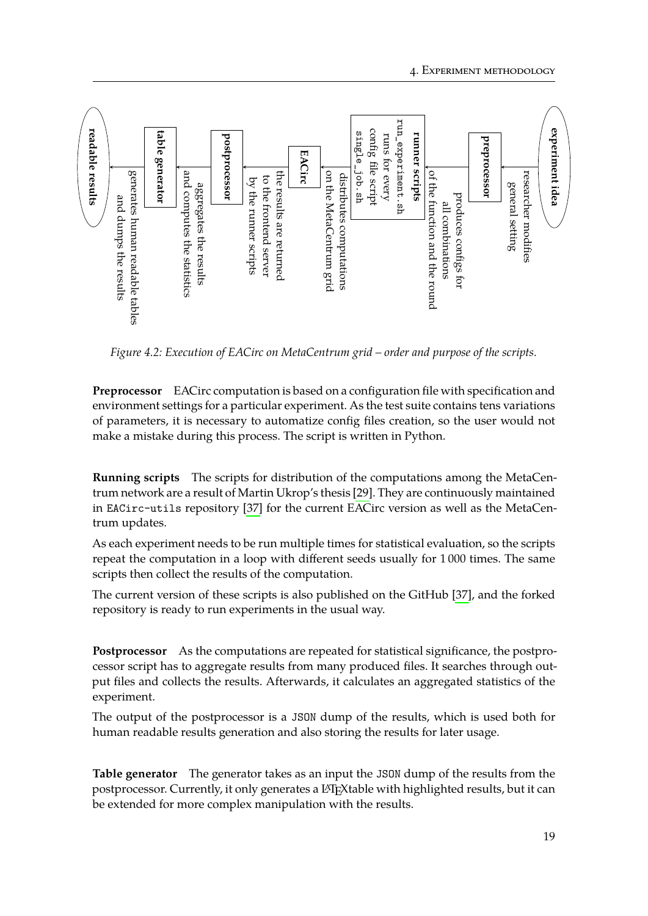experiment idea

researcher modifies general setting

preprocessor

produces configs for all combinations of the function and the round

runner scripts

run_experiment.sh runs for every config file script single_job.sh

distributes computations on the MetaCentrum grid

EACirc

the results are returned to the frontend server by the runner scripts

postprocessor

aggregates the results and computes the statistics

table generator

generates human readable tables and dumps the results

readable results

*Figure 4.2: Execution of EACirc on MetaCentrum grid – order and purpose of the scripts.*

**Preprocessor** EACirc computation is based on a configuration file with specification and environment settings for a particular experiment. As the test suite contains tens variations of parameters, it is necessary to automatize config files creation, so the user would not make a mistake during this process. The script is written in Python.

**Running scripts** The scripts for distribution of the computations among the MetaCentrum network are a result of Martin Ukrop's thesis [29]. They are continuously maintained in `EACirc-utils` repository [37] for the current EACirc version as well as the MetaCentrum updates.

As each experiment needs to be run multiple times for statistical evaluation, so the scripts repeat the computation in a loop with different seeds usually for 1 000 times. The same scripts then collect the results of the computation.

The current version of these scripts is also published on the GitHub [37], and the forked repository is ready to run experiments in the usual way.

**Postprocessor** As the computations are repeated for statistical significance, the postprocessor script has to aggregate results from many produced files. It searches through output files and collects the results. Afterwards, it calculates an aggregated statistics of the experiment.

The output of the postprocessor is a `JSON` dump of the results, which is used both for human readable results generation and also storing the results for later usage.

**Table generator** The generator takes as an input the `JSON` dump of the results from the postprocessor. Currently, it only generates a LaTeXtable with highlighted results, but it can be extended for more complex manipulation with the results.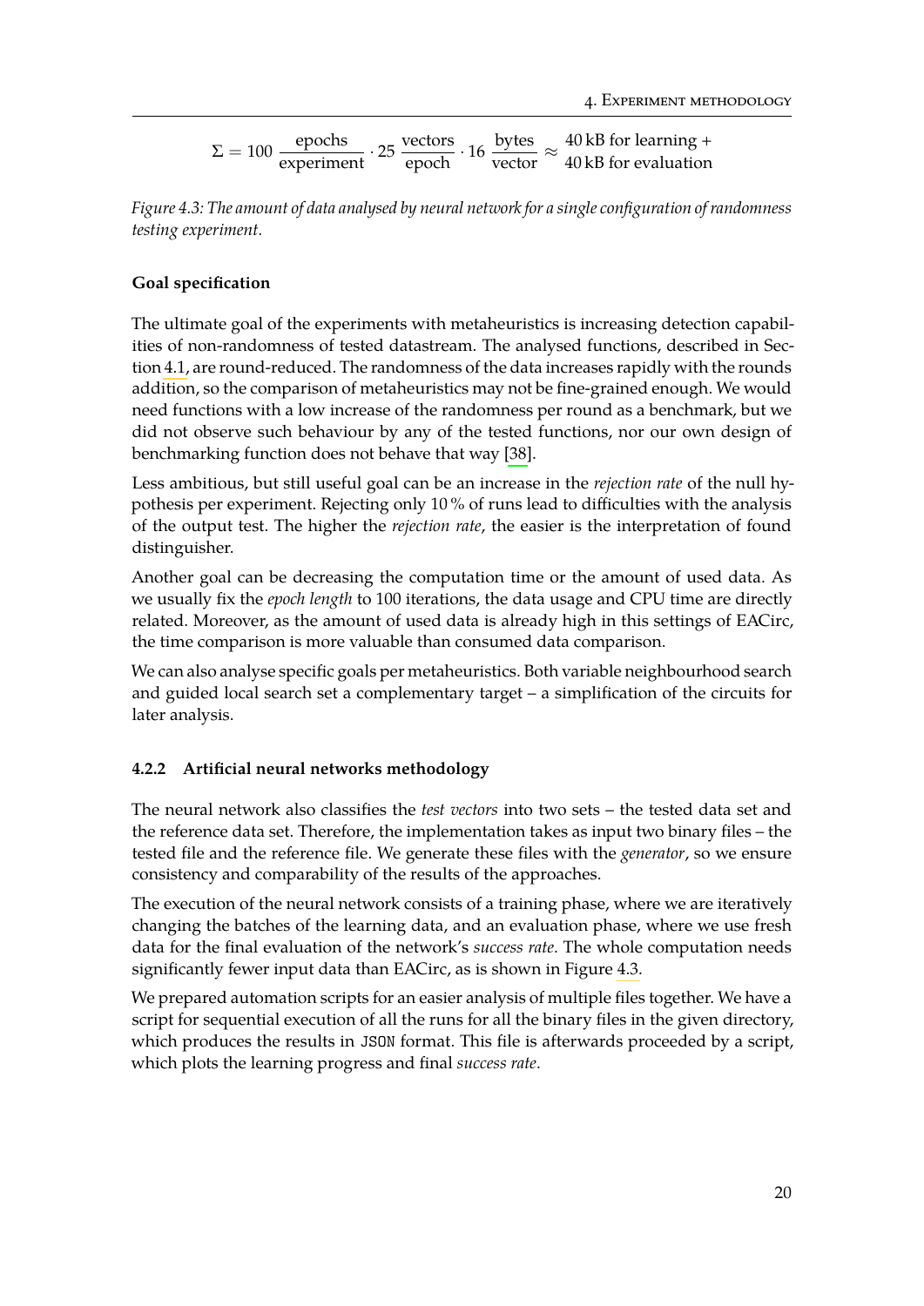$$\Sigma = 100 \ \frac{\text{epochs}}{\text{experiment}} \cdot 25 \ \frac{\text{vectors}}{\text{epoch}} \cdot 16 \ \frac{\text{bytes}}{\text{vector}} \approx \begin{array}{l} 40\,\text{kB for learning} + \\ 40\,\text{kB for evaluation} \end{array}$$

*Figure 4.3: The amount of data analysed by neural network for a single configuration of randomness testing experiment.*

#### Goal specification

The ultimate goal of the experiments with metaheuristics is increasing detection capabilities of non-randomness of tested datastream. The analysed functions, described in Section 4.1, are round-reduced. The randomness of the data increases rapidly with the rounds addition, so the comparison of metaheuristics may not be fine-grained enough. We would need functions with a low increase of the randomness per round as a benchmark, but we did not observe such behaviour by any of the tested functions, nor our own design of benchmarking function does not behave that way [38].

Less ambitious, but still useful goal can be an increase in the *rejection rate* of the null hypothesis per experiment. Rejecting only 10 % of runs lead to difficulties with the analysis of the output test. The higher the *rejection rate*, the easier is the interpretation of found distinguisher.

Another goal can be decreasing the computation time or the amount of used data. As we usually fix the *epoch length* to 100 iterations, the data usage and CPU time are directly related. Moreover, as the amount of used data is already high in this settings of EACirc, the time comparison is more valuable than consumed data comparison.

We can also analyse specific goals per metaheuristics. Both variable neighbourhood search and guided local search set a complementary target – a simplification of the circuits for later analysis.

### 4.2.2 Artificial neural networks methodology

The neural network also classifies the *test vectors* into two sets – the tested data set and the reference data set. Therefore, the implementation takes as input two binary files – the tested file and the reference file. We generate these files with the *generator*, so we ensure consistency and comparability of the results of the approaches.

The execution of the neural network consists of a training phase, where we are iteratively changing the batches of the learning data, and an evaluation phase, where we use fresh data for the final evaluation of the network's *success rate*. The whole computation needs significantly fewer input data than EACirc, as is shown in Figure 4.3.

We prepared automation scripts for an easier analysis of multiple files together. We have a script for sequential execution of all the runs for all the binary files in the given directory, which produces the results in `JSON` format. This file is afterwards proceeded by a script, which plots the learning progress and final *success rate*.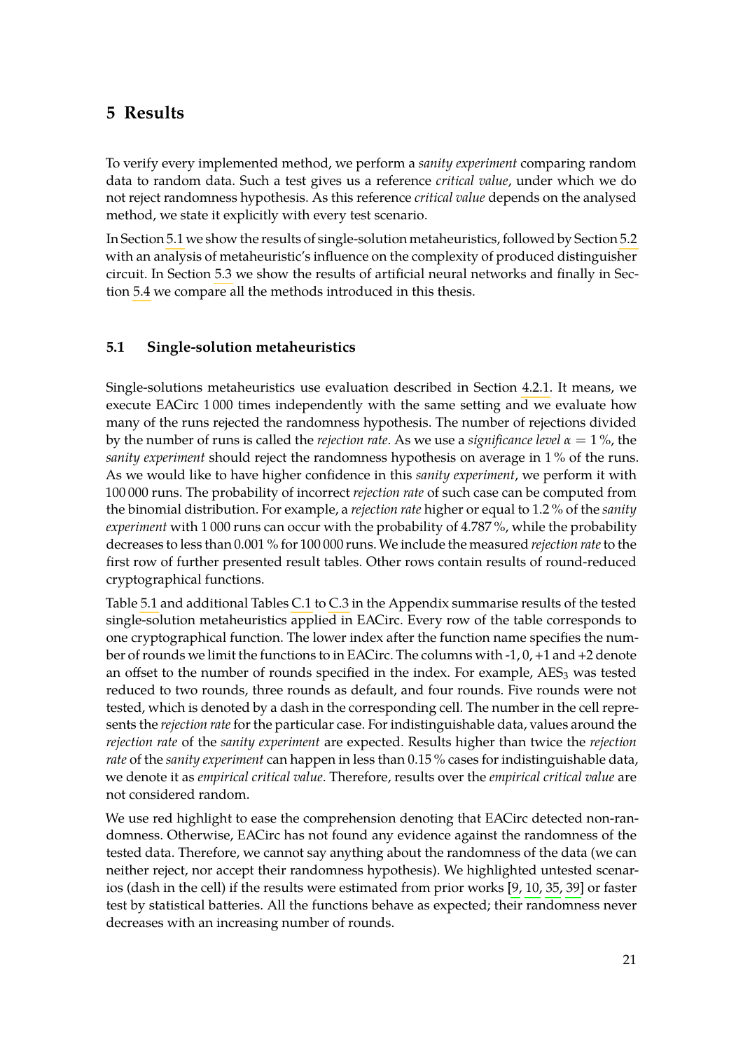# 5 Results

To verify every implemented method, we perform a *sanity experiment* comparing random data to random data. Such a test gives us a reference *critical value*, under which we do not reject randomness hypothesis. As this reference *critical value* depends on the analysed method, we state it explicitly with every test scenario.

In Section 5.1 we show the results of single-solution metaheuristics, followed by Section 5.2 with an analysis of metaheuristic's influence on the complexity of produced distinguisher circuit. In Section 5.3 we show the results of artificial neural networks and finally in Section 5.4 we compare all the methods introduced in this thesis.

## 5.1 Single-solution metaheuristics

Single-solutions metaheuristics use evaluation described in Section 4.2.1. It means, we execute EACirc 1 000 times independently with the same setting and we evaluate how many of the runs rejected the randomness hypothesis. The number of rejections divided by the number of runs is called the *rejection rate*. As we use a *significance level* $\alpha = 1\,\%$, the *sanity experiment* should reject the randomness hypothesis on average in 1 % of the runs. As we would like to have higher confidence in this *sanity experiment*, we perform it with 100 000 runs. The probability of incorrect *rejection rate* of such case can be computed from the binomial distribution. For example, a *rejection rate* higher or equal to 1.2 % of the *sanity experiment* with 1 000 runs can occur with the probability of 4.787 %, while the probability decreases to less than 0.001 % for 100 000 runs. We include the measured *rejection rate* to the first row of further presented result tables. Other rows contain results of round-reduced cryptographical functions.

Table 5.1 and additional Tables C.1 to C.3 in the Appendix summarise results of the tested single-solution metaheuristics applied in EACirc. Every row of the table corresponds to one cryptographical function. The lower index after the function name specifies the number of rounds we limit the functions to in EACirc. The columns with -1, 0, +1 and +2 denote an offset to the number of rounds specified in the index. For example, $\text{AES}_3$ was tested reduced to two rounds, three rounds as default, and four rounds. Five rounds were not tested, which is denoted by a dash in the corresponding cell. The number in the cell represents the *rejection rate* for the particular case. For indistinguishable data, values around the *rejection rate* of the *sanity experiment* are expected. Results higher than twice the *rejection rate* of the *sanity experiment* can happen in less than 0.15 % cases for indistinguishable data, we denote it as *empirical critical value*. Therefore, results over the *empirical critical value* are not considered random.

We use red highlight to ease the comprehension denoting that EACirc detected non-randomness. Otherwise, EACirc has not found any evidence against the randomness of the tested data. Therefore, we cannot say anything about the randomness of the data (we can neither reject, nor accept their randomness hypothesis). We highlighted untested scenarios (dash in the cell) if the results were estimated from prior works [9, 10, 35, 39] or faster test by statistical batteries. All the functions behave as expected; their randomness never decreases with an increasing number of rounds.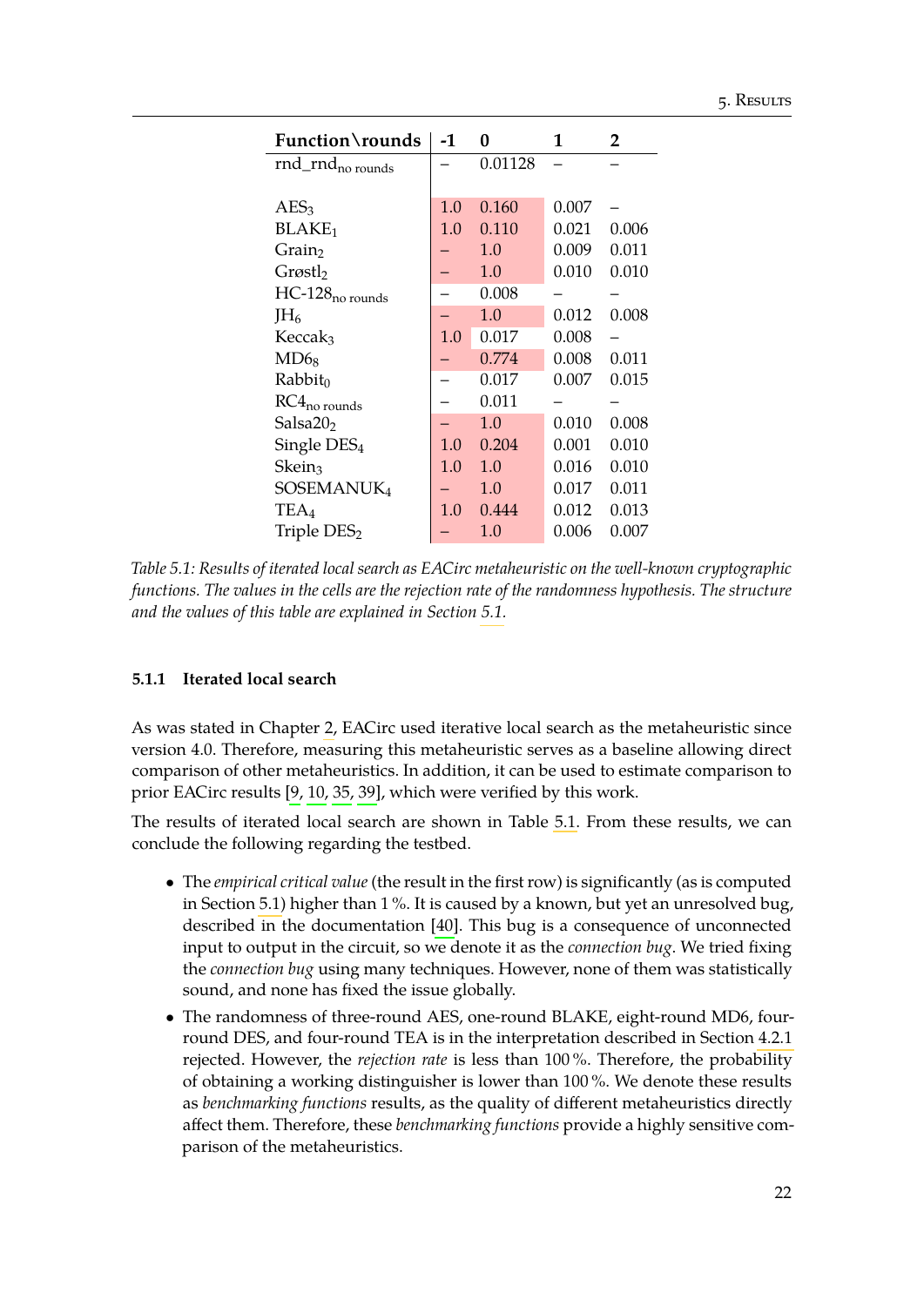| Function\rounds | -1 | 0 | 1 | 2 |
|---|---|---|---|---|
| $\text{rnd\_rnd}_{\text{no rounds}}$ | – | 0.01128 | – | – |
| | | | | |
| $\text{AES}_3$ | 1.0 | 0.160 | 0.007 | – |
| $\text{BLAKE}_1$ | 1.0 | 0.110 | 0.021 | 0.006 |
| $\text{Grain}_2$ | – | 1.0 | 0.009 | 0.011 |
| $\text{Grøstl}_2$ | – | 1.0 | 0.010 | 0.010 |
| $\text{HC-128}_{\text{no rounds}}$ | – | 0.008 | – | – |
| $\text{JH}_6$ | – | 1.0 | 0.012 | 0.008 |
| $\text{Keccak}_3$ | 1.0 | 0.017 | 0.008 | – |
| $\text{MD6}_8$ | – | 0.774 | 0.008 | 0.011 |
| $\text{Rabbit}_0$ | – | 0.017 | 0.007 | 0.015 |
| $\text{RC4}_{\text{no rounds}}$ | – | 0.011 | – | – |
| $\text{Salsa20}_2$ | – | 1.0 | 0.010 | 0.008 |
| $\text{Single DES}_4$ | 1.0 | 0.204 | 0.001 | 0.010 |
| $\text{Skein}_3$ | 1.0 | 1.0 | 0.016 | 0.010 |
| $\text{SOSEMANUK}_4$ | – | 1.0 | 0.017 | 0.011 |
| $\text{TEA}_4$ | 1.0 | 0.444 | 0.012 | 0.013 |
| $\text{Triple DES}_2$ | – | 1.0 | 0.006 | 0.007 |

*Table 5.1: Results of iterated local search as EACirc metaheuristic on the well-known cryptographic functions. The values in the cells are the rejection rate of the randomness hypothesis. The structure and the values of this table are explained in Section 5.1.*

### 5.1.1 Iterated local search

As was stated in Chapter 2, EACirc used iterative local search as the metaheuristic since version 4.0. Therefore, measuring this metaheuristic serves as a baseline allowing direct comparison of other metaheuristics. In addition, it can be used to estimate comparison to prior EACirc results [9, 10, 35, 39], which were verified by this work.

The results of iterated local search are shown in Table 5.1. From these results, we can conclude the following regarding the testbed.

- The *empirical critical value* (the result in the first row) is significantly (as is computed in Section 5.1) higher than 1 %. It is caused by a known, but yet an unresolved bug, described in the documentation [40]. This bug is a consequence of unconnected input to output in the circuit, so we denote it as the *connection bug*. We tried fixing the *connection bug* using many techniques. However, none of them was statistically sound, and none has fixed the issue globally.
- The randomness of three-round AES, one-round BLAKE, eight-round MD6, four-round DES, and four-round TEA is in the interpretation described in Section 4.2.1 rejected. However, the *rejection rate* is less than 100 %. Therefore, the probability of obtaining a working distinguisher is lower than 100 %. We denote these results as *benchmarking functions* results, as the quality of different metaheuristics directly affect them. Therefore, these *benchmarking functions* provide a highly sensitive comparison of the metaheuristics.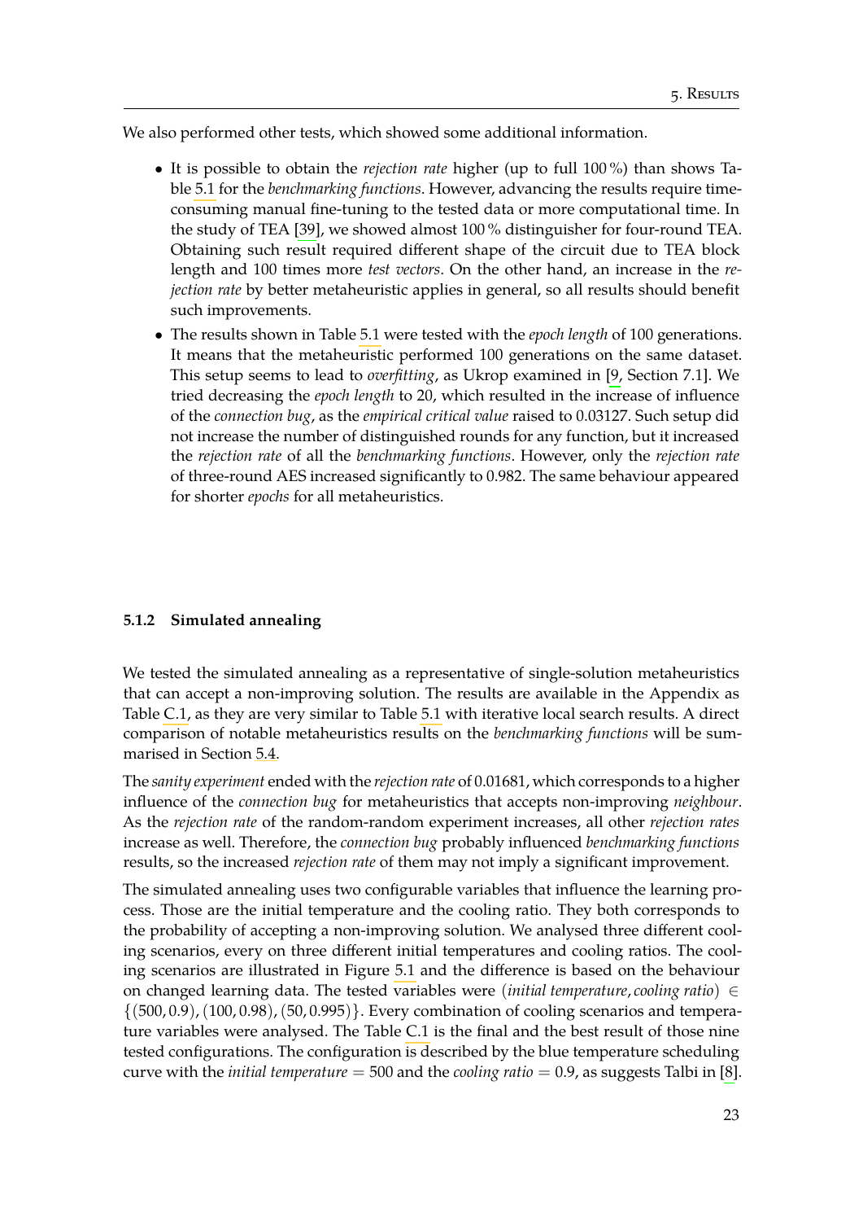We also performed other tests, which showed some additional information.

- It is possible to obtain the *rejection rate* higher (up to full 100 %) than shows Table 5.1 for the *benchmarking functions*. However, advancing the results require time-consuming manual fine-tuning to the tested data or more computational time. In the study of TEA [39], we showed almost 100 % distinguisher for four-round TEA. Obtaining such result required different shape of the circuit due to TEA block length and 100 times more *test vectors*. On the other hand, an increase in the *rejection rate* by better metaheuristic applies in general, so all results should benefit such improvements.
- The results shown in Table 5.1 were tested with the *epoch length* of 100 generations. It means that the metaheuristic performed 100 generations on the same dataset. This setup seems to lead to *overfitting*, as Ukrop examined in [9, Section 7.1]. We tried decreasing the *epoch length* to 20, which resulted in the increase of influence of the *connection bug*, as the *empirical critical value* raised to 0.03127. Such setup did not increase the number of distinguished rounds for any function, but it increased the *rejection rate* of all the *benchmarking functions*. However, only the *rejection rate* of three-round AES increased significantly to 0.982. The same behaviour appeared for shorter *epochs* for all metaheuristics.

### 5.1.2 Simulated annealing

We tested the simulated annealing as a representative of single-solution metaheuristics that can accept a non-improving solution. The results are available in the Appendix as Table C.1, as they are very similar to Table 5.1 with iterative local search results. A direct comparison of notable metaheuristics results on the *benchmarking functions* will be summarised in Section 5.4.

The *sanity experiment* ended with the *rejection rate* of 0.01681, which corresponds to a higher influence of the *connection bug* for metaheuristics that accepts non-improving *neighbour*. As the *rejection rate* of the random-random experiment increases, all other *rejection rates* increase as well. Therefore, the *connection bug* probably influenced *benchmarking functions* results, so the increased *rejection rate* of them may not imply a significant improvement.

The simulated annealing uses two configurable variables that influence the learning process. Those are the initial temperature and the cooling ratio. They both corresponds to the probability of accepting a non-improving solution. We analysed three different cooling scenarios, every on three different initial temperatures and cooling ratios. The cooling scenarios are illustrated in Figure 5.1 and the difference is based on the behaviour on changed learning data. The tested variables were $(\textit{initial temperature}, \textit{cooling ratio}) \in \{(500, 0.9), (100, 0.98), (50, 0.995)\}$. Every combination of cooling scenarios and temperature variables were analysed. The Table C.1 is the final and the best result of those nine tested configurations. The configuration is described by the blue temperature scheduling curve with the *initial temperature* $= 500$ and the *cooling ratio* $= 0.9$, as suggests Talbi in [8].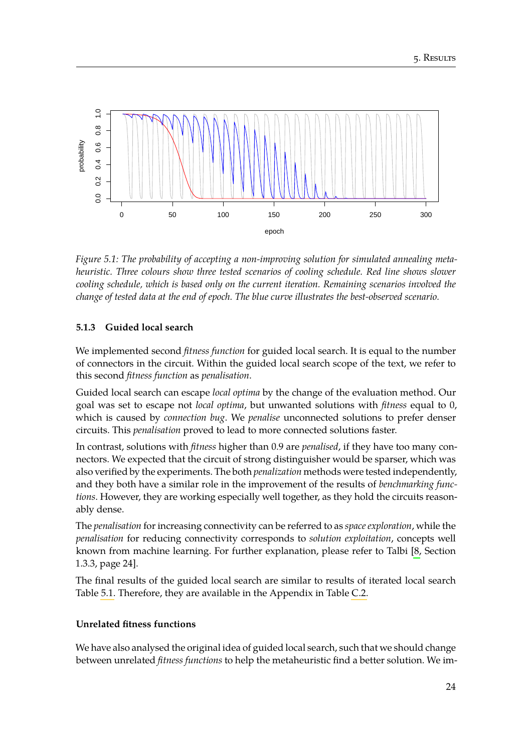probability

1.0
0.8
0.6
0.4
0.2
0.0

0
50
100
150
200
250
300

epoch

*Figure 5.1: The probability of accepting a non-improving solution for simulated annealing metaheuristic. Three colours show three tested scenarios of cooling schedule. Red line shows slower cooling schedule, which is based only on the current iteration. Remaining scenarios involved the change of tested data at the end of epoch. The blue curve illustrates the best-observed scenario.*

### 5.1.3 Guided local search

We implemented second *fitness function* for guided local search. It is equal to the number of connectors in the circuit. Within the guided local search scope of the text, we refer to this second *fitness function* as *penalisation*.

Guided local search can escape *local optima* by the change of the evaluation method. Our goal was set to escape not *local optima*, but unwanted solutions with *fitness* equal to 0, which is caused by *connection bug*. We *penalise* unconnected solutions to prefer denser circuits. This *penalisation* proved to lead to more connected solutions faster.

In contrast, solutions with *fitness* higher than 0.9 are *penalised*, if they have too many connectors. We expected that the circuit of strong distinguisher would be sparser, which was also verified by the experiments. The both *penalization* methods were tested independently, and they both have a similar role in the improvement of the results of *benchmarking functions*. However, they are working especially well together, as they hold the circuits reasonably dense.

The *penalisation* for increasing connectivity can be referred to as *space exploration*, while the *penalisation* for reducing connectivity corresponds to *solution exploitation*, concepts well known from machine learning. For further explanation, please refer to Talbi [8, Section 1.3.3, page 24].

The final results of the guided local search are similar to results of iterated local search Table 5.1. Therefore, they are available in the Appendix in Table C.2.

#### Unrelated fitness functions

We have also analysed the original idea of guided local search, such that we should change between unrelated *fitness functions* to help the metaheuristic find a better solution. We im-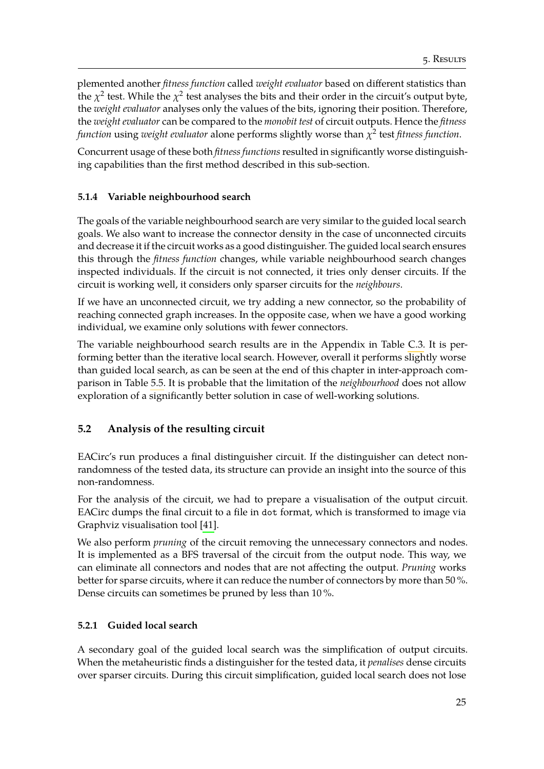plemented another *fitness function* called *weight evaluator* based on different statistics than the $\chi^2$ test. While the $\chi^2$ test analyses the bits and their order in the circuit's output byte, the *weight evaluator* analyses only the values of the bits, ignoring their position. Therefore, the *weight evaluator* can be compared to the *monobit test* of circuit outputs. Hence the *fitness function* using *weight evaluator* alone performs slightly worse than $\chi^2$ test *fitness function*.

Concurrent usage of these both *fitness functions* resulted in significantly worse distinguishing capabilities than the first method described in this sub-section.

### 5.1.4 Variable neighbourhood search

The goals of the variable neighbourhood search are very similar to the guided local search goals. We also want to increase the connector density in the case of unconnected circuits and decrease it if the circuit works as a good distinguisher. The guided local search ensures this through the *fitness function* changes, while variable neighbourhood search changes inspected individuals. If the circuit is not connected, it tries only denser circuits. If the circuit is working well, it considers only sparser circuits for the *neighbours*.

If we have an unconnected circuit, we try adding a new connector, so the probability of reaching connected graph increases. In the opposite case, when we have a good working individual, we examine only solutions with fewer connectors.

The variable neighbourhood search results are in the Appendix in Table C.3. It is performing better than the iterative local search. However, overall it performs slightly worse than guided local search, as can be seen at the end of this chapter in inter-approach comparison in Table 5.5. It is probable that the limitation of the *neighbourhood* does not allow exploration of a significantly better solution in case of well-working solutions.

## 5.2 Analysis of the resulting circuit

EACirc's run produces a final distinguisher circuit. If the distinguisher can detect non-randomness of the tested data, its structure can provide an insight into the source of this non-randomness.

For the analysis of the circuit, we had to prepare a visualisation of the output circuit. EACirc dumps the final circuit to a file in `dot` format, which is transformed to image via Graphviz visualisation tool [41].

We also perform *pruning* of the circuit removing the unnecessary connectors and nodes. It is implemented as a BFS traversal of the circuit from the output node. This way, we can eliminate all connectors and nodes that are not affecting the output. *Pruning* works better for sparse circuits, where it can reduce the number of connectors by more than 50 %. Dense circuits can sometimes be pruned by less than 10 %.

### 5.2.1 Guided local search

A secondary goal of the guided local search was the simplification of output circuits. When the metaheuristic finds a distinguisher for the tested data, it *penalises* dense circuits over sparser circuits. During this circuit simplification, guided local search does not lose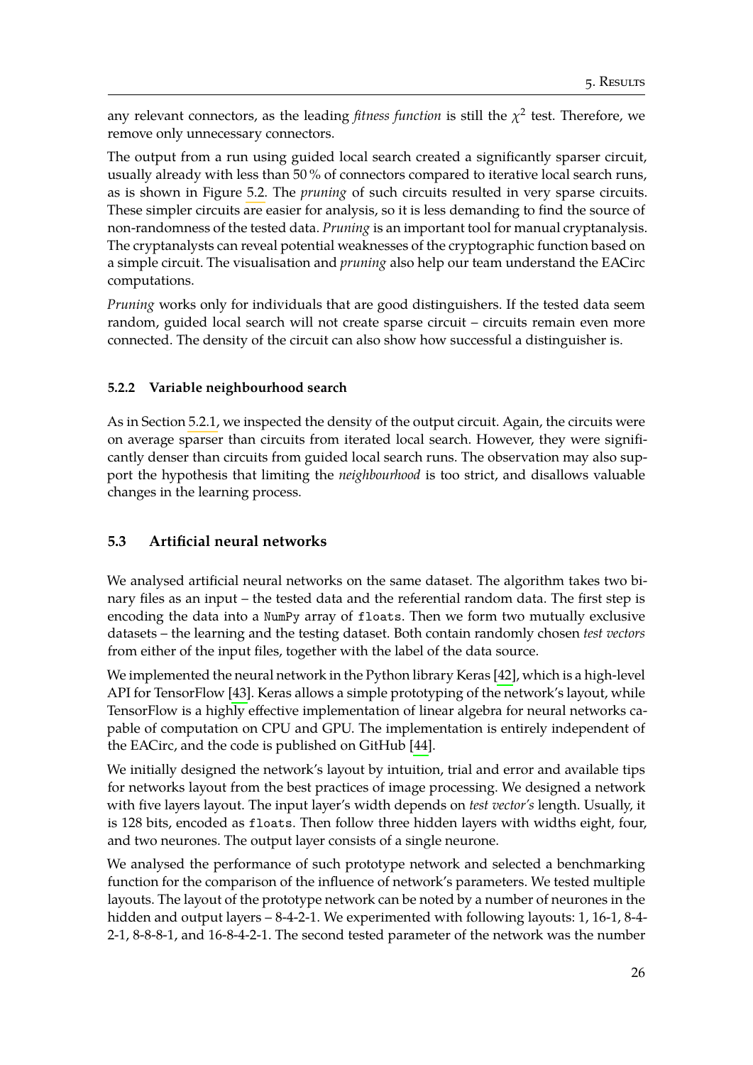any relevant connectors, as the leading *fitness function* is still the $\chi^2$ test. Therefore, we remove only unnecessary connectors.

The output from a run using guided local search created a significantly sparser circuit, usually already with less than 50 % of connectors compared to iterative local search runs, as is shown in Figure 5.2. The *pruning* of such circuits resulted in very sparse circuits. These simpler circuits are easier for analysis, so it is less demanding to find the source of non-randomness of the tested data. *Pruning* is an important tool for manual cryptanalysis. The cryptanalysts can reveal potential weaknesses of the cryptographic function based on a simple circuit. The visualisation and *pruning* also help our team understand the EACirc computations.

*Pruning* works only for individuals that are good distinguishers. If the tested data seem random, guided local search will not create sparse circuit – circuits remain even more connected. The density of the circuit can also show how successful a distinguisher is.

### 5.2.2 Variable neighbourhood search

As in Section 5.2.1, we inspected the density of the output circuit. Again, the circuits were on average sparser than circuits from iterated local search. However, they were significantly denser than circuits from guided local search runs. The observation may also support the hypothesis that limiting the *neighbourhood* is too strict, and disallows valuable changes in the learning process.

## 5.3 Artificial neural networks

We analysed artificial neural networks on the same dataset. The algorithm takes two binary files as an input – the tested data and the referential random data. The first step is encoding the data into a `NumPy` array of `floats`. Then we form two mutually exclusive datasets – the learning and the testing dataset. Both contain randomly chosen *test vectors* from either of the input files, together with the label of the data source.

We implemented the neural network in the Python library Keras [42], which is a high-level API for TensorFlow [43]. Keras allows a simple prototyping of the network's layout, while TensorFlow is a highly effective implementation of linear algebra for neural networks capable of computation on CPU and GPU. The implementation is entirely independent of the EACirc, and the code is published on GitHub [44].

We initially designed the network's layout by intuition, trial and error and available tips for networks layout from the best practices of image processing. We designed a network with five layers layout. The input layer's width depends on *test vector's* length. Usually, it is 128 bits, encoded as `floats`. Then follow three hidden layers with widths eight, four, and two neurones. The output layer consists of a single neurone.

We analysed the performance of such prototype network and selected a benchmarking function for the comparison of the influence of network's parameters. We tested multiple layouts. The layout of the prototype network can be noted by a number of neurones in the hidden and output layers – 8-4-2-1. We experimented with following layouts: 1, 16-1, 8-4-2-1, 8-8-8-1, and 16-8-4-2-1. The second tested parameter of the network was the number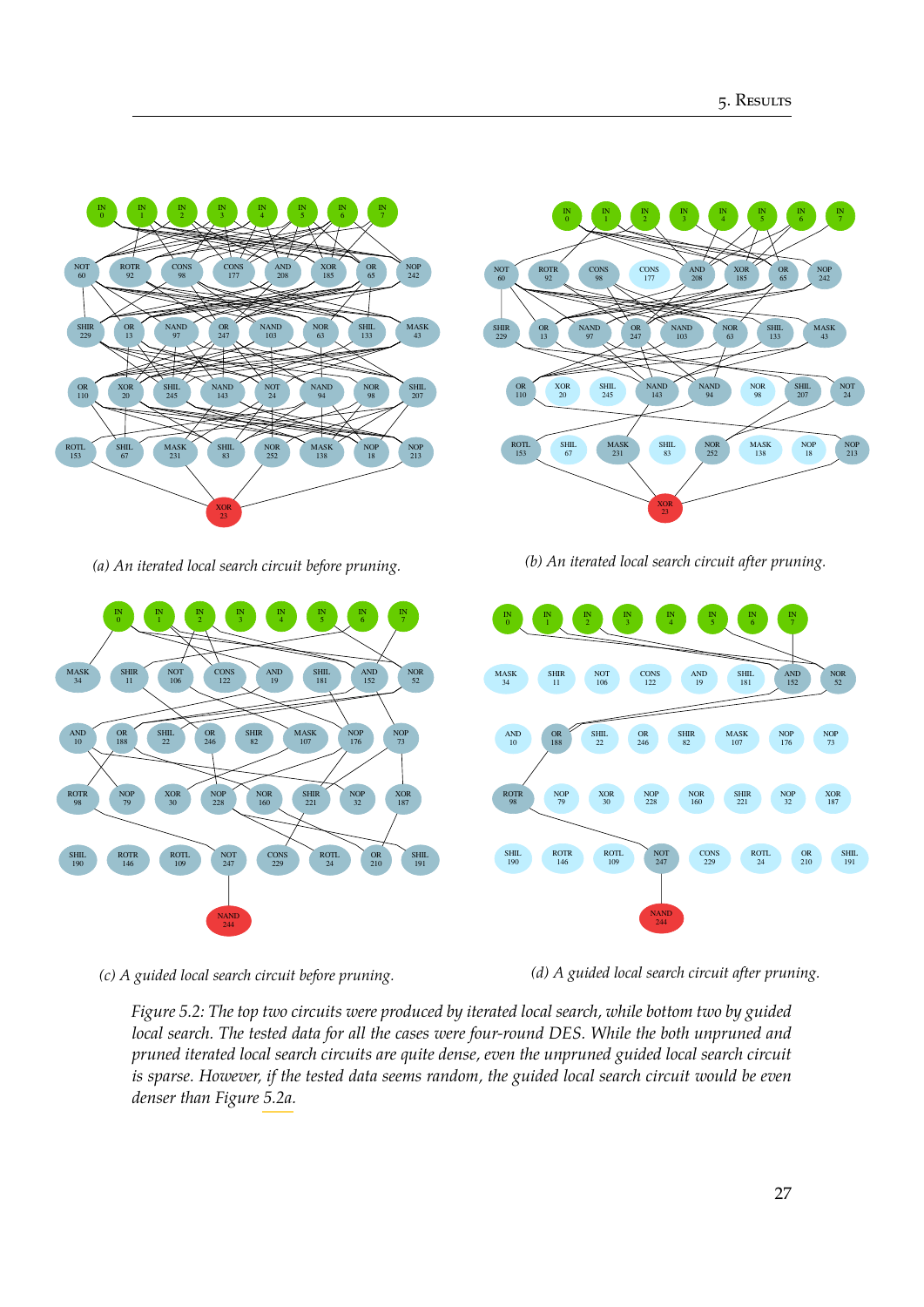IN 0 IN 1 IN 2 IN 3 IN 4 IN 5 IN 6 IN 7
NOT 60 ROTR 92 CONS 98 CONS 177 AND 208 XOR 185 OR 65 NOP 242
SHIR 229 OR 13 NAND 97 OR 247 NAND 103 NOR 63 SHIL 133 MASK 43
OR 110 XOR 20 SHIL 245 NAND 143 NOT 24 NAND 94 NOR 98 SHIL 207
ROTL 153 SHIL 67 MASK 231 SHIL 83 NOR 252 MASK 138 NOP 18 NOP 213
XOR 23

*(a) An iterated local search circuit before pruning.*

IN 0 IN 1 IN 2 IN 3 IN 4 IN 5 IN 6 IN 7
NOT 60 ROTR 92 CONS 98 CONS 177 AND 208 XOR 185 OR 65 NOP 242
SHIR 229 OR 13 NAND 97 OR 247 NAND 103 NOR 63 SHIL 133 MASK 43
OR 110 XOR 20 SHIL 245 NAND 143 NAND 94 NOR 98 SHIL 207 NOT 24
ROTL 153 SHIL 67 MASK 231 SHIL 83 NOR 252 MASK 138 NOP 18 NOP 213
XOR 23

*(b) An iterated local search circuit after pruning.*

IN 0 IN 1 IN 2 IN 3 IN 4 IN 5 IN 6 IN 7
MASK 34 SHIR 11 NOT 106 CONS 122 AND 19 SHIL 181 AND 152 NOR 52
AND 10 OR 188 SHIL 22 OR 246 SHIR 82 MASK 107 NOP 176 NOP 73
ROTR 98 NOP 79 XOR 30 NOP 228 NOR 160 SHIR 221 NOP 32 XOR 187
SHIL 190 ROTR 146 ROTL 109 NOT 247 CONS 229 ROTL 24 OR 210 SHIL 191
NAND 244

*(c) A guided local search circuit before pruning.*

IN 0 IN 1 IN 2 IN 3 IN 4 IN 5 IN 6 IN 7
MASK 34 SHIR 11 NOT 106 CONS 122 AND 19 SHIL 181 AND 152 NOR 52
AND 10 OR 188 SHIL 22 OR 246 SHIR 82 MASK 107 NOP 176 NOP 73
ROTR 98 NOP 79 XOR 30 NOP 228 NOR 160 SHIR 221 NOP 32 XOR 187
SHIL 190 ROTR 146 ROTL 109 NOT 247 CONS 229 ROTL 24 OR 210 SHIL 191
NAND 244

*(d) A guided local search circuit after pruning.*

*Figure 5.2: The top two circuits were produced by iterated local search, while bottom two by guided local search. The tested data for all the cases were four-round DES. While the both unpruned and pruned iterated local search circuits are quite dense, even the unpruned guided local search circuit is sparse. However, if the tested data seems random, the guided local search circuit would be even denser than Figure 5.2a.*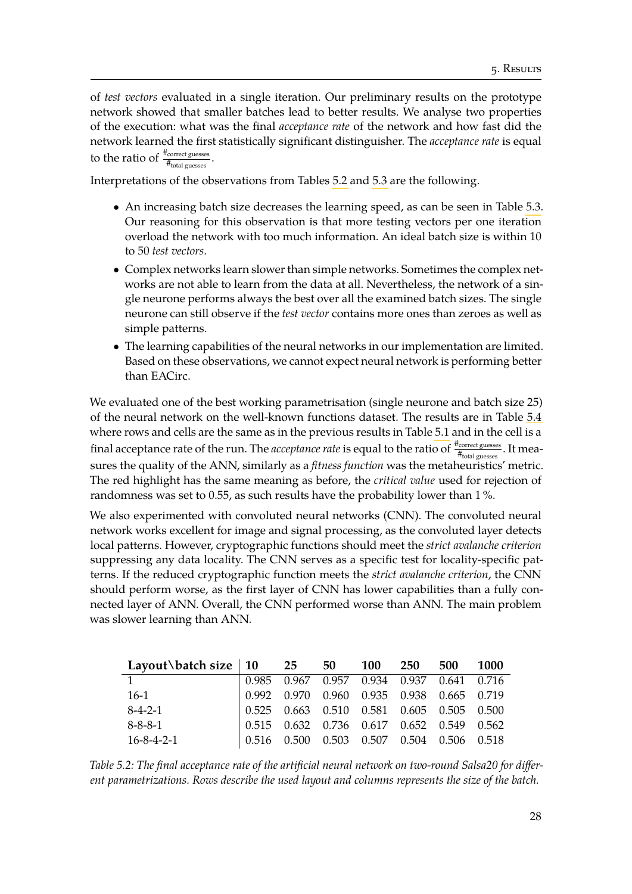of *test vectors* evaluated in a single iteration. Our preliminary results on the prototype network showed that smaller batches lead to better results. We analyse two properties of the execution: what was the final *acceptance rate* of the network and how fast did the network learned the first statistically significant distinguisher. The *acceptance rate* is equal to the ratio of $\frac{\#_{\text{correct guesses}}}{\#_{\text{total guesses}}}$.

Interpretations of the observations from Tables 5.2 and 5.3 are the following.

- An increasing batch size decreases the learning speed, as can be seen in Table 5.3. Our reasoning for this observation is that more testing vectors per one iteration overload the network with too much information. An ideal batch size is within 10 to 50 *test vectors*.
- Complex networks learn slower than simple networks. Sometimes the complex networks are not able to learn from the data at all. Nevertheless, the network of a single neurone performs always the best over all the examined batch sizes. The single neurone can still observe if the *test vector* contains more ones than zeroes as well as simple patterns.
- The learning capabilities of the neural networks in our implementation are limited. Based on these observations, we cannot expect neural network is performing better than EACirc.

We evaluated one of the best working parametrisation (single neurone and batch size 25) of the neural network on the well-known functions dataset. The results are in Table 5.4 where rows and cells are the same as in the previous results in Table 5.1 and in the cell is a final acceptance rate of the run. The *acceptance rate* is equal to the ratio of $\frac{\#_{\text{correct guesses}}}{\#_{\text{total guesses}}}$. It measures the quality of the ANN, similarly as a *fitness function* was the metaheuristics' metric. The red highlight has the same meaning as before, the *critical value* used for rejection of randomness was set to 0.55, as such results have the probability lower than 1 %.

We also experimented with convoluted neural networks (CNN). The convoluted neural network works excellent for image and signal processing, as the convoluted layer detects local patterns. However, cryptographic functions should meet the *strict avalanche criterion* suppressing any data locality. The CNN serves as a specific test for locality-specific patterns. If the reduced cryptographic function meets the *strict avalanche criterion*, the CNN should perform worse, as the first layer of CNN has lower capabilities than a fully connected layer of ANN. Overall, the CNN performed worse than ANN. The main problem was slower learning than ANN.

| Layout\batch size | 10 | 25 | 50 | 100 | 250 | 500 | 1000 |
|---|---|---|---|---|---|---|---|
| 1 | 0.985 | 0.967 | 0.957 | 0.934 | 0.937 | 0.641 | 0.716 |
| 16-1 | 0.992 | 0.970 | 0.960 | 0.935 | 0.938 | 0.665 | 0.719 |
| 8-4-2-1 | 0.525 | 0.663 | 0.510 | 0.581 | 0.605 | 0.505 | 0.500 |
| 8-8-8-1 | 0.515 | 0.632 | 0.736 | 0.617 | 0.652 | 0.549 | 0.562 |
| 16-8-4-2-1 | 0.516 | 0.500 | 0.503 | 0.507 | 0.504 | 0.506 | 0.518 |

*Table 5.2: The final acceptance rate of the artificial neural network on two-round Salsa20 for different parametrizations. Rows describe the used layout and columns represents the size of the batch.*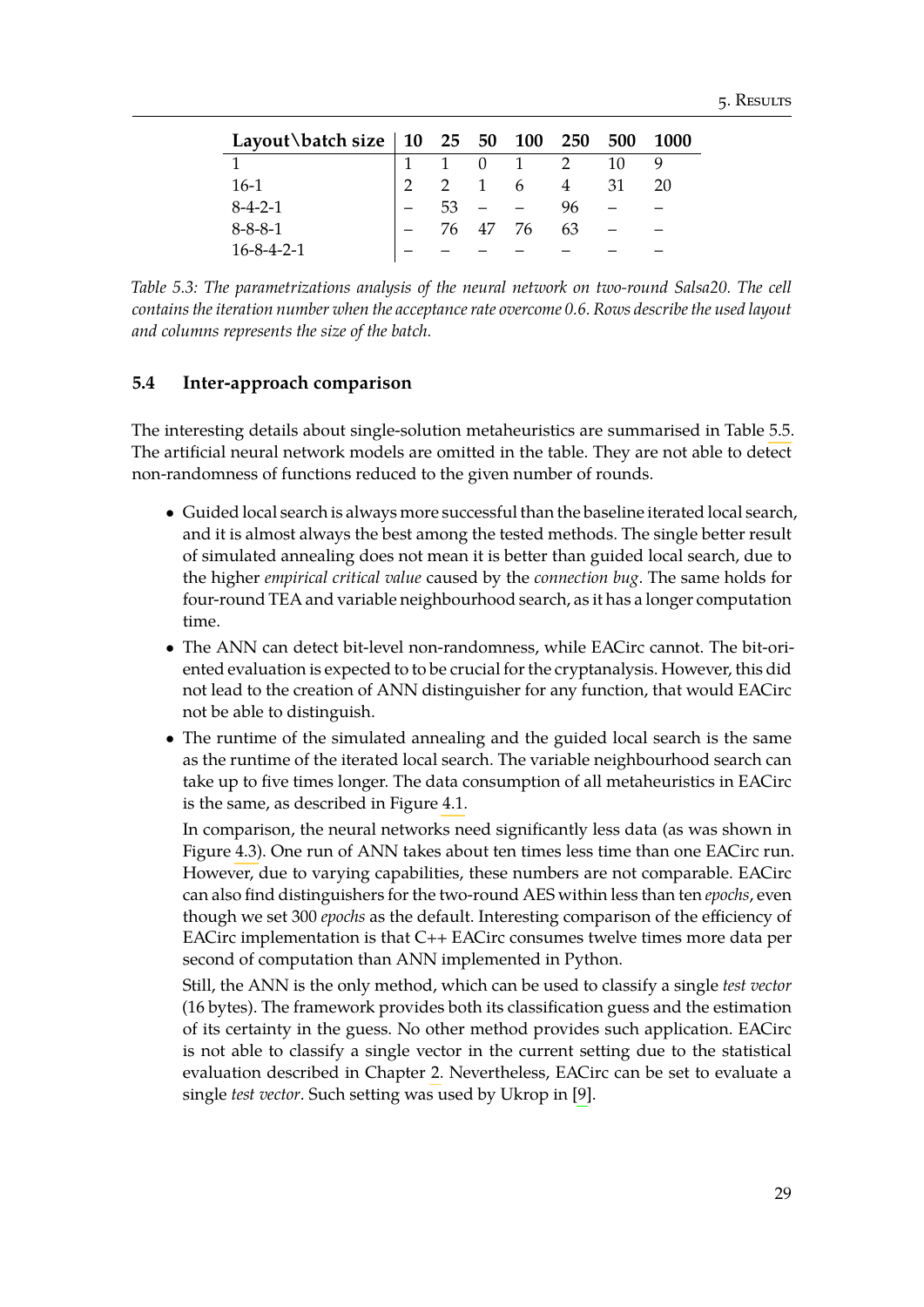| Layout\batch size | 10 | 25 | 50 | 100 | 250 | 500 | 1000 |
|---|---|---|---|---|---|---|---|
| 1 | 1 | 1 | 0 | 1 | 2 | 10 | 9 |
| 16-1 | 2 | 2 | 1 | 6 | 4 | 31 | 20 |
| 8-4-2-1 | – | 53 | – | – | 96 | – | – |
| 8-8-8-1 | – | 76 | 47 | 76 | 63 | – | – |
| 16-8-4-2-1 | – | – | – | – | – | – | – |

*Table 5.3: The parametrizations analysis of the neural network on two-round Salsa20. The cell contains the iteration number when the acceptance rate overcome 0.6. Rows describe the used layout and columns represents the size of the batch.*

### 5.4 Inter-approach comparison

The interesting details about single-solution metaheuristics are summarised in Table 5.5. The artificial neural network models are omitted in the table. They are not able to detect non-randomness of functions reduced to the given number of rounds.

- Guided local search is always more successful than the baseline iterated local search, and it is almost always the best among the tested methods. The single better result of simulated annealing does not mean it is better than guided local search, due to the higher *empirical critical value* caused by the *connection bug*. The same holds for four-round TEA and variable neighbourhood search, as it has a longer computation time.
- The ANN can detect bit-level non-randomness, while EACirc cannot. The bit-oriented evaluation is expected to to be crucial for the cryptanalysis. However, this did not lead to the creation of ANN distinguisher for any function, that would EACirc not be able to distinguish.
- The runtime of the simulated annealing and the guided local search is the same as the runtime of the iterated local search. The variable neighbourhood search can take up to five times longer. The data consumption of all metaheuristics in EACirc is the same, as described in Figure 4.1.

  In comparison, the neural networks need significantly less data (as was shown in Figure 4.3). One run of ANN takes about ten times less time than one EACirc run. However, due to varying capabilities, these numbers are not comparable. EACirc can also find distinguishers for the two-round AES within less than ten *epochs*, even though we set 300 *epochs* as the default. Interesting comparison of the efficiency of EACirc implementation is that C++ EACirc consumes twelve times more data per second of computation than ANN implemented in Python.

  Still, the ANN is the only method, which can be used to classify a single *test vector* (16 bytes). The framework provides both its classification guess and the estimation of its certainty in the guess. No other method provides such application. EACirc is not able to classify a single vector in the current setting due to the statistical evaluation described in Chapter 2. Nevertheless, EACirc can be set to evaluate a single *test vector*. Such setting was used by Ukrop in [9].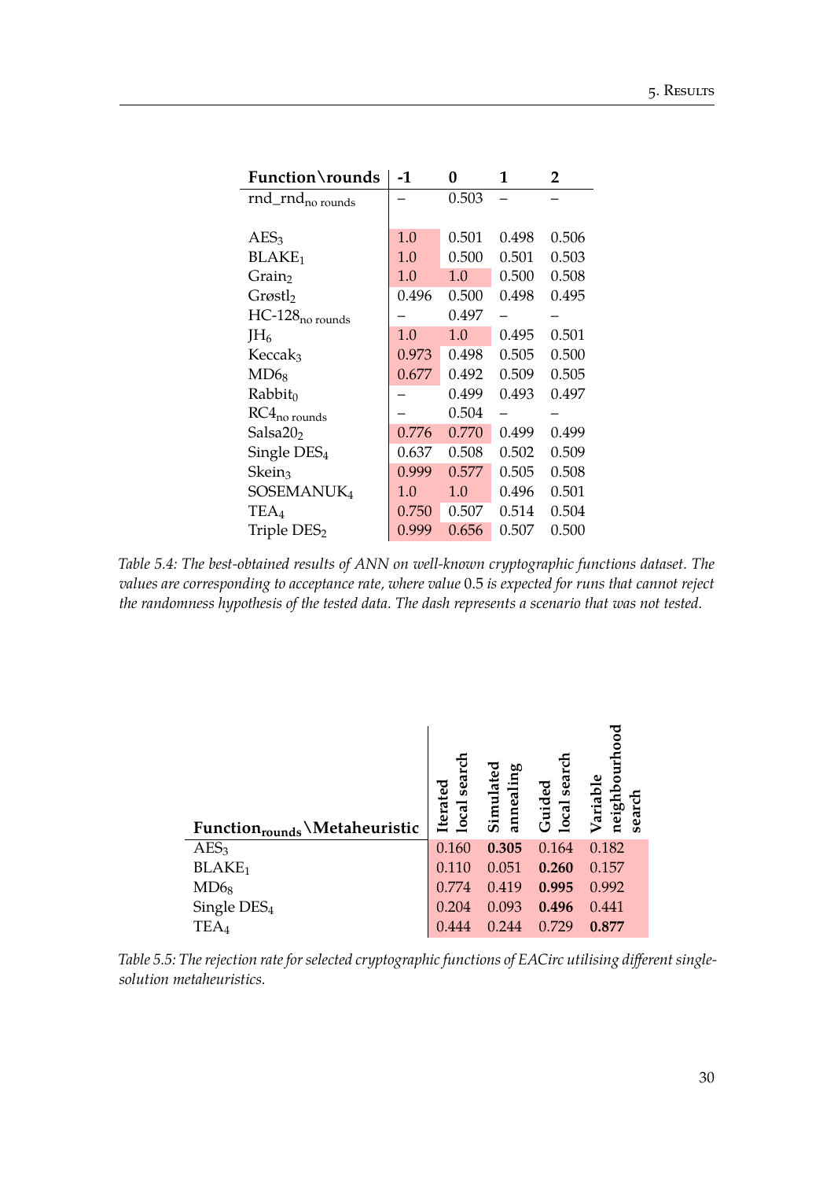| Function\rounds | -1 | 0 | 1 | 2 |
|---|---|---|---|---|
| rnd_rnd$_{\text{no rounds}}$ | – | 0.503 | – | – |
| | | | | |
| AES$_3$ | 1.0 | 0.501 | 0.498 | 0.506 |
| BLAKE$_1$ | 1.0 | 0.500 | 0.501 | 0.503 |
| Grain$_2$ | 1.0 | 1.0 | 0.500 | 0.508 |
| Grøstl$_2$ | 0.496 | 0.500 | 0.498 | 0.495 |
| HC-128$_{\text{no rounds}}$ | – | 0.497 | – | – |
| JH$_6$ | 1.0 | 1.0 | 0.495 | 0.501 |
| Keccak$_3$ | 0.973 | 0.498 | 0.505 | 0.500 |
| MD6$_8$ | 0.677 | 0.492 | 0.509 | 0.505 |
| Rabbit$_0$ | – | 0.499 | 0.493 | 0.497 |
| RC4$_{\text{no rounds}}$ | – | 0.504 | – | – |
| Salsa20$_2$ | 0.776 | 0.770 | 0.499 | 0.499 |
| Single DES$_4$ | 0.637 | 0.508 | 0.502 | 0.509 |
| Skein$_3$ | 0.999 | 0.577 | 0.505 | 0.508 |
| SOSEMANUK$_4$ | 1.0 | 1.0 | 0.496 | 0.501 |
| TEA$_4$ | 0.750 | 0.507 | 0.514 | 0.504 |
| Triple DES$_2$ | 0.999 | 0.656 | 0.507 | 0.500 |

*Table 5.4: The best-obtained results of ANN on well-known cryptographic functions dataset. The values are corresponding to acceptance rate, where value 0.5 is expected for runs that cannot reject the randomness hypothesis of the tested data. The dash represents a scenario that was not tested.*

| Function$_{\text{rounds}}$\Metaheuristic | Iterated local search | Simulated annealing | Guided local search | Variable neighbourhood search |
|---|---|---|---|---|
| AES$_3$ | 0.160 | **0.305** | 0.164 | 0.182 |
| BLAKE$_1$ | 0.110 | 0.051 | **0.260** | 0.157 |
| MD6$_8$ | 0.774 | 0.419 | **0.995** | 0.992 |
| Single DES$_4$ | 0.204 | 0.093 | **0.496** | 0.441 |
| TEA$_4$ | 0.444 | 0.244 | 0.729 | **0.877** |

*Table 5.5: The rejection rate for selected cryptographic functions of EACirc utilising different single-solution metaheuristics.*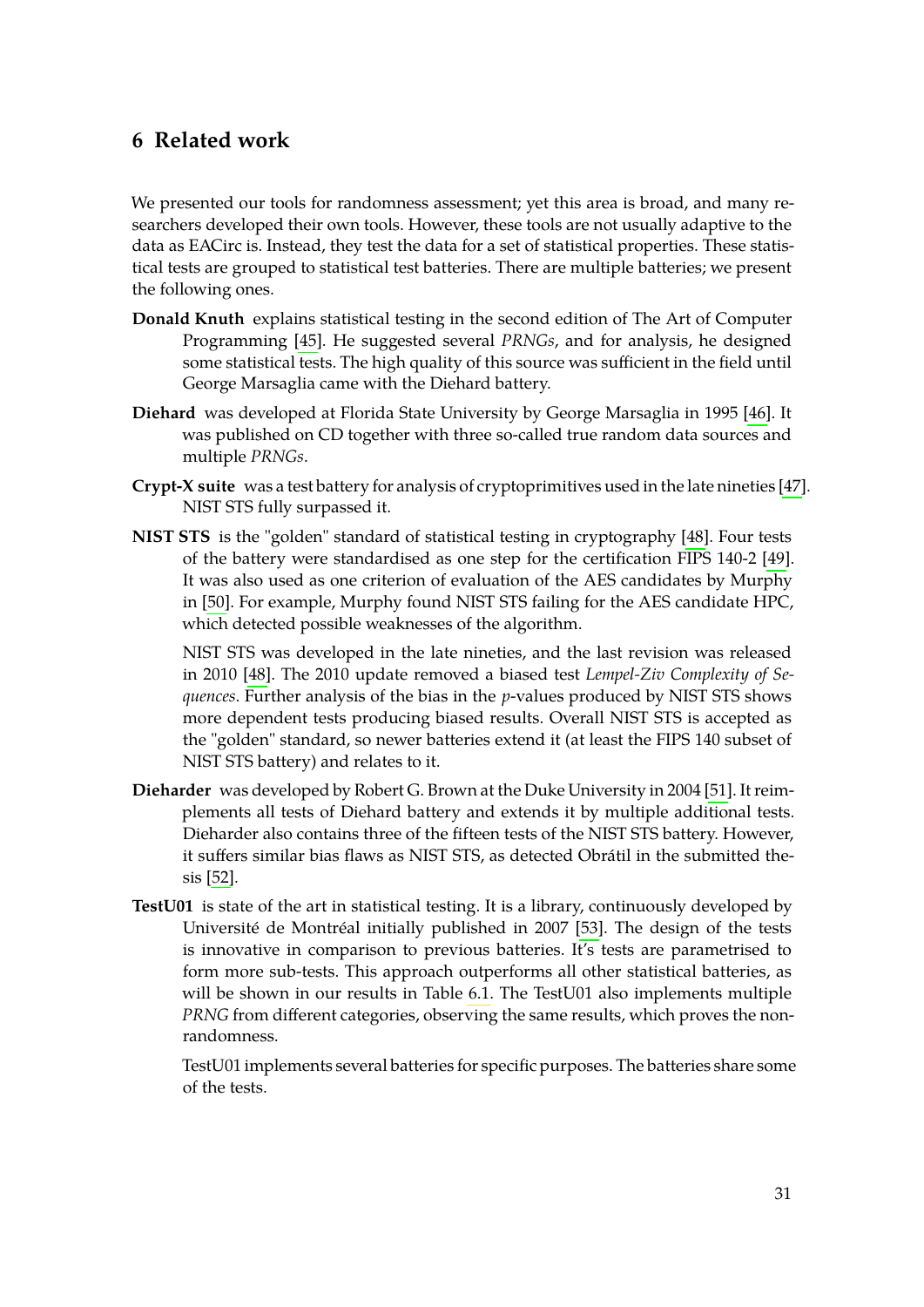# 6 Related work

We presented our tools for randomness assessment; yet this area is broad, and many researchers developed their own tools. However, these tools are not usually adaptive to the data as EACirc is. Instead, they test the data for a set of statistical properties. These statistical tests are grouped to statistical test batteries. There are multiple batteries; we present the following ones.

**Donald Knuth** explains statistical testing in the second edition of The Art of Computer Programming [45]. He suggested several *PRNGs*, and for analysis, he designed some statistical tests. The high quality of this source was sufficient in the field until George Marsaglia came with the Diehard battery.

**Diehard** was developed at Florida State University by George Marsaglia in 1995 [46]. It was published on CD together with three so-called true random data sources and multiple *PRNGs*.

**Crypt-X suite** was a test battery for analysis of cryptoprimitives used in the late nineties [47]. NIST STS fully surpassed it.

**NIST STS** is the "golden" standard of statistical testing in cryptography [48]. Four tests of the battery were standardised as one step for the certification FIPS 140-2 [49]. It was also used as one criterion of evaluation of the AES candidates by Murphy in [50]. For example, Murphy found NIST STS failing for the AES candidate HPC, which detected possible weaknesses of the algorithm.

NIST STS was developed in the late nineties, and the last revision was released in 2010 [48]. The 2010 update removed a biased test *Lempel-Ziv Complexity of Sequences*. Further analysis of the bias in the *p*-values produced by NIST STS shows more dependent tests producing biased results. Overall NIST STS is accepted as the "golden" standard, so newer batteries extend it (at least the FIPS 140 subset of NIST STS battery) and relates to it.

**Dieharder** was developed by Robert G. Brown at the Duke University in 2004 [51]. It reimplements all tests of Diehard battery and extends it by multiple additional tests. Dieharder also contains three of the fifteen tests of the NIST STS battery. However, it suffers similar bias flaws as NIST STS, as detected Obrátil in the submitted thesis [52].

**TestU01** is state of the art in statistical testing. It is a library, continuously developed by Université de Montréal initially published in 2007 [53]. The design of the tests is innovative in comparison to previous batteries. It's tests are parametrised to form more sub-tests. This approach outperforms all other statistical batteries, as will be shown in our results in Table 6.1. The TestU01 also implements multiple *PRNG* from different categories, observing the same results, which proves the non-randomness.

TestU01 implements several batteries for specific purposes. The batteries share some of the tests.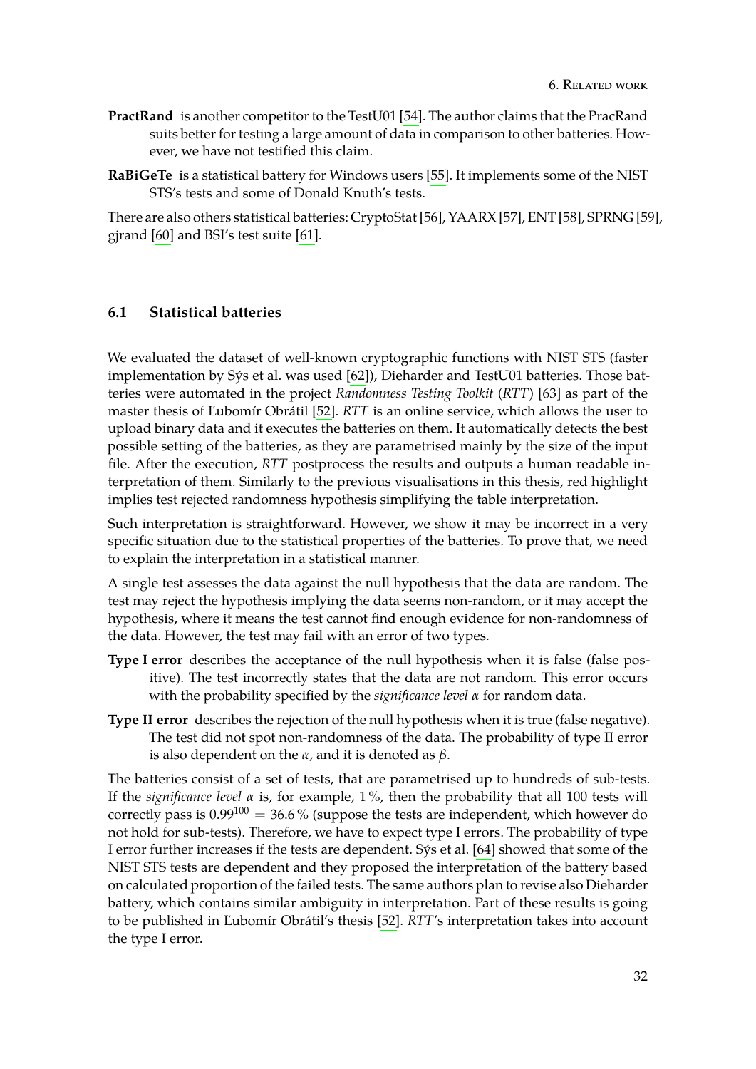**PractRand** is another competitor to the TestU01 [54]. The author claims that the PracRand suits better for testing a large amount of data in comparison to other batteries. However, we have not testified this claim.

**RaBiGeTe** is a statistical battery for Windows users [55]. It implements some of the NIST STS's tests and some of Donald Knuth's tests.

There are also others statistical batteries: CryptoStat [56], YAARX [57], ENT [58], SPRNG [59], gjrand [60] and BSI's test suite [61].

## 6.1 Statistical batteries

We evaluated the dataset of well-known cryptographic functions with NIST STS (faster implementation by Sýs et al. was used [62]), Dieharder and TestU01 batteries. Those batteries were automated in the project *Randomness Testing Toolkit* (*RTT*) [63] as part of the master thesis of Ľubomír Obrátil [52]. *RTT* is an online service, which allows the user to upload binary data and it executes the batteries on them. It automatically detects the best possible setting of the batteries, as they are parametrised mainly by the size of the input file. After the execution, *RTT* postprocess the results and outputs a human readable interpretation of them. Similarly to the previous visualisations in this thesis, red highlight implies test rejected randomness hypothesis simplifying the table interpretation.

Such interpretation is straightforward. However, we show it may be incorrect in a very specific situation due to the statistical properties of the batteries. To prove that, we need to explain the interpretation in a statistical manner.

A single test assesses the data against the null hypothesis that the data are random. The test may reject the hypothesis implying the data seems non-random, or it may accept the hypothesis, where it means the test cannot find enough evidence for non-randomness of the data. However, the test may fail with an error of two types.

**Type I error** describes the acceptance of the null hypothesis when it is false (false positive). The test incorrectly states that the data are not random. This error occurs with the probability specified by the *significance level* $\alpha$ for random data.

**Type II error** describes the rejection of the null hypothesis when it is true (false negative). The test did not spot non-randomness of the data. The probability of type II error is also dependent on the $\alpha$, and it is denoted as $\beta$.

The batteries consist of a set of tests, that are parametrised up to hundreds of sub-tests. If the *significance level* $\alpha$ is, for example, 1 %, then the probability that all 100 tests will correctly pass is $0.99^{100} = 36.6\,\%$ (suppose the tests are independent, which however do not hold for sub-tests). Therefore, we have to expect type I errors. The probability of type I error further increases if the tests are dependent. Sýs et al. [64] showed that some of the NIST STS tests are dependent and they proposed the interpretation of the battery based on calculated proportion of the failed tests. The same authors plan to revise also Dieharder battery, which contains similar ambiguity in interpretation. Part of these results is going to be published in Ľubomír Obrátil's thesis [52]. *RTT*'s interpretation takes into account the type I error.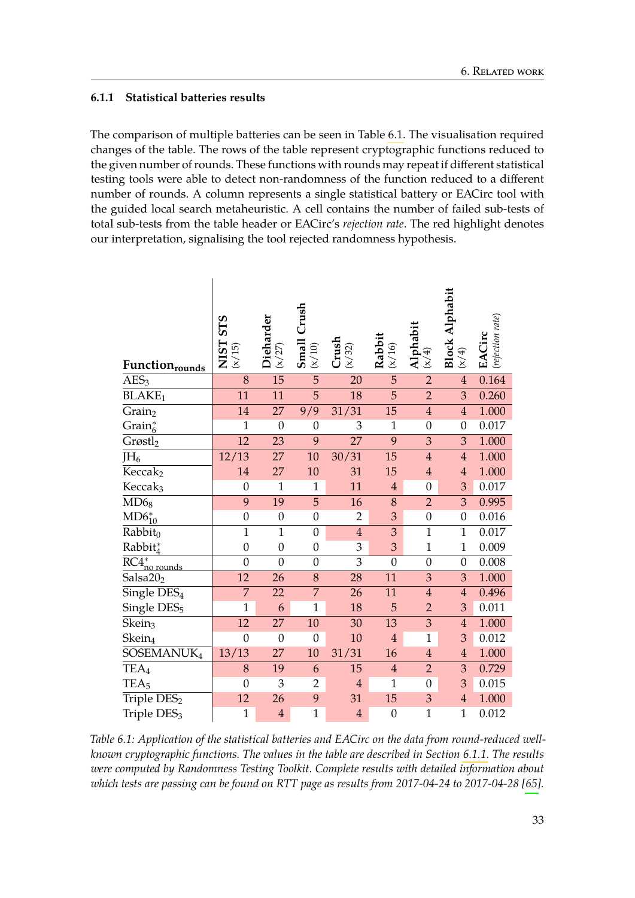### 6.1.1 Statistical batteries results

The comparison of multiple batteries can be seen in Table 6.1. The visualisation required changes of the table. The rows of the table represent cryptographic functions reduced to the given number of rounds. These functions with rounds may repeat if different statistical testing tools were able to detect non-randomness of the function reduced to a different number of rounds. A column represents a single statistical battery or EACirc tool with the guided local search metaheuristic. A cell contains the number of failed sub-tests of total sub-tests from the table header or EACirc's *rejection rate*. The red highlight denotes our interpretation, signalising the tool rejected randomness hypothesis.

| $\text{Function}_{\text{rounds}}$ | NIST STS (x/15) | Dieharder (x/27) | Small Crush (x/10) | Crush (x/32) | Rabbit (x/16) | Alphabit (x/4) | Block Alphabit (x/4) | EACirc (*rejection rate*) |
|---|---|---|---|---|---|---|---|---|
| $\text{AES}_3$ | 8 | 15 | 5 | 20 | 5 | 2 | 4 | 0.164 |
| $\text{BLAKE}_1$ | 11 | 11 | 5 | 18 | 5 | 2 | 3 | 0.260 |
| $\text{Grain}_2$ | 14 | 27 | 9/9 | 31/31 | 15 | 4 | 4 | 1.000 |
| $\text{Grain}_6^*$ | 1 | 0 | 0 | 3 | 1 | 0 | 0 | 0.017 |
| $\text{Grøstl}_2$ | 12 | 23 | 9 | 27 | 9 | 3 | 3 | 1.000 |
| $\text{JH}_6$ | 12/13 | 27 | 10 | 30/31 | 15 | 4 | 4 | 1.000 |
| $\text{Keccak}_2$ | 14 | 27 | 10 | 31 | 15 | 4 | 4 | 1.000 |
| $\text{Keccak}_3$ | 0 | 1 | 1 | 11 | 4 | 0 | 3 | 0.017 |
| $\text{MD6}_8$ | 9 | 19 | 5 | 16 | 8 | 2 | 3 | 0.995 |
| $\text{MD6}_{10}^*$ | 0 | 0 | 0 | 2 | 3 | 0 | 0 | 0.016 |
| $\text{Rabbit}_0$ | 1 | 1 | 0 | 4 | 3 | 1 | 1 | 0.017 |
| $\text{Rabbit}_4^*$ | 0 | 0 | 0 | 3 | 3 | 1 | 1 | 0.009 |
| $\text{RC4}_{\text{no rounds}}^*$ | 0 | 0 | 0 | 3 | 0 | 0 | 0 | 0.008 |
| $\text{Salsa20}_2$ | 12 | 26 | 8 | 28 | 11 | 3 | 3 | 1.000 |
| Single $\text{DES}_4$ | 7 | 22 | 7 | 26 | 11 | 4 | 4 | 0.496 |
| Single $\text{DES}_5$ | 1 | 6 | 1 | 18 | 5 | 2 | 3 | 0.011 |
| $\text{Skein}_3$ | 12 | 27 | 10 | 30 | 13 | 3 | 4 | 1.000 |
| $\text{Skein}_4$ | 0 | 0 | 0 | 10 | 4 | 1 | 3 | 0.012 |
| $\text{SOSEMANUK}_4$ | 13/13 | 27 | 10 | 31/31 | 16 | 4 | 4 | 1.000 |
| $\text{TEA}_4$ | 8 | 19 | 6 | 15 | 4 | 2 | 3 | 0.729 |
| $\text{TEA}_5$ | 0 | 3 | 2 | 4 | 1 | 0 | 3 | 0.015 |
| Triple $\text{DES}_2$ | 12 | 26 | 9 | 31 | 15 | 3 | 4 | 1.000 |
| Triple $\text{DES}_3$ | 1 | 4 | 1 | 4 | 0 | 1 | 1 | 0.012 |

*Table 6.1: Application of the statistical batteries and EACirc on the data from round-reduced well-known cryptographic functions. The values in the table are described in Section 6.1.1. The results were computed by Randomness Testing Toolkit. Complete results with detailed information about which tests are passing can be found on RTT page as results from 2017-04-24 to 2017-04-28 [65].*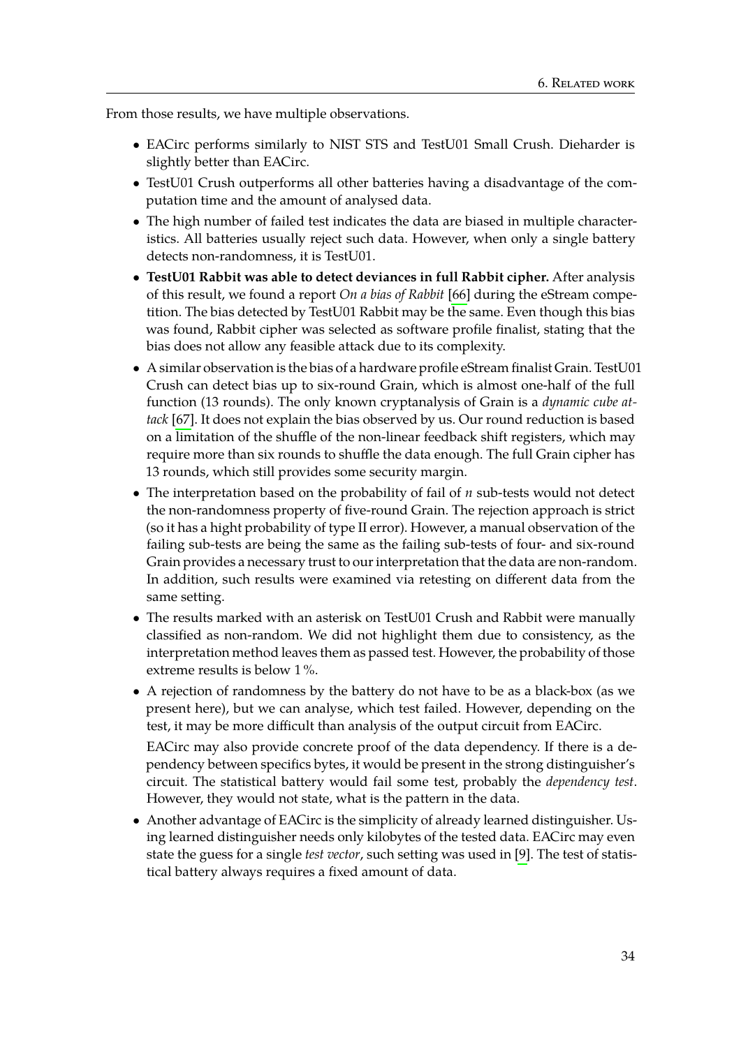From those results, we have multiple observations.

- EACirc performs similarly to NIST STS and TestU01 Small Crush. Dieharder is slightly better than EACirc.
- TestU01 Crush outperforms all other batteries having a disadvantage of the computation time and the amount of analysed data.
- The high number of failed test indicates the data are biased in multiple characteristics. All batteries usually reject such data. However, when only a single battery detects non-randomness, it is TestU01.
- **TestU01 Rabbit was able to detect deviances in full Rabbit cipher.** After analysis of this result, we found a report *On a bias of Rabbit* [66] during the eStream competition. The bias detected by TestU01 Rabbit may be the same. Even though this bias was found, Rabbit cipher was selected as software profile finalist, stating that the bias does not allow any feasible attack due to its complexity.
- A similar observation is the bias of a hardware profile eStream finalist Grain. TestU01 Crush can detect bias up to six-round Grain, which is almost one-half of the full function (13 rounds). The only known cryptanalysis of Grain is a *dynamic cube attack* [67]. It does not explain the bias observed by us. Our round reduction is based on a limitation of the shuffle of the non-linear feedback shift registers, which may require more than six rounds to shuffle the data enough. The full Grain cipher has 13 rounds, which still provides some security margin.
- The interpretation based on the probability of fail of $n$ sub-tests would not detect the non-randomness property of five-round Grain. The rejection approach is strict (so it has a hight probability of type II error). However, a manual observation of the failing sub-tests are being the same as the failing sub-tests of four- and six-round Grain provides a necessary trust to our interpretation that the data are non-random. In addition, such results were examined via retesting on different data from the same setting.
- The results marked with an asterisk on TestU01 Crush and Rabbit were manually classified as non-random. We did not highlight them due to consistency, as the interpretation method leaves them as passed test. However, the probability of those extreme results is below 1 %.
- A rejection of randomness by the battery do not have to be as a black-box (as we present here), but we can analyse, which test failed. However, depending on the test, it may be more difficult than analysis of the output circuit from EACirc.

  EACirc may also provide concrete proof of the data dependency. If there is a dependency between specifics bytes, it would be present in the strong distinguisher's circuit. The statistical battery would fail some test, probably the *dependency test*. However, they would not state, what is the pattern in the data.
- Another advantage of EACirc is the simplicity of already learned distinguisher. Using learned distinguisher needs only kilobytes of the tested data. EACirc may even state the guess for a single *test vector*, such setting was used in [9]. The test of statistical battery always requires a fixed amount of data.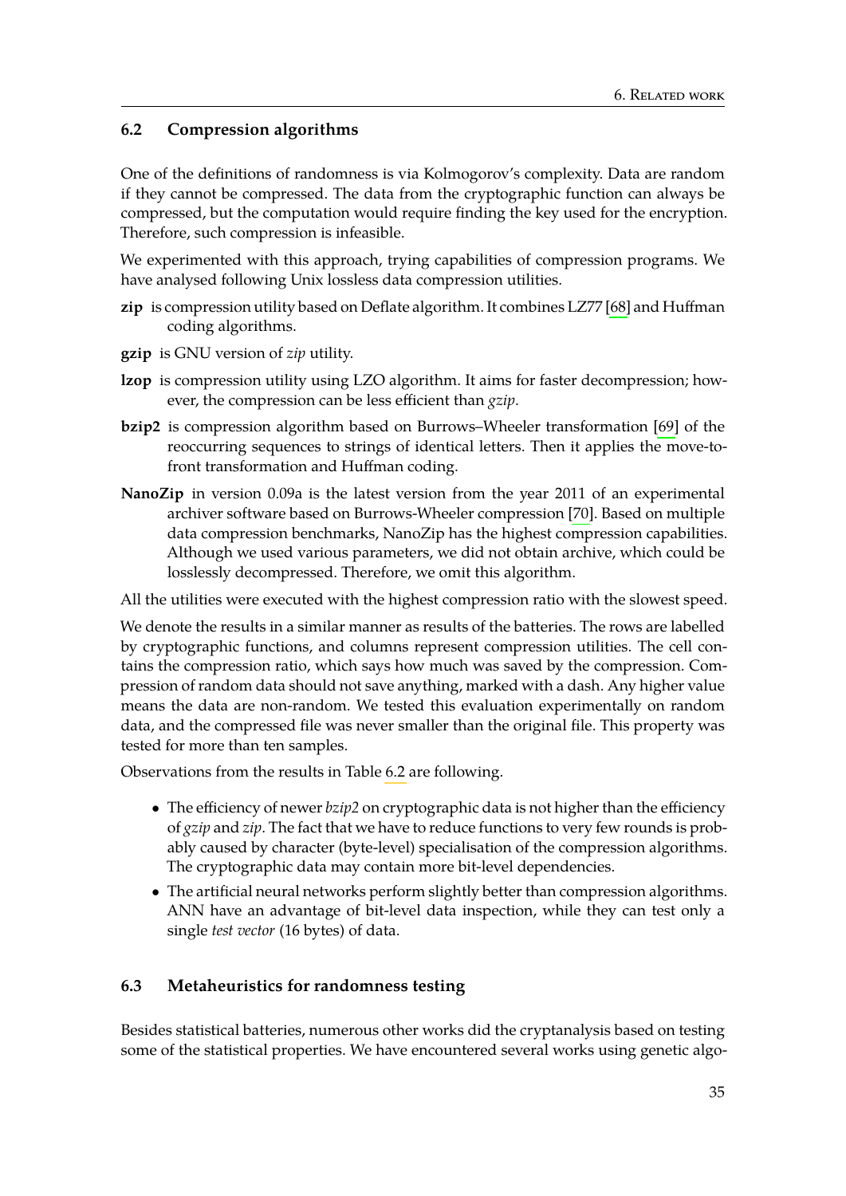## 6.2 Compression algorithms

One of the definitions of randomness is via Kolmogorov's complexity. Data are random if they cannot be compressed. The data from the cryptographic function can always be compressed, but the computation would require finding the key used for the encryption. Therefore, such compression is infeasible.

We experimented with this approach, trying capabilities of compression programs. We have analysed following Unix lossless data compression utilities.

**zip** is compression utility based on Deflate algorithm. It combines LZ77 [68] and Huffman coding algorithms.

**gzip** is GNU version of *zip* utility.

**lzop** is compression utility using LZO algorithm. It aims for faster decompression; however, the compression can be less efficient than *gzip*.

**bzip2** is compression algorithm based on Burrows–Wheeler transformation [69] of the reoccurring sequences to strings of identical letters. Then it applies the move-to-front transformation and Huffman coding.

**NanoZip** in version 0.09a is the latest version from the year 2011 of an experimental archiver software based on Burrows-Wheeler compression [70]. Based on multiple data compression benchmarks, NanoZip has the highest compression capabilities. Although we used various parameters, we did not obtain archive, which could be losslessly decompressed. Therefore, we omit this algorithm.

All the utilities were executed with the highest compression ratio with the slowest speed.

We denote the results in a similar manner as results of the batteries. The rows are labelled by cryptographic functions, and columns represent compression utilities. The cell contains the compression ratio, which says how much was saved by the compression. Compression of random data should not save anything, marked with a dash. Any higher value means the data are non-random. We tested this evaluation experimentally on random data, and the compressed file was never smaller than the original file. This property was tested for more than ten samples.

Observations from the results in Table 6.2 are following.

- The efficiency of newer *bzip2* on cryptographic data is not higher than the efficiency of *gzip* and *zip*. The fact that we have to reduce functions to very few rounds is probably caused by character (byte-level) specialisation of the compression algorithms. The cryptographic data may contain more bit-level dependencies.
- The artificial neural networks perform slightly better than compression algorithms. ANN have an advantage of bit-level data inspection, while they can test only a single *test vector* (16 bytes) of data.

## 6.3 Metaheuristics for randomness testing

Besides statistical batteries, numerous other works did the cryptanalysis based on testing some of the statistical properties. We have encountered several works using genetic algo-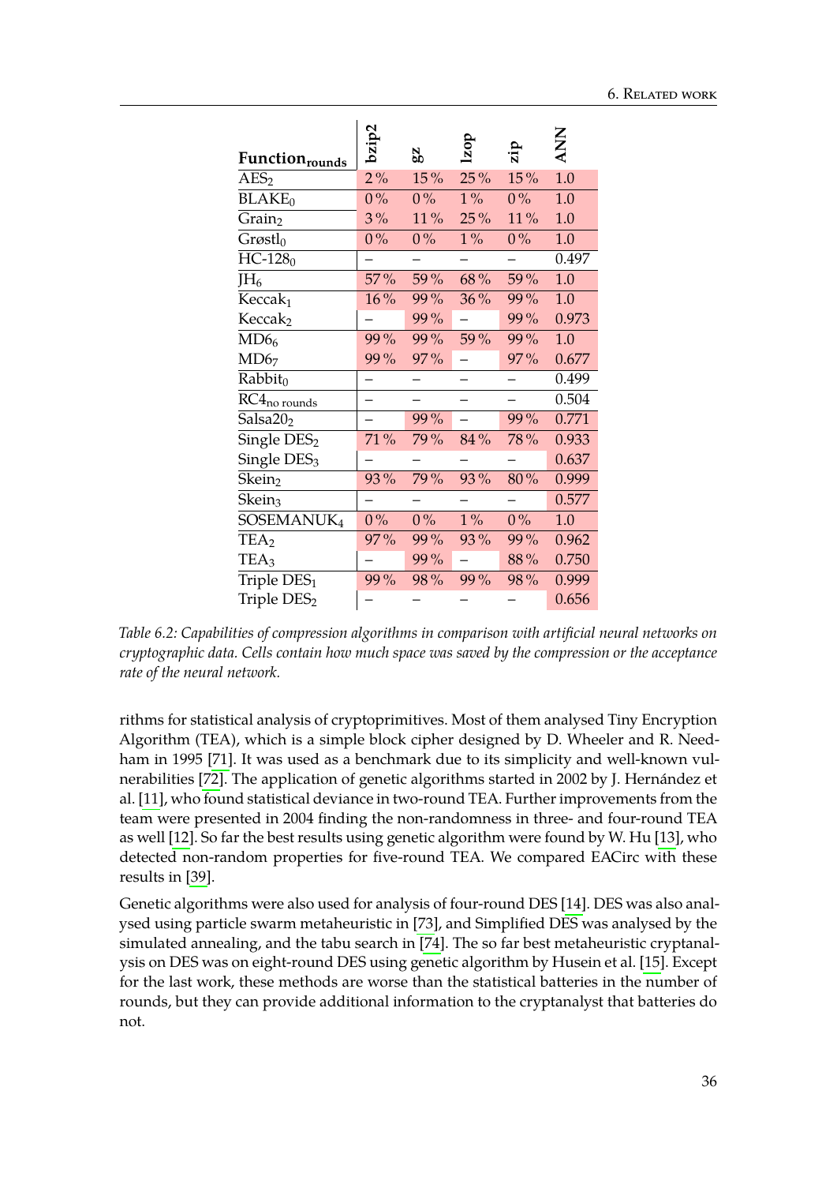| Function$_{rounds}$ | bzip2 | gz | lzop | zip | ANN |
|---|---|---|---|---|---|
| AES$_2$ | 2 % | 15 % | 25 % | 15 % | 1.0 |
| BLAKE$_0$ | 0 % | 0 % | 1 % | 0 % | 1.0 |
| Grain$_2$ | 3 % | 11 % | 25 % | 11 % | 1.0 |
| Grøstl$_0$ | 0 % | 0 % | 1 % | 0 % | 1.0 |
| HC-128$_0$ | – | – | – | – | 0.497 |
| JH$_6$ | 57 % | 59 % | 68 % | 59 % | 1.0 |
| Keccak$_1$ | 16 % | 99 % | 36 % | 99 % | 1.0 |
| Keccak$_2$ | – | 99 % | – | 99 % | 0.973 |
| MD6$_6$ | 99 % | 99 % | 59 % | 99 % | 1.0 |
| MD6$_7$ | 99 % | 97 % | – | 97 % | 0.677 |
| Rabbit$_0$ | – | – | – | – | 0.499 |
| RC4$_{\text{no rounds}}$ | – | – | – | – | 0.504 |
| Salsa20$_2$ | – | 99 % | – | 99 % | 0.771 |
| Single DES$_2$ | 71 % | 79 % | 84 % | 78 % | 0.933 |
| Single DES$_3$ | – | – | – | – | 0.637 |
| Skein$_2$ | 93 % | 79 % | 93 % | 80 % | 0.999 |
| Skein$_3$ | – | – | – | – | 0.577 |
| SOSEMANUK$_4$ | 0 % | 0 % | 1 % | 0 % | 1.0 |
| TEA$_2$ | 97 % | 99 % | 93 % | 99 % | 0.962 |
| TEA$_3$ | – | 99 % | – | 88 % | 0.750 |
| Triple DES$_1$ | 99 % | 98 % | 99 % | 98 % | 0.999 |
| Triple DES$_2$ | – | – | – | – | 0.656 |

*Table 6.2: Capabilities of compression algorithms in comparison with artificial neural networks on cryptographic data. Cells contain how much space was saved by the compression or the acceptance rate of the neural network.*

rithms for statistical analysis of cryptoprimitives. Most of them analysed Tiny Encryption Algorithm (TEA), which is a simple block cipher designed by D. Wheeler and R. Needham in 1995 [71]. It was used as a benchmark due to its simplicity and well-known vulnerabilities [72]. The application of genetic algorithms started in 2002 by J. Hernández et al. [11], who found statistical deviance in two-round TEA. Further improvements from the team were presented in 2004 finding the non-randomness in three- and four-round TEA as well [12]. So far the best results using genetic algorithm were found by W. Hu [13], who detected non-random properties for five-round TEA. We compared EACirc with these results in [39].

Genetic algorithms were also used for analysis of four-round DES [14]. DES was also analysed using particle swarm metaheuristic in [73], and Simplified DES was analysed by the simulated annealing, and the tabu search in [74]. The so far best metaheuristic cryptanalysis on DES was on eight-round DES using genetic algorithm by Husein et al. [15]. Except for the last work, these methods are worse than the statistical batteries in the number of rounds, but they can provide additional information to the cryptanalyst that batteries do not.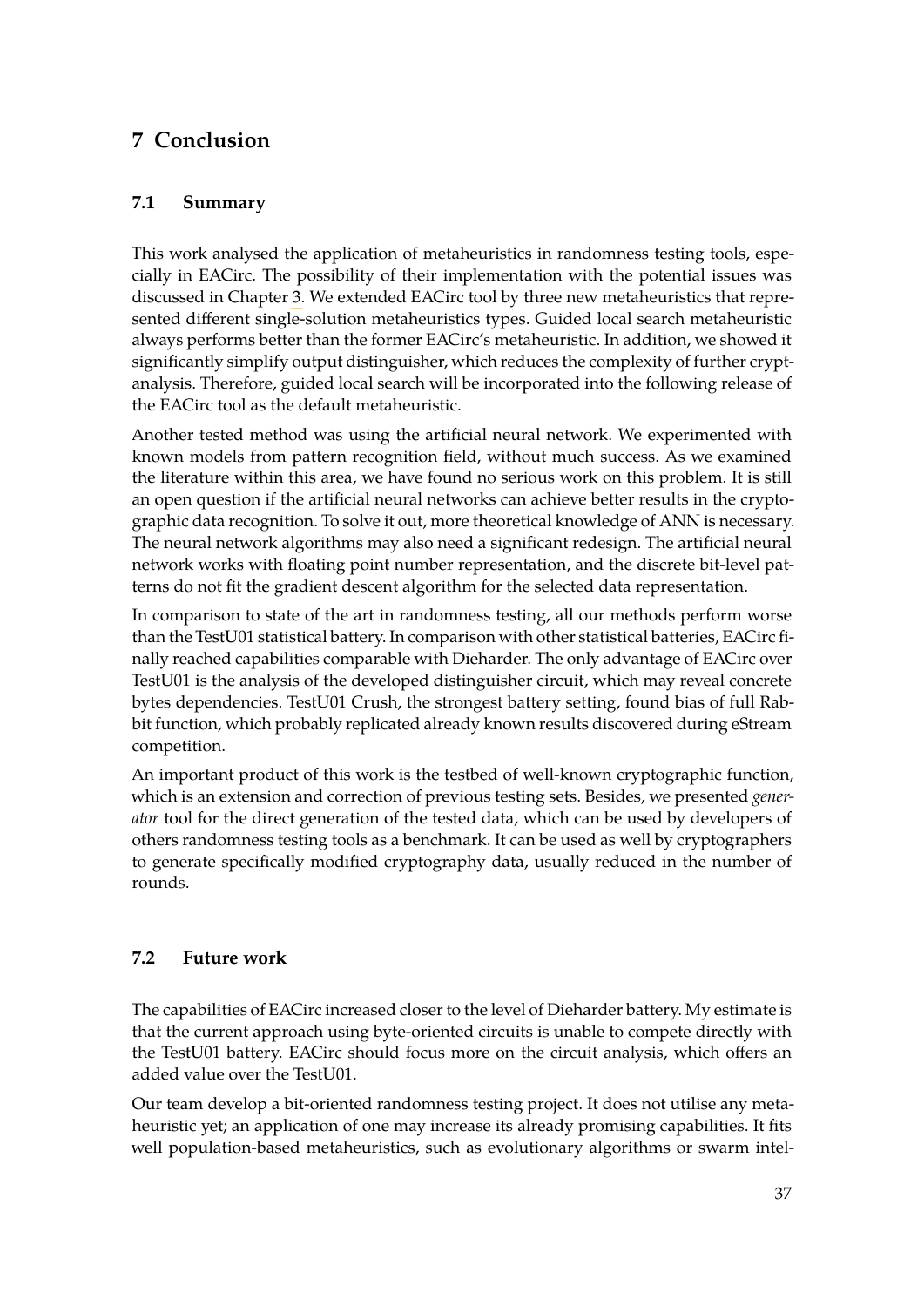# 7 Conclusion

## 7.1 Summary

This work analysed the application of metaheuristics in randomness testing tools, especially in EACirc. The possibility of their implementation with the potential issues was discussed in Chapter 3. We extended EACirc tool by three new metaheuristics that represented different single-solution metaheuristics types. Guided local search metaheuristic always performs better than the former EACirc's metaheuristic. In addition, we showed it significantly simplify output distinguisher, which reduces the complexity of further cryptanalysis. Therefore, guided local search will be incorporated into the following release of the EACirc tool as the default metaheuristic.

Another tested method was using the artificial neural network. We experimented with known models from pattern recognition field, without much success. As we examined the literature within this area, we have found no serious work on this problem. It is still an open question if the artificial neural networks can achieve better results in the cryptographic data recognition. To solve it out, more theoretical knowledge of ANN is necessary. The neural network algorithms may also need a significant redesign. The artificial neural network works with floating point number representation, and the discrete bit-level patterns do not fit the gradient descent algorithm for the selected data representation.

In comparison to state of the art in randomness testing, all our methods perform worse than the TestU01 statistical battery. In comparison with other statistical batteries, EACirc finally reached capabilities comparable with Dieharder. The only advantage of EACirc over TestU01 is the analysis of the developed distinguisher circuit, which may reveal concrete bytes dependencies. TestU01 Crush, the strongest battery setting, found bias of full Rabbit function, which probably replicated already known results discovered during eStream competition.

An important product of this work is the testbed of well-known cryptographic function, which is an extension and correction of previous testing sets. Besides, we presented *generator* tool for the direct generation of the tested data, which can be used by developers of others randomness testing tools as a benchmark. It can be used as well by cryptographers to generate specifically modified cryptography data, usually reduced in the number of rounds.

## 7.2 Future work

The capabilities of EACirc increased closer to the level of Dieharder battery. My estimate is that the current approach using byte-oriented circuits is unable to compete directly with the TestU01 battery. EACirc should focus more on the circuit analysis, which offers an added value over the TestU01.

Our team develop a bit-oriented randomness testing project. It does not utilise any metaheuristic yet; an application of one may increase its already promising capabilities. It fits well population-based metaheuristics, such as evolutionary algorithms or swarm intel-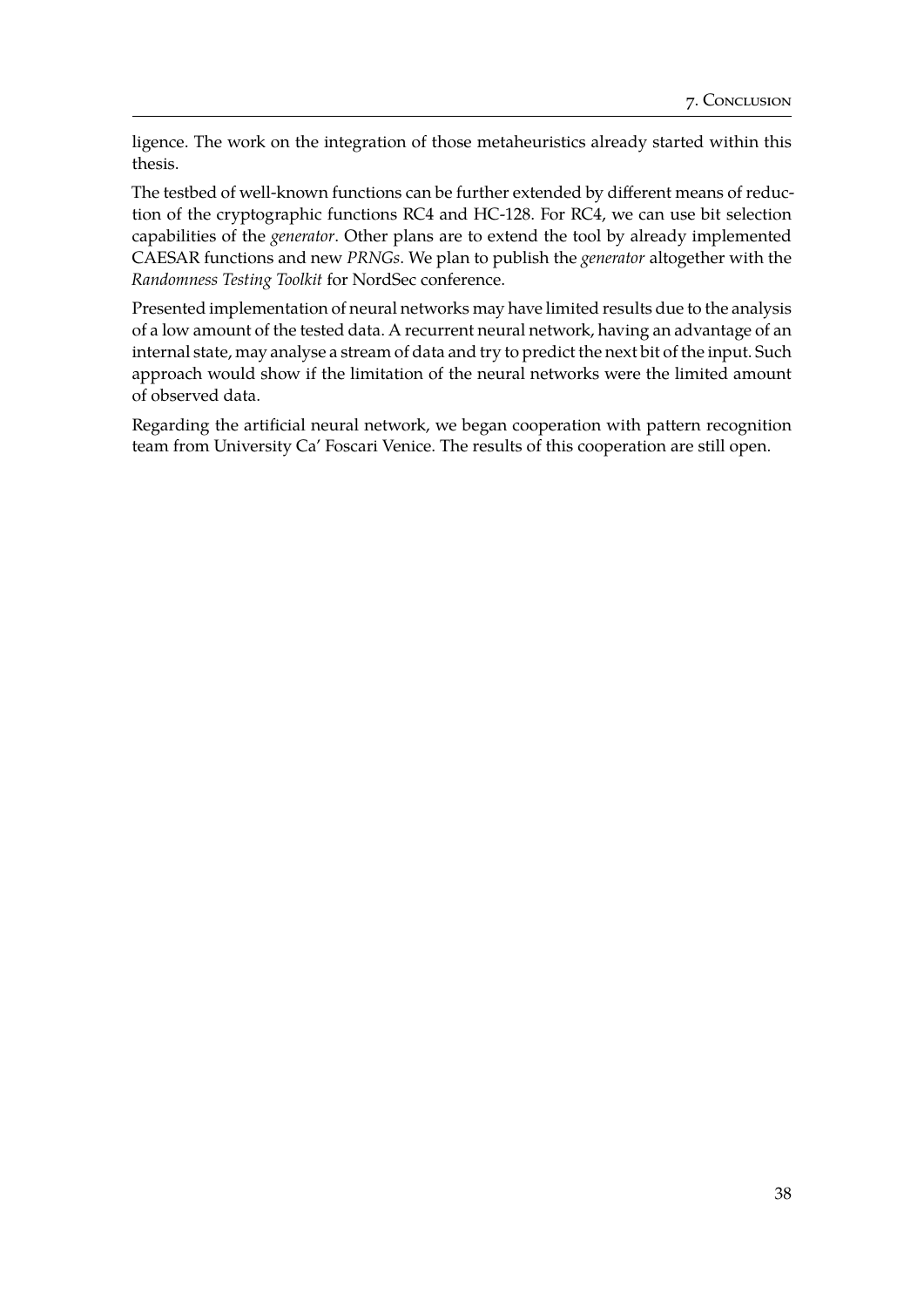ligence. The work on the integration of those metaheuristics already started within this thesis.

The testbed of well-known functions can be further extended by different means of reduction of the cryptographic functions RC4 and HC-128. For RC4, we can use bit selection capabilities of the *generator*. Other plans are to extend the tool by already implemented CAESAR functions and new *PRNGs*. We plan to publish the *generator* altogether with the *Randomness Testing Toolkit* for NordSec conference.

Presented implementation of neural networks may have limited results due to the analysis of a low amount of the tested data. A recurrent neural network, having an advantage of an internal state, may analyse a stream of data and try to predict the next bit of the input. Such approach would show if the limitation of the neural networks were the limited amount of observed data.

Regarding the artificial neural network, we began cooperation with pattern recognition team from University Ca' Foscari Venice. The results of this cooperation are still open.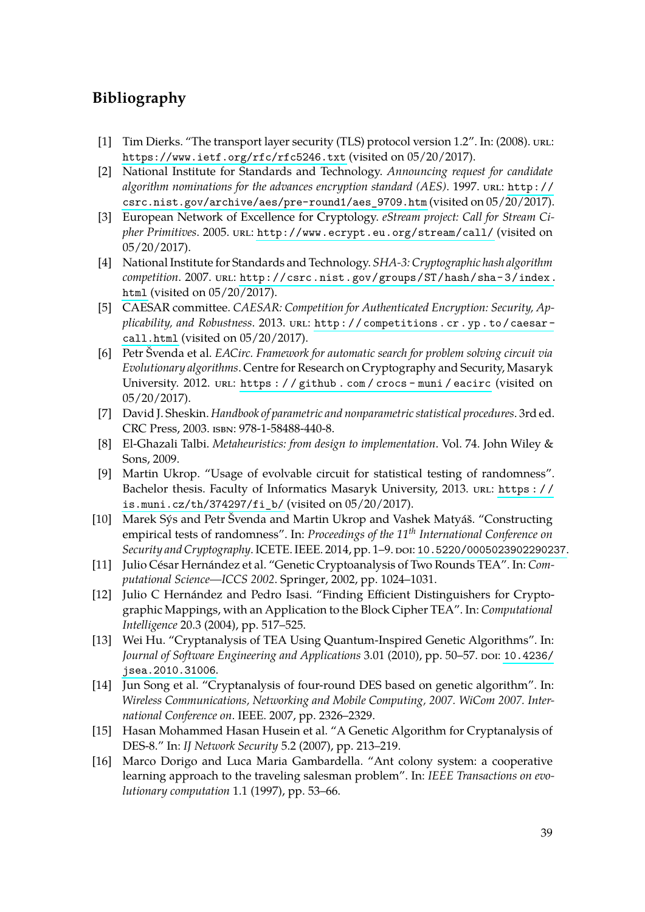# Bibliography

[1] Tim Dierks. "The transport layer security (TLS) protocol version 1.2". In: (2008). URL: https://www.ietf.org/rfc/rfc5246.txt (visited on 05/20/2017).

[2] National Institute for Standards and Technology. *Announcing request for candidate algorithm nominations for the advances encryption standard (AES)*. 1997. URL: http://csrc.nist.gov/archive/aes/pre-round1/aes_9709.htm (visited on 05/20/2017).

[3] European Network of Excellence for Cryptology. *eStream project: Call for Stream Cipher Primitives*. 2005. URL: http://www.ecrypt.eu.org/stream/call/ (visited on 05/20/2017).

[4] National Institute for Standards and Technology. *SHA-3: Cryptographic hash algorithm competition*. 2007. URL: http://csrc.nist.gov/groups/ST/hash/sha-3/index.html (visited on 05/20/2017).

[5] CAESAR committee. *CAESAR: Competition for Authenticated Encryption: Security, Applicability, and Robustness*. 2013. URL: http://competitions.cr.yp.to/caesar-call.html (visited on 05/20/2017).

[6] Petr Švenda et al. *EACirc. Framework for automatic search for problem solving circuit via Evolutionary algorithms*. Centre for Research on Cryptography and Security, Masaryk University. 2012. URL: https://github.com/crocs-muni/eacirc (visited on 05/20/2017).

[7] David J. Sheskin. *Handbook of parametric and nonparametric statistical procedures*. 3rd ed. CRC Press, 2003. ISBN: 978-1-58488-440-8.

[8] El-Ghazali Talbi. *Metaheuristics: from design to implementation*. Vol. 74. John Wiley & Sons, 2009.

[9] Martin Ukrop. "Usage of evolvable circuit for statistical testing of randomness". Bachelor thesis. Faculty of Informatics Masaryk University, 2013. URL: https://is.muni.cz/th/374297/fi_b/ (visited on 05/20/2017).

[10] Marek Sýs and Petr Švenda and Martin Ukrop and Vashek Matyáš. "Constructing empirical tests of randomness". In: *Proceedings of the 11th International Conference on Security and Cryptography*. ICETE. IEEE. 2014, pp. 1–9. DOI: 10.5220/0005023902290237.

[11] Julio César Hernández et al. "Genetic Cryptoanalysis of Two Rounds TEA". In: *Computational Science—ICCS 2002*. Springer, 2002, pp. 1024–1031.

[12] Julio C Hernández and Pedro Isasi. "Finding Efficient Distinguishers for Cryptographic Mappings, with an Application to the Block Cipher TEA". In: *Computational Intelligence* 20.3 (2004), pp. 517–525.

[13] Wei Hu. "Cryptanalysis of TEA Using Quantum-Inspired Genetic Algorithms". In: *Journal of Software Engineering and Applications* 3.01 (2010), pp. 50–57. DOI: 10.4236/jsea.2010.31006.

[14] Jun Song et al. "Cryptanalysis of four-round DES based on genetic algorithm". In: *Wireless Communications, Networking and Mobile Computing, 2007. WiCom 2007. International Conference on*. IEEE. 2007, pp. 2326–2329.

[15] Hasan Mohammed Hasan Husein et al. "A Genetic Algorithm for Cryptanalysis of DES-8." In: *IJ Network Security* 5.2 (2007), pp. 213–219.

[16] Marco Dorigo and Luca Maria Gambardella. "Ant colony system: a cooperative learning approach to the traveling salesman problem". In: *IEEE Transactions on evolutionary computation* 1.1 (1997), pp. 53–66.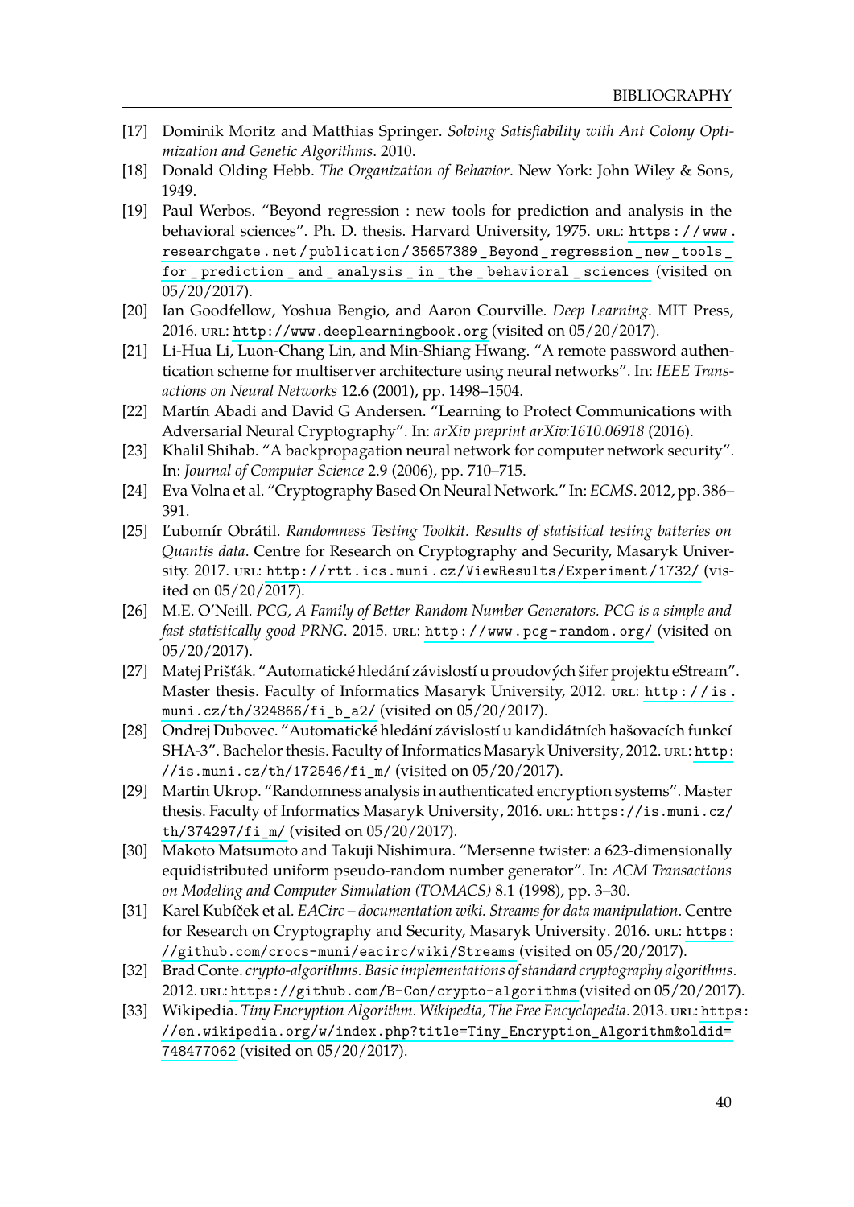[17] Dominik Moritz and Matthias Springer. *Solving Satisfiability with Ant Colony Optimization and Genetic Algorithms*. 2010.

[18] Donald Olding Hebb. *The Organization of Behavior*. New York: John Wiley & Sons, 1949.

[19] Paul Werbos. "Beyond regression : new tools for prediction and analysis in the behavioral sciences". Ph. D. thesis. Harvard University, 1975. URL: https://www.researchgate.net/publication/35657389_Beyond_regression_new_tools_for_prediction_and_analysis_in_the_behavioral_sciences (visited on 05/20/2017).

[20] Ian Goodfellow, Yoshua Bengio, and Aaron Courville. *Deep Learning*. MIT Press, 2016. URL: http://www.deeplearningbook.org (visited on 05/20/2017).

[21] Li-Hua Li, Luon-Chang Lin, and Min-Shiang Hwang. "A remote password authentication scheme for multiserver architecture using neural networks". In: *IEEE Transactions on Neural Networks* 12.6 (2001), pp. 1498–1504.

[22] Martín Abadi and David G Andersen. "Learning to Protect Communications with Adversarial Neural Cryptography". In: *arXiv preprint arXiv:1610.06918* (2016).

[23] Khalil Shihab. "A backpropagation neural network for computer network security". In: *Journal of Computer Science* 2.9 (2006), pp. 710–715.

[24] Eva Volna et al. "Cryptography Based On Neural Network." In: *ECMS*. 2012, pp. 386–391.

[25] Ľubomír Obrátil. *Randomness Testing Toolkit. Results of statistical testing batteries on Quantis data*. Centre for Research on Cryptography and Security, Masaryk University. 2017. URL: http://rtt.ics.muni.cz/ViewResults/Experiment/1732/ (visited on 05/20/2017).

[26] M.E. O'Neill. *PCG, A Family of Better Random Number Generators. PCG is a simple and fast statistically good PRNG*. 2015. URL: http://www.pcg-random.org/ (visited on 05/20/2017).

[27] Matej Prišťák. "Automatické hledání závislostí u proudových šifer projektu eStream". Master thesis. Faculty of Informatics Masaryk University, 2012. URL: http://is.muni.cz/th/324866/fi_b_a2/ (visited on 05/20/2017).

[28] Ondrej Dubovec. "Automatické hledání závislostí u kandidátních hašovacích funkcí SHA-3". Bachelor thesis. Faculty of Informatics Masaryk University, 2012. URL: http://is.muni.cz/th/172546/fi_m/ (visited on 05/20/2017).

[29] Martin Ukrop. "Randomness analysis in authenticated encryption systems". Master thesis. Faculty of Informatics Masaryk University, 2016. URL: https://is.muni.cz/th/374297/fi_m/ (visited on 05/20/2017).

[30] Makoto Matsumoto and Takuji Nishimura. "Mersenne twister: a 623-dimensionally equidistributed uniform pseudo-random number generator". In: *ACM Transactions on Modeling and Computer Simulation (TOMACS)* 8.1 (1998), pp. 3–30.

[31] Karel Kubíček et al. *EACirc – documentation wiki. Streams for data manipulation*. Centre for Research on Cryptography and Security, Masaryk University. 2016. URL: https://github.com/crocs-muni/eacirc/wiki/Streams (visited on 05/20/2017).

[32] Brad Conte. *crypto-algorithms. Basic implementations of standard cryptography algorithms*. 2012. URL: https://github.com/B-Con/crypto-algorithms (visited on 05/20/2017).

[33] Wikipedia. *Tiny Encryption Algorithm. Wikipedia, The Free Encyclopedia*. 2013. URL: https://en.wikipedia.org/w/index.php?title=Tiny_Encryption_Algorithm&oldid=748477062 (visited on 05/20/2017).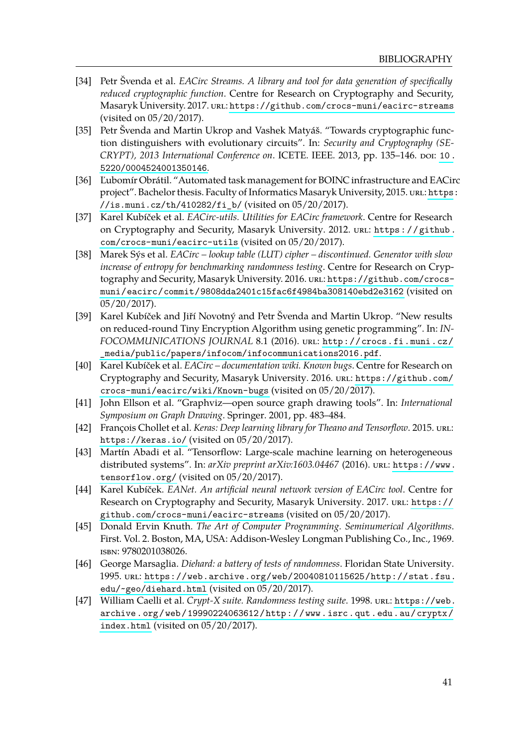[34] Petr Švenda et al. *EACirc Streams. A library and tool for data generation of specifically reduced cryptographic function*. Centre for Research on Cryptography and Security, Masaryk University. 2017. URL: https://github.com/crocs-muni/eacirc-streams (visited on 05/20/2017).

[35] Petr Švenda and Martin Ukrop and Vashek Matyáš. "Towards cryptographic function distinguishers with evolutionary circuits". In: *Security and Cryptography (SECRYPT), 2013 International Conference on*. ICETE. IEEE. 2013, pp. 135–146. DOI: 10.5220/0004524001350146.

[36] Ľubomír Obrátil. "Automated task management for BOINC infrastructure and EACirc project". Bachelor thesis. Faculty of Informatics Masaryk University, 2015. URL: https://is.muni.cz/th/410282/fi_b/ (visited on 05/20/2017).

[37] Karel Kubíček et al. *EACirc-utils. Utilities for EACirc framework*. Centre for Research on Cryptography and Security, Masaryk University. 2012. URL: https://github.com/crocs-muni/eacirc-utils (visited on 05/20/2017).

[38] Marek Sýs et al. *EACirc – lookup table (LUT) cipher – discontinued. Generator with slow increase of entropy for benchmarking randomness testing*. Centre for Research on Cryptography and Security, Masaryk University. 2016. URL: https://github.com/crocs-muni/eacirc/commit/9808dda2401c15fac6f4984ba308140ebd2e3162 (visited on 05/20/2017).

[39] Karel Kubíček and Jiří Novotný and Petr Švenda and Martin Ukrop. "New results on reduced-round Tiny Encryption Algorithm using genetic programming". In: *INFOCOMMUNICATIONS JOURNAL* 8.1 (2016). URL: http://crocs.fi.muni.cz/_media/public/papers/infocom/infocommunications2016.pdf.

[40] Karel Kubíček et al. *EACirc – documentation wiki. Known bugs*. Centre for Research on Cryptography and Security, Masaryk University. 2016. URL: https://github.com/crocs-muni/eacirc/wiki/Known-bugs (visited on 05/20/2017).

[41] John Ellson et al. "Graphviz—open source graph drawing tools". In: *International Symposium on Graph Drawing*. Springer. 2001, pp. 483–484.

[42] François Chollet et al. *Keras: Deep learning library for Theano and Tensorflow*. 2015. URL: https://keras.io/ (visited on 05/20/2017).

[43] Martín Abadi et al. "Tensorflow: Large-scale machine learning on heterogeneous distributed systems". In: *arXiv preprint arXiv:1603.04467* (2016). URL: https://www.tensorflow.org/ (visited on 05/20/2017).

[44] Karel Kubíček. *EANet. An artificial neural network version of EACirc tool*. Centre for Research on Cryptography and Security, Masaryk University. 2017. URL: https://github.com/crocs-muni/eacirc-streams (visited on 05/20/2017).

[45] Donald Ervin Knuth. *The Art of Computer Programming. Seminumerical Algorithms*. First. Vol. 2. Boston, MA, USA: Addison-Wesley Longman Publishing Co., Inc., 1969. ISBN: 9780201038026.

[46] George Marsaglia. *Diehard: a battery of tests of randomness*. Floridan State University. 1995. URL: https://web.archive.org/web/20040810115625/http://stat.fsu.edu/~geo/diehard.html (visited on 05/20/2017).

[47] William Caelli et al. *Crypt-X suite. Randomness testing suite*. 1998. URL: https://web.archive.org/web/19990224063612/http://www.isrc.qut.edu.au/cryptx/index.html (visited on 05/20/2017).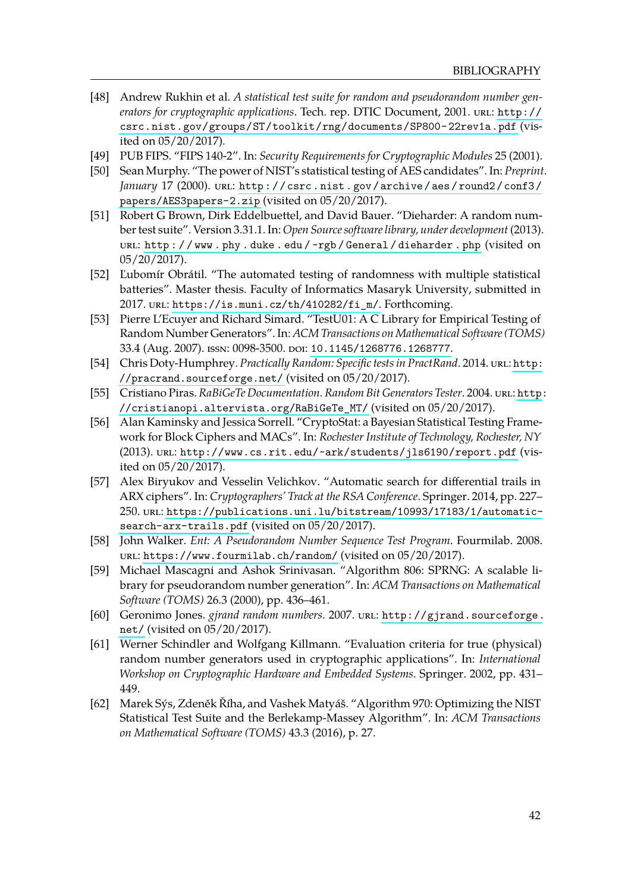[48] Andrew Rukhin et al. *A statistical test suite for random and pseudorandom number generators for cryptographic applications*. Tech. rep. DTIC Document, 2001. URL: http://csrc.nist.gov/groups/ST/toolkit/rng/documents/SP800-22rev1a.pdf (visited on 05/20/2017).

[49] PUB FIPS. “FIPS 140-2”. In: *Security Requirements for Cryptographic Modules* 25 (2001).

[50] Sean Murphy. “The power of NIST’s statistical testing of AES candidates”. In: *Preprint. January* 17 (2000). URL: http://csrc.nist.gov/archive/aes/round2/conf3/papers/AES3papers-2.zip (visited on 05/20/2017).

[51] Robert G Brown, Dirk Eddelbuettel, and David Bauer. “Dieharder: A random number test suite”. Version 3.31.1. In: *Open Source software library, under development* (2013). URL: http://www.phy.duke.edu/~rgb/General/dieharder.php (visited on 05/20/2017).

[52] Ľubomír Obrátil. “The automated testing of randomness with multiple statistical batteries”. Master thesis. Faculty of Informatics Masaryk University, submitted in 2017. URL: https://is.muni.cz/th/410282/fi_m/. Forthcoming.

[53] Pierre L’Ecuyer and Richard Simard. “TestU01: A C Library for Empirical Testing of Random Number Generators”. In: *ACM Transactions on Mathematical Software (TOMS)* 33.4 (Aug. 2007). ISSN: 0098-3500. DOI: 10.1145/1268776.1268777.

[54] Chris Doty-Humphrey. *Practically Random: Specific tests in PractRand*. 2014. URL: http://pracrand.sourceforge.net/ (visited on 05/20/2017).

[55] Cristiano Piras. *RaBiGeTe Documentation. Random Bit Generators Tester*. 2004. URL: http://cristianopi.altervista.org/RaBiGeTe_MT/ (visited on 05/20/2017).

[56] Alan Kaminsky and Jessica Sorrell. “CryptoStat: a Bayesian Statistical Testing Framework for Block Ciphers and MACs”. In: *Rochester Institute of Technology, Rochester, NY* (2013). URL: http://www.cs.rit.edu/~ark/students/jls6190/report.pdf (visited on 05/20/2017).

[57] Alex Biryukov and Vesselin Velichkov. “Automatic search for differential trails in ARX ciphers”. In: *Cryptographers’ Track at the RSA Conference*. Springer. 2014, pp. 227–250. URL: https://publications.uni.lu/bitstream/10993/17183/1/automatic-search-arx-trails.pdf (visited on 05/20/2017).

[58] John Walker. *Ent: A Pseudorandom Number Sequence Test Program*. Fourmilab. 2008. URL: https://www.fourmilab.ch/random/ (visited on 05/20/2017).

[59] Michael Mascagni and Ashok Srinivasan. “Algorithm 806: SPRNG: A scalable library for pseudorandom number generation”. In: *ACM Transactions on Mathematical Software (TOMS)* 26.3 (2000), pp. 436–461.

[60] Geronimo Jones. *gjrand random numbers*. 2007. URL: http://gjrand.sourceforge.net/ (visited on 05/20/2017).

[61] Werner Schindler and Wolfgang Killmann. “Evaluation criteria for true (physical) random number generators used in cryptographic applications”. In: *International Workshop on Cryptographic Hardware and Embedded Systems*. Springer. 2002, pp. 431–449.

[62] Marek Sýs, Zdeněk Říha, and Vashek Matyáš. “Algorithm 970: Optimizing the NIST Statistical Test Suite and the Berlekamp-Massey Algorithm”. In: *ACM Transactions on Mathematical Software (TOMS)* 43.3 (2016), p. 27.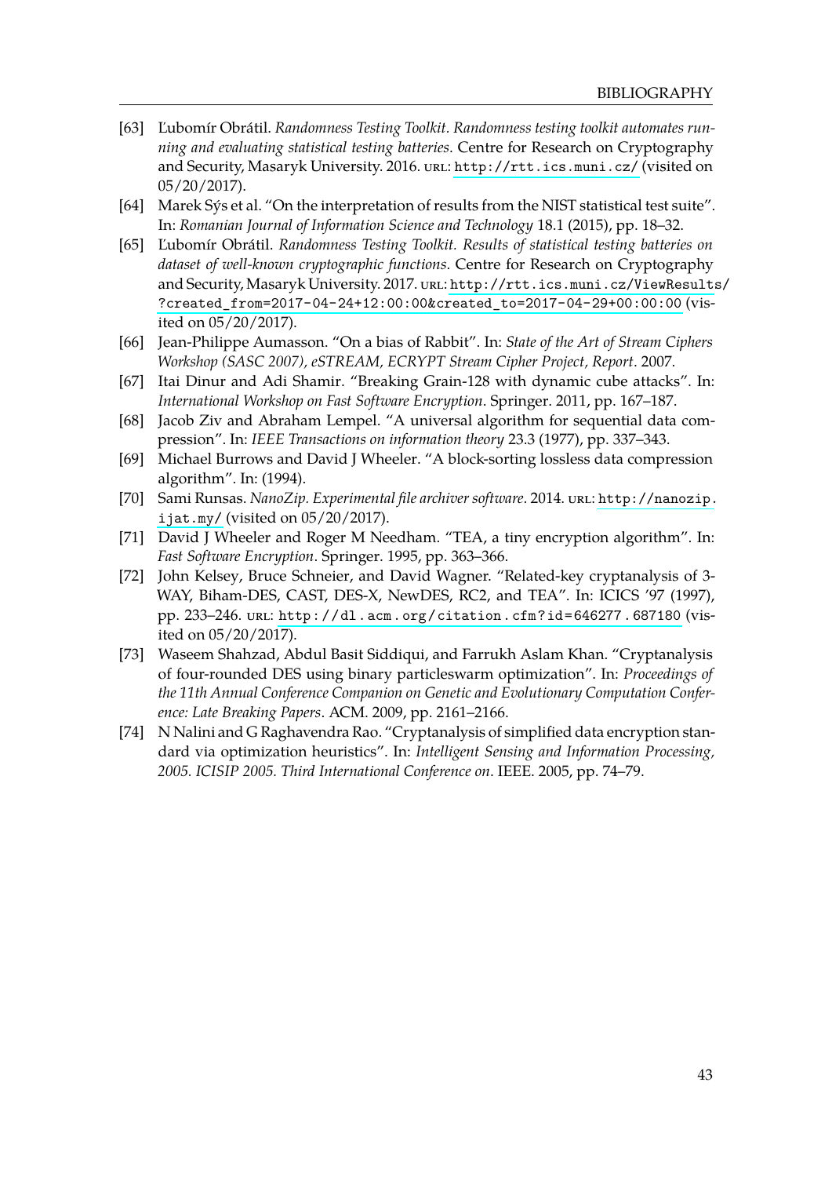[63] Ľubomír Obrátil. *Randomness Testing Toolkit. Randomness testing toolkit automates running and evaluating statistical testing batteries.* Centre for Research on Cryptography and Security, Masaryk University. 2016. URL: http://rtt.ics.muni.cz/ (visited on 05/20/2017).

[64] Marek Sýs et al. "On the interpretation of results from the NIST statistical test suite". In: *Romanian Journal of Information Science and Technology* 18.1 (2015), pp. 18–32.

[65] Ľubomír Obrátil. *Randomness Testing Toolkit. Results of statistical testing batteries on dataset of well-known cryptographic functions*. Centre for Research on Cryptography and Security, Masaryk University. 2017. URL: http://rtt.ics.muni.cz/ViewResults/?created_from=2017-04-24+12:00:00&created_to=2017-04-29+00:00:00 (visited on 05/20/2017).

[66] Jean-Philippe Aumasson. "On a bias of Rabbit". In: *State of the Art of Stream Ciphers Workshop (SASC 2007), eSTREAM, ECRYPT Stream Cipher Project, Report*. 2007.

[67] Itai Dinur and Adi Shamir. "Breaking Grain-128 with dynamic cube attacks". In: *International Workshop on Fast Software Encryption*. Springer. 2011, pp. 167–187.

[68] Jacob Ziv and Abraham Lempel. "A universal algorithm for sequential data compression". In: *IEEE Transactions on information theory* 23.3 (1977), pp. 337–343.

[69] Michael Burrows and David J Wheeler. "A block-sorting lossless data compression algorithm". In: (1994).

[70] Sami Runsas. *NanoZip. Experimental file archiver software*. 2014. URL: http://nanozip.ijat.my/ (visited on 05/20/2017).

[71] David J Wheeler and Roger M Needham. "TEA, a tiny encryption algorithm". In: *Fast Software Encryption*. Springer. 1995, pp. 363–366.

[72] John Kelsey, Bruce Schneier, and David Wagner. "Related-key cryptanalysis of 3-WAY, Biham-DES, CAST, DES-X, NewDES, RC2, and TEA". In: ICICS '97 (1997), pp. 233–246. URL: http://dl.acm.org/citation.cfm?id=646277.687180 (visited on 05/20/2017).

[73] Waseem Shahzad, Abdul Basit Siddiqui, and Farrukh Aslam Khan. "Cryptanalysis of four-rounded DES using binary particleswarm optimization". In: *Proceedings of the 11th Annual Conference Companion on Genetic and Evolutionary Computation Conference: Late Breaking Papers*. ACM. 2009, pp. 2161–2166.

[74] N Nalini and G Raghavendra Rao. "Cryptanalysis of simplified data encryption standard via optimization heuristics". In: *Intelligent Sensing and Information Processing, 2005. ICISIP 2005. Third International Conference on*. IEEE. 2005, pp. 74–79.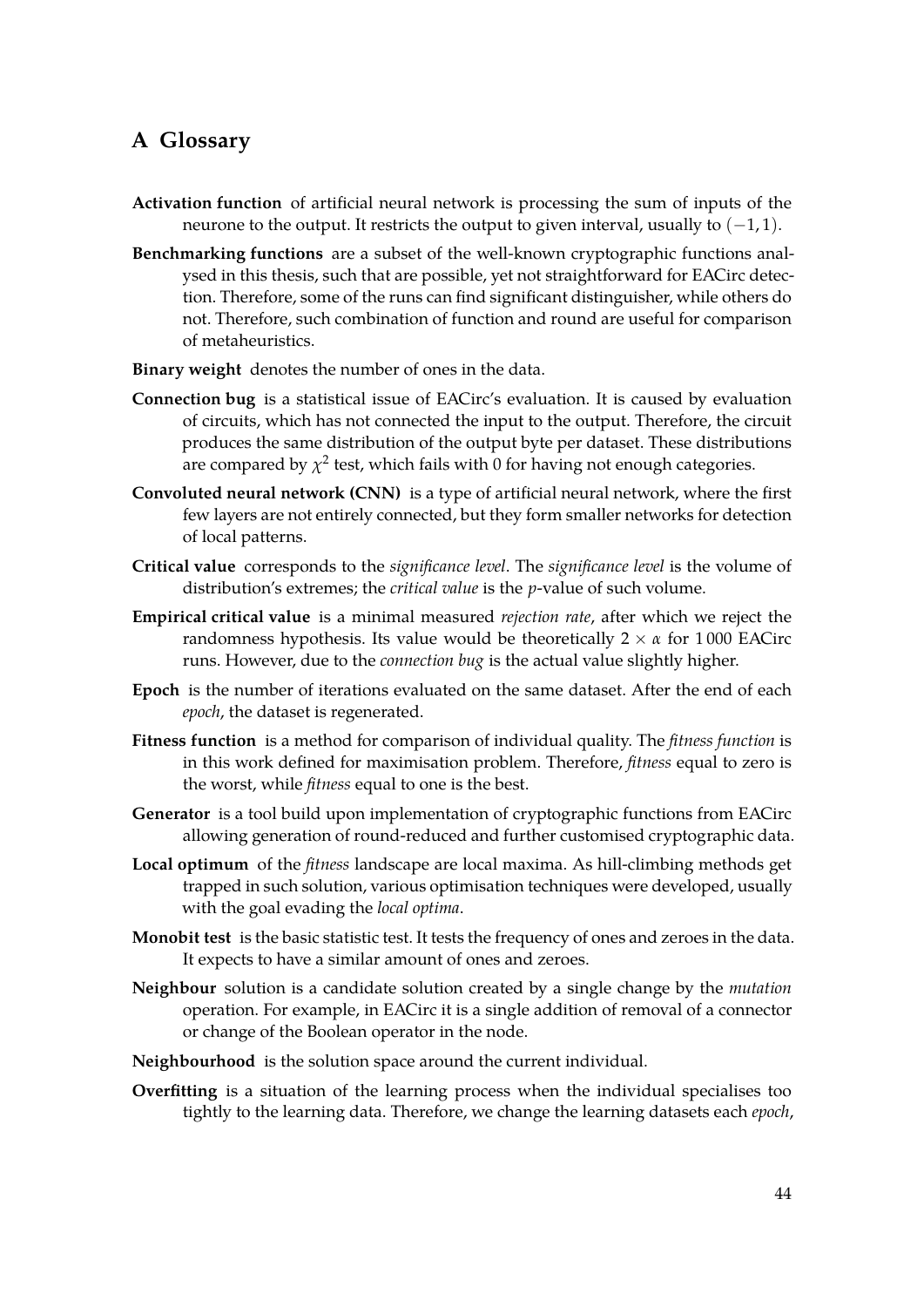# A Glossary

**Activation function** of artificial neural network is processing the sum of inputs of the neurone to the output. It restricts the output to given interval, usually to $(-1, 1)$.

**Benchmarking functions** are a subset of the well-known cryptographic functions analysed in this thesis, such that are possible, yet not straightforward for EACirc detection. Therefore, some of the runs can find significant distinguisher, while others do not. Therefore, such combination of function and round are useful for comparison of metaheuristics.

**Binary weight** denotes the number of ones in the data.

**Connection bug** is a statistical issue of EACirc's evaluation. It is caused by evaluation of circuits, which has not connected the input to the output. Therefore, the circuit produces the same distribution of the output byte per dataset. These distributions are compared by $\chi^2$ test, which fails with 0 for having not enough categories.

**Convoluted neural network (CNN)** is a type of artificial neural network, where the first few layers are not entirely connected, but they form smaller networks for detection of local patterns.

**Critical value** corresponds to the *significance level*. The *significance level* is the volume of distribution's extremes; the *critical value* is the *p*-value of such volume.

**Empirical critical value** is a minimal measured *rejection rate*, after which we reject the randomness hypothesis. Its value would be theoretically $2 \times \alpha$ for 1 000 EACirc runs. However, due to the *connection bug* is the actual value slightly higher.

**Epoch** is the number of iterations evaluated on the same dataset. After the end of each *epoch*, the dataset is regenerated.

**Fitness function** is a method for comparison of individual quality. The *fitness function* is in this work defined for maximisation problem. Therefore, *fitness* equal to zero is the worst, while *fitness* equal to one is the best.

**Generator** is a tool build upon implementation of cryptographic functions from EACirc allowing generation of round-reduced and further customised cryptographic data.

**Local optimum** of the *fitness* landscape are local maxima. As hill-climbing methods get trapped in such solution, various optimisation techniques were developed, usually with the goal evading the *local optima*.

**Monobit test** is the basic statistic test. It tests the frequency of ones and zeroes in the data. It expects to have a similar amount of ones and zeroes.

**Neighbour** solution is a candidate solution created by a single change by the *mutation* operation. For example, in EACirc it is a single addition of removal of a connector or change of the Boolean operator in the node.

**Neighbourhood** is the solution space around the current individual.

**Overfitting** is a situation of the learning process when the individual specialises too tightly to the learning data. Therefore, we change the learning datasets each *epoch*,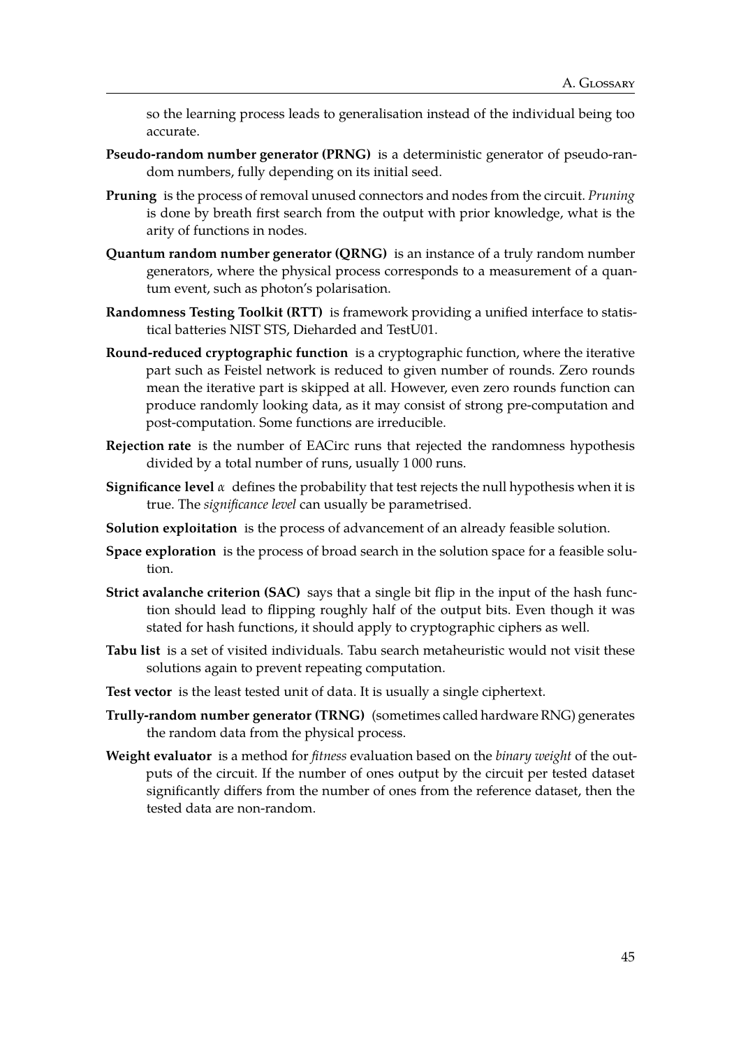so the learning process leads to generalisation instead of the individual being too accurate.

**Pseudo-random number generator (PRNG)** is a deterministic generator of pseudo-random numbers, fully depending on its initial seed.

**Pruning** is the process of removal unused connectors and nodes from the circuit. *Pruning* is done by breath first search from the output with prior knowledge, what is the arity of functions in nodes.

**Quantum random number generator (QRNG)** is an instance of a truly random number generators, where the physical process corresponds to a measurement of a quantum event, such as photon's polarisation.

**Randomness Testing Toolkit (RTT)** is framework providing a unified interface to statistical batteries NIST STS, Dieharded and TestU01.

**Round-reduced cryptographic function** is a cryptographic function, where the iterative part such as Feistel network is reduced to given number of rounds. Zero rounds mean the iterative part is skipped at all. However, even zero rounds function can produce randomly looking data, as it may consist of strong pre-computation and post-computation. Some functions are irreducible.

**Rejection rate** is the number of EACirc runs that rejected the randomness hypothesis divided by a total number of runs, usually 1 000 runs.

**Significance level** $\alpha$ defines the probability that test rejects the null hypothesis when it is true. The *significance level* can usually be parametrised.

**Solution exploitation** is the process of advancement of an already feasible solution.

**Space exploration** is the process of broad search in the solution space for a feasible solution.

**Strict avalanche criterion (SAC)** says that a single bit flip in the input of the hash function should lead to flipping roughly half of the output bits. Even though it was stated for hash functions, it should apply to cryptographic ciphers as well.

**Tabu list** is a set of visited individuals. Tabu search metaheuristic would not visit these solutions again to prevent repeating computation.

**Test vector** is the least tested unit of data. It is usually a single ciphertext.

**Trully-random number generator (TRNG)** (sometimes called hardware RNG) generates the random data from the physical process.

**Weight evaluator** is a method for *fitness* evaluation based on the *binary weight* of the outputs of the circuit. If the number of ones output by the circuit per tested dataset significantly differs from the number of ones from the reference dataset, then the tested data are non-random.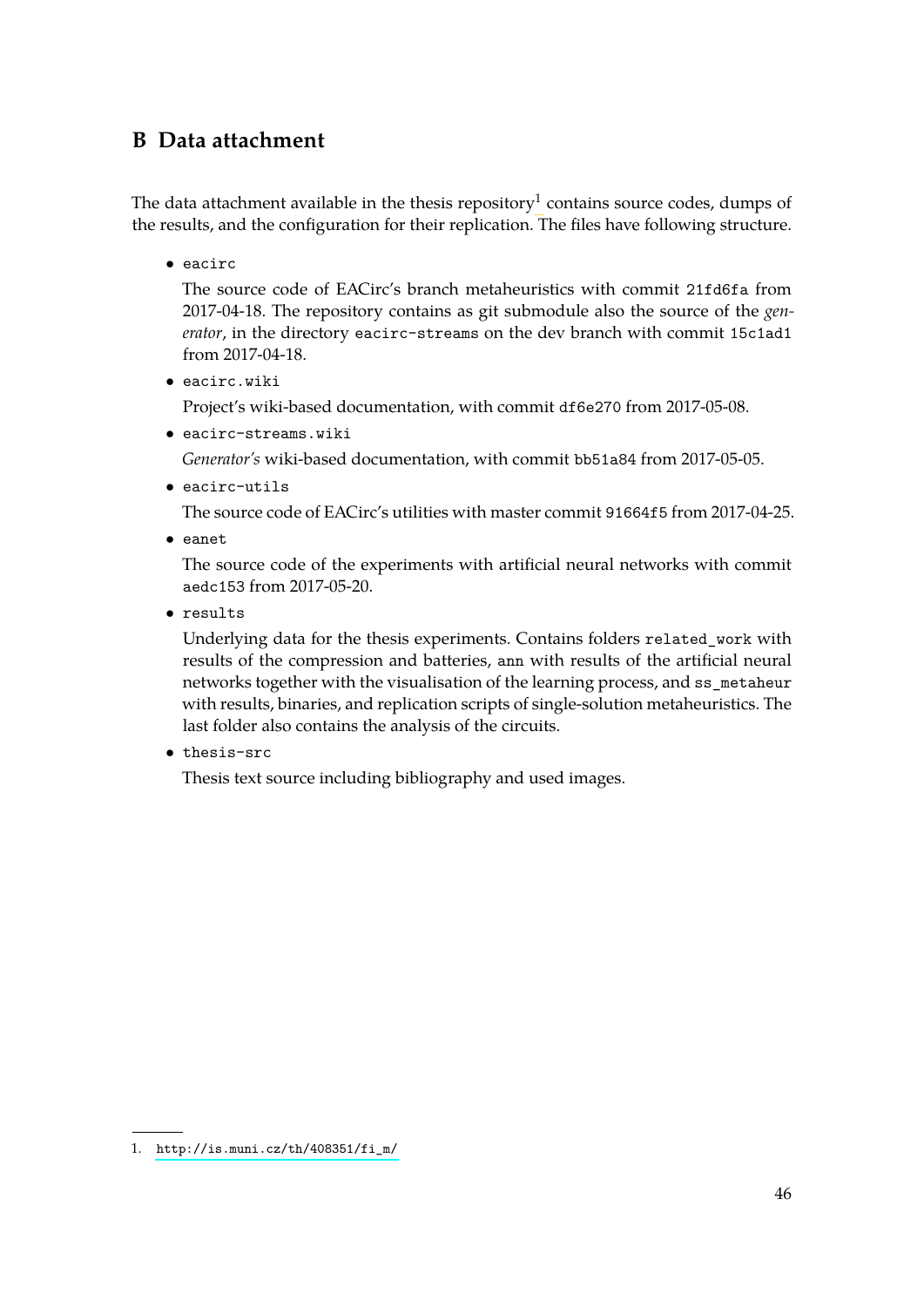## B Data attachment

The data attachment available in the thesis repository[1] contains source codes, dumps of the results, and the configuration for their replication. The files have following structure.

- `eacirc`

  The source code of EACirc's branch metaheuristics with commit `21fd6fa` from 2017-04-18. The repository contains as git submodule also the source of the *generator*, in the directory `eacirc-streams` on the dev branch with commit `15c1ad1` from 2017-04-18.

- `eacirc.wiki`

  Project's wiki-based documentation, with commit `df6e270` from 2017-05-08.

- `eacirc-streams.wiki`

  *Generator's* wiki-based documentation, with commit `bb51a84` from 2017-05-05.

- `eacirc-utils`

  The source code of EACirc's utilities with master commit `91664f5` from 2017-04-25.

- `eanet`

  The source code of the experiments with artificial neural networks with commit `aedc153` from 2017-05-20.

- `results`

  Underlying data for the thesis experiments. Contains folders `related_work` with results of the compression and batteries, `ann` with results of the artificial neural networks together with the visualisation of the learning process, and `ss_metaheur` with results, binaries, and replication scripts of single-solution metaheuristics. The last folder also contains the analysis of the circuits.

- `thesis-src`

  Thesis text source including bibliography and used images.

---

1. `http://is.muni.cz/th/408351/fi_m/`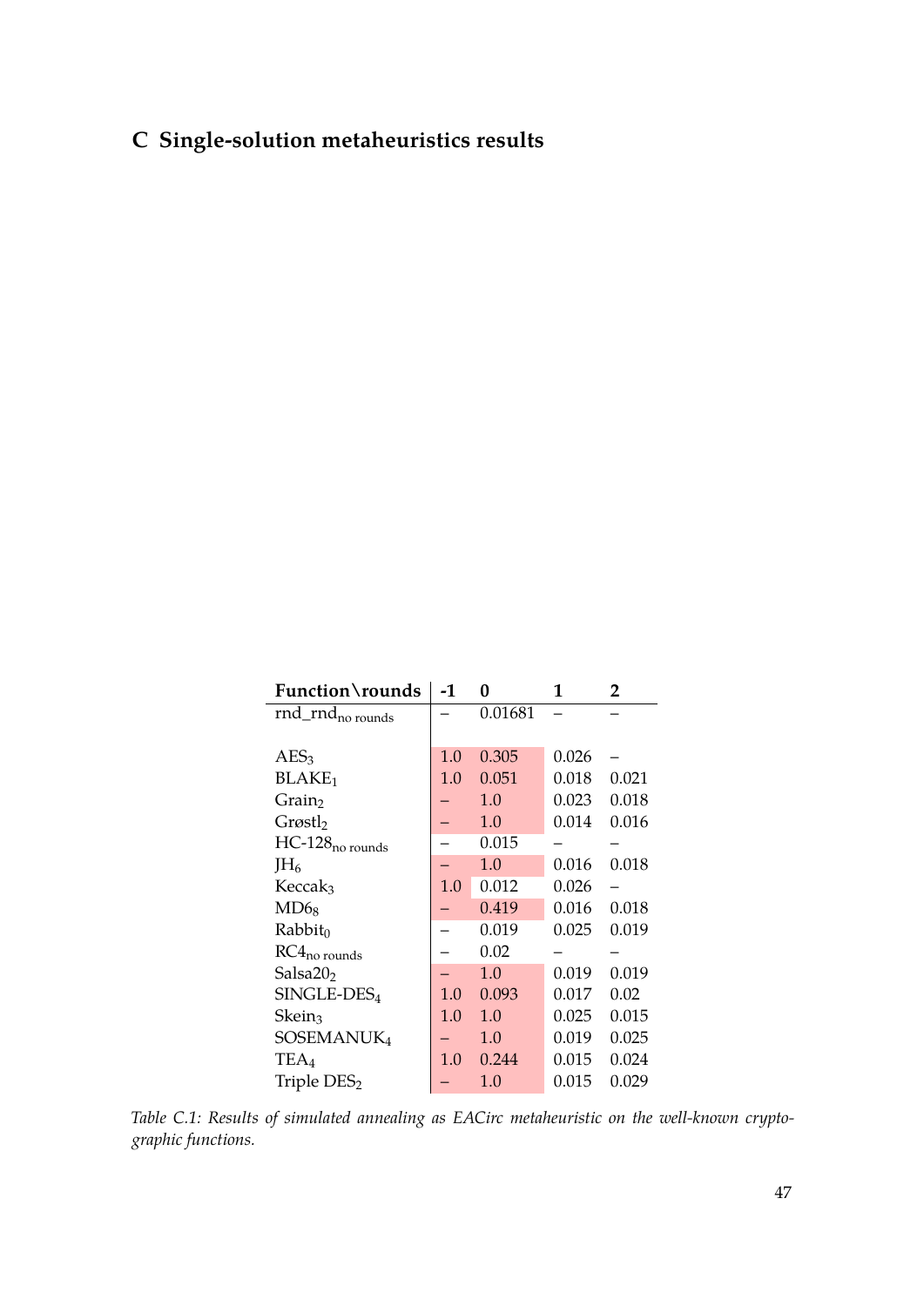# C Single-solution metaheuristics results

| Function\rounds | -1 | 0 | 1 | 2 |
|---|---|---|---|---|
| rnd_rnd$_{\text{no rounds}}$ | – | 0.01681 | – | – |
| | | | | |
| AES$_3$ | 1.0 | 0.305 | 0.026 | – |
| BLAKE$_1$ | 1.0 | 0.051 | 0.018 | 0.021 |
| Grain$_2$ | – | 1.0 | 0.023 | 0.018 |
| Grøstl$_2$ | – | 1.0 | 0.014 | 0.016 |
| HC-128$_{\text{no rounds}}$ | – | 0.015 | – | – |
| JH$_6$ | – | 1.0 | 0.016 | 0.018 |
| Keccak$_3$ | 1.0 | 0.012 | 0.026 | – |
| MD6$_8$ | – | 0.419 | 0.016 | 0.018 |
| Rabbit$_0$ | – | 0.019 | 0.025 | 0.019 |
| RC4$_{\text{no rounds}}$ | – | 0.02 | – | – |
| Salsa20$_2$ | – | 1.0 | 0.019 | 0.019 |
| SINGLE-DES$_4$ | 1.0 | 0.093 | 0.017 | 0.02 |
| Skein$_3$ | 1.0 | 1.0 | 0.025 | 0.015 |
| SOSEMANUK$_4$ | – | 1.0 | 0.019 | 0.025 |
| TEA$_4$ | 1.0 | 0.244 | 0.015 | 0.024 |
| Triple DES$_2$ | – | 1.0 | 0.015 | 0.029 |

*Table C.1: Results of simulated annealing as EACirc metaheuristic on the well-known cryptographic functions.*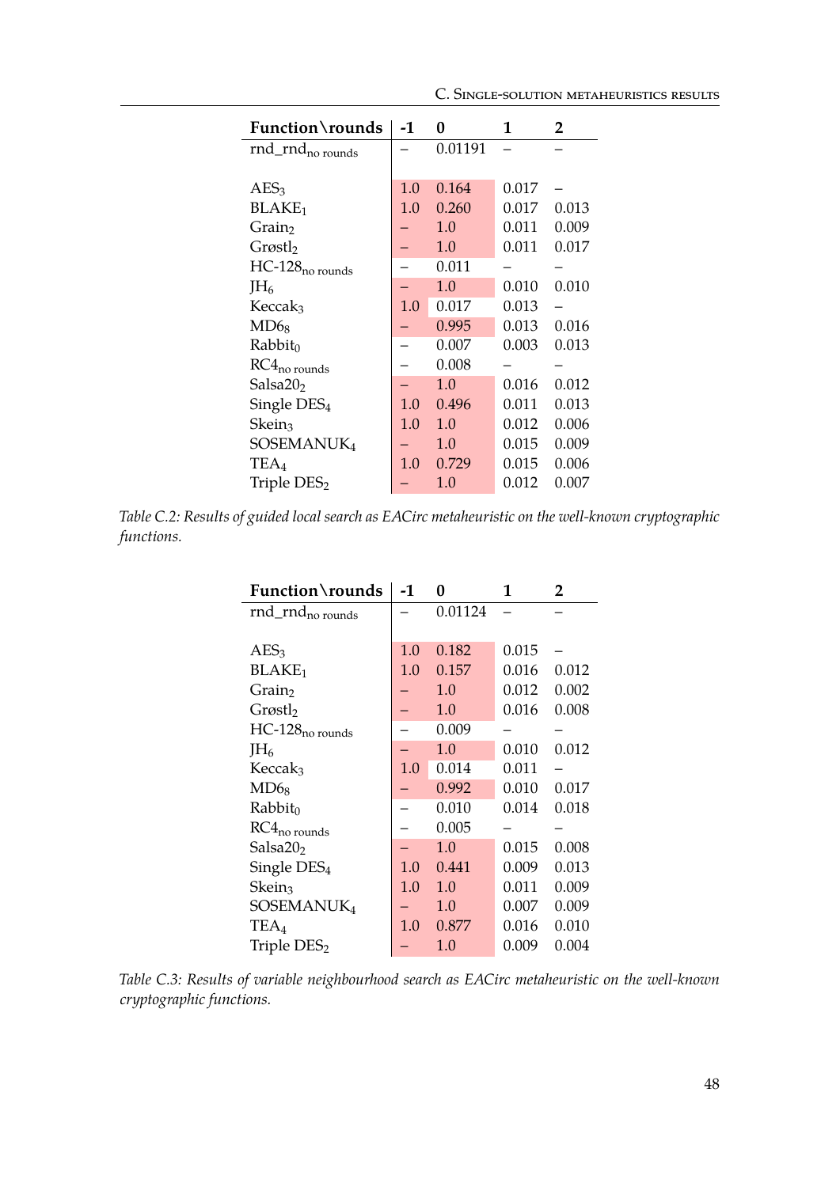| **Function\rounds** | **-1** | **0** | **1** | **2** |
|---|---|---|---|---|
| rnd_rnd$_{\text{no rounds}}$ | – | 0.01191 | – | – |
| | | | | |
| AES$_3$ | 1.0 | 0.164 | 0.017 | – |
| BLAKE$_1$ | 1.0 | 0.260 | 0.017 | 0.013 |
| Grain$_2$ | – | 1.0 | 0.011 | 0.009 |
| Grøstl$_2$ | – | 1.0 | 0.011 | 0.017 |
| HC-128$_{\text{no rounds}}$ | – | 0.011 | – | – |
| JH$_6$ | – | 1.0 | 0.010 | 0.010 |
| Keccak$_3$ | 1.0 | 0.017 | 0.013 | – |
| MD6$_8$ | – | 0.995 | 0.013 | 0.016 |
| Rabbit$_0$ | – | 0.007 | 0.003 | 0.013 |
| RC4$_{\text{no rounds}}$ | – | 0.008 | – | – |
| Salsa20$_2$ | – | 1.0 | 0.016 | 0.012 |
| Single DES$_4$ | 1.0 | 0.496 | 0.011 | 0.013 |
| Skein$_3$ | 1.0 | 1.0 | 0.012 | 0.006 |
| SOSEMANUK$_4$ | – | 1.0 | 0.015 | 0.009 |
| TEA$_4$ | 1.0 | 0.729 | 0.015 | 0.006 |
| Triple DES$_2$ | – | 1.0 | 0.012 | 0.007 |

*Table C.2: Results of guided local search as EACirc metaheuristic on the well-known cryptographic functions.*

| **Function\rounds** | **-1** | **0** | **1** | **2** |
|---|---|---|---|---|
| rnd_rnd$_{\text{no rounds}}$ | – | 0.01124 | – | – |
| | | | | |
| AES$_3$ | 1.0 | 0.182 | 0.015 | – |
| BLAKE$_1$ | 1.0 | 0.157 | 0.016 | 0.012 |
| Grain$_2$ | – | 1.0 | 0.012 | 0.002 |
| Grøstl$_2$ | – | 1.0 | 0.016 | 0.008 |
| HC-128$_{\text{no rounds}}$ | – | 0.009 | – | – |
| JH$_6$ | – | 1.0 | 0.010 | 0.012 |
| Keccak$_3$ | 1.0 | 0.014 | 0.011 | – |
| MD6$_8$ | – | 0.992 | 0.010 | 0.017 |
| Rabbit$_0$ | – | 0.010 | 0.014 | 0.018 |
| RC4$_{\text{no rounds}}$ | – | 0.005 | – | – |
| Salsa20$_2$ | – | 1.0 | 0.015 | 0.008 |
| Single DES$_4$ | 1.0 | 0.441 | 0.009 | 0.013 |
| Skein$_3$ | 1.0 | 1.0 | 0.011 | 0.009 |
| SOSEMANUK$_4$ | – | 1.0 | 0.007 | 0.009 |
| TEA$_4$ | 1.0 | 0.877 | 0.016 | 0.010 |
| Triple DES$_2$ | – | 1.0 | 0.009 | 0.004 |

*Table C.3: Results of variable neighbourhood search as EACirc metaheuristic on the well-known cryptographic functions.*